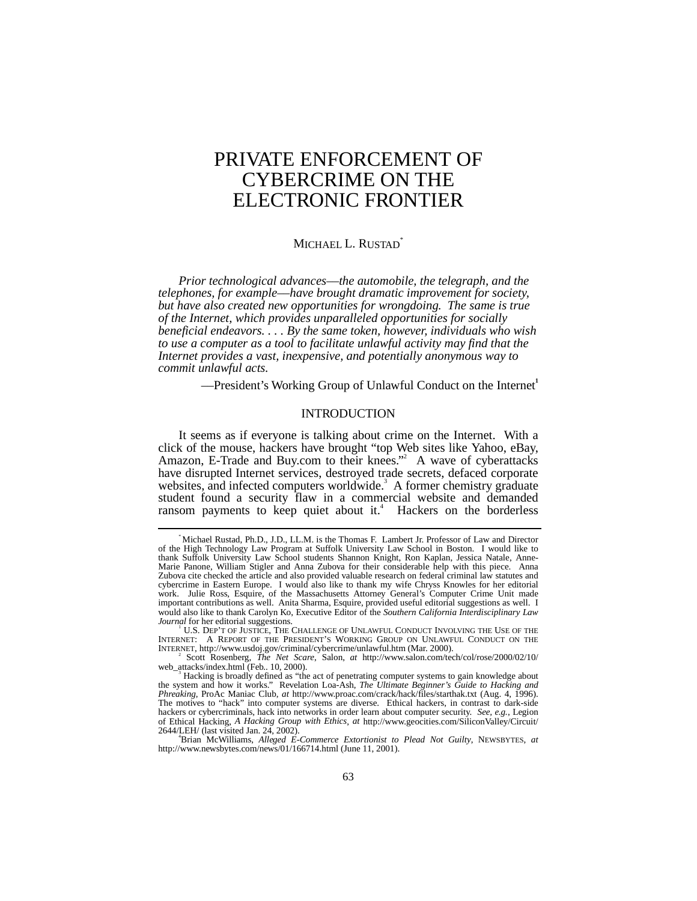# PRIVATE ENFORCEMENT OF CYBERCRIME ON THE ELECTRONIC FRONTIER

MICHAEL L. RUSTAD[*]

*Prior technological advances—the automobile, the telegraph, and the telephones, for example—have brought dramatic improvement for society, but have also created new opportunities for wrongdoing. The same is true of the Internet, which provides unparalleled opportunities for socially beneficial endeavors. . . . By the same token, however, individuals who wish to use a computer as a tool to facilitate unlawful activity may find that the Internet provides a vast, inexpensive, and potentially anonymous way to commit unlawful acts.*

—President's Working Group of Unlawful Conduct on the Internet[1]

## INTRODUCTION

It seems as if everyone is talking about crime on the Internet. With a click of the mouse, hackers have brought "top Web sites like Yahoo, eBay, Amazon, E-Trade and Buy.com to their knees."[2] A wave of cyberattacks have disrupted Internet services, destroyed trade secrets, defaced corporate websites, and infected computers worldwide.[3] A former chemistry graduate student found a security flaw in a commercial website and demanded ransom payments to keep quiet about it.[4] Hackers on the borderless

---

[*] Michael Rustad, Ph.D., J.D., LL.M. is the Thomas F. Lambert Jr. Professor of Law and Director of the High Technology Law Program at Suffolk University Law School in Boston. I would like to thank Suffolk University Law School students Shannon Knight, Ron Kaplan, Jessica Natale, Anne-Marie Panone, William Stigler and Anna Zubova for their considerable help with this piece. Anna Zubova cite checked the article and also provided valuable research on federal criminal law statutes and cybercrime in Eastern Europe. I would also like to thank my wife Chryss Knowles for her editorial work. Julie Ross, Esquire, of the Massachusetts Attorney General's Computer Crime Unit made important contributions as well. Anita Sharma, Esquire, provided useful editorial suggestions as well. I would also like to thank Carolyn Ko, Executive Editor of the *Southern California Interdisciplinary Law Journal* for her editorial suggestions.

[1] U.S. DEP'T OF JUSTICE, THE CHALLENGE OF UNLAWFUL CONDUCT INVOLVING THE USE OF THE INTERNET: A REPORT OF THE PRESIDENT'S WORKING GROUP ON UNLAWFUL CONDUCT ON THE INTERNET, http://www.usdoj.gov/criminal/cybercrime/unlawful.htm (Mar. 2000).

[2] Scott Rosenberg, *The Net Scare*, Salon, *at* http://www.salon.com/tech/col/rose/2000/02/10/web_attacks/index.html (Feb.. 10, 2000).

[3] Hacking is broadly defined as "the act of penetrating computer systems to gain knowledge about the system and how it works." Revelation Loa-Ash, *The Ultimate Beginner's Guide to Hacking and Phreaking*, ProAc Maniac Club, *at* http://www.proac.com/crack/hack/files/starthak.txt (Aug. 4, 1996). The motives to "hack" into computer systems are diverse. Ethical hackers, in contrast to dark-side hackers or cybercriminals, hack into networks in order learn about computer security. *See, e.g.*, Legion of Ethical Hacking, *A Hacking Group with Ethics*, *at* http://www.geocities.com/SiliconValley/Circuit/2644/LEH/ (last visited Jan. 24, 2002).

[4] Brian McWilliams, *Alleged E-Commerce Extortionist to Plead Not Guilty*, NEWSBYTES, *at* http://www.newsbytes.com/news/01/166714.html (June 11, 2001).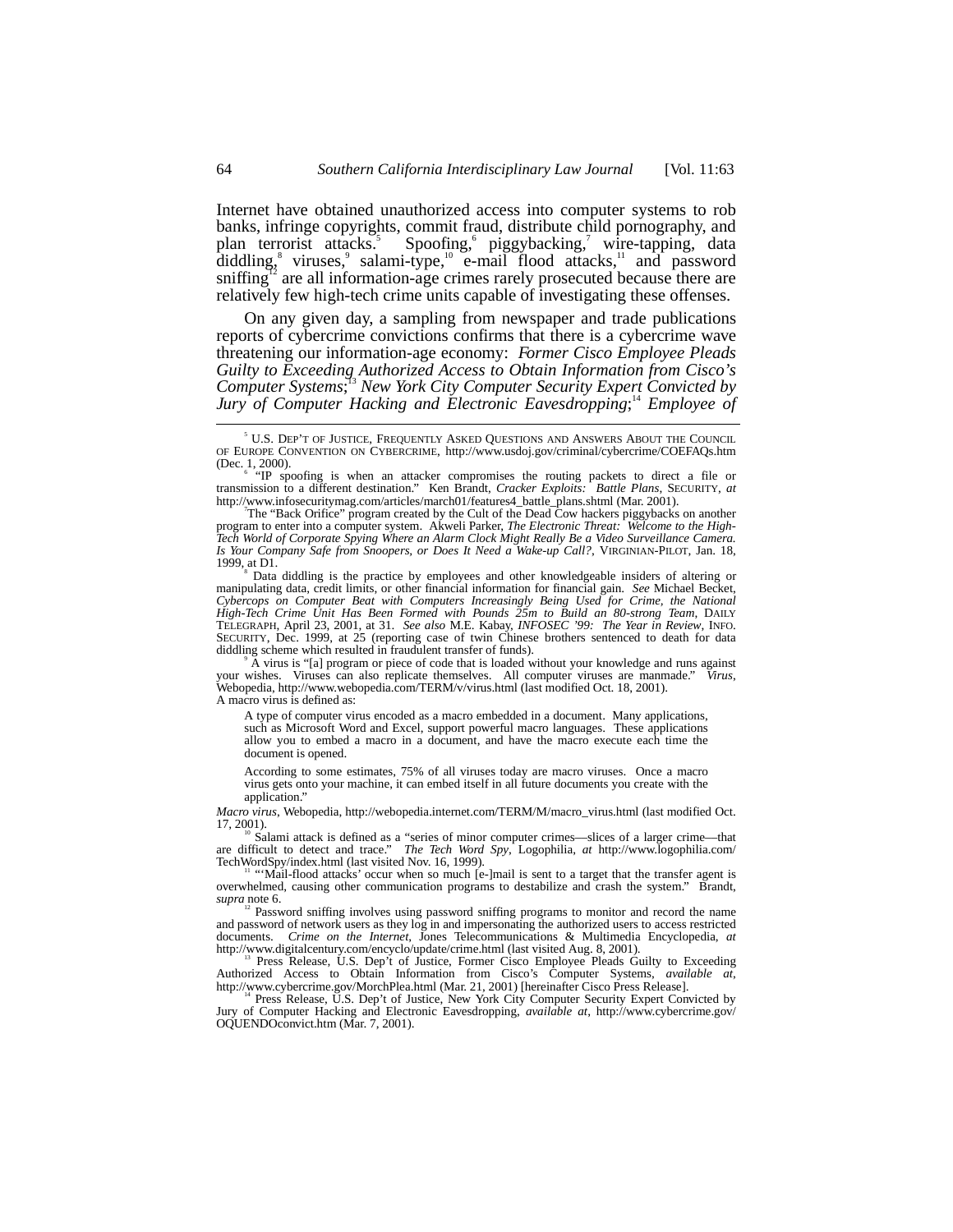Internet have obtained unauthorized access into computer systems to rob banks, infringe copyrights, commit fraud, distribute child pornography, and plan terrorist attacks.[5] Spoofing,[6] piggybacking,[7] wire-tapping, data diddling,[8] viruses,[9] salami-type,[10] e-mail flood attacks,[11] and password sniffing[12] are all information-age crimes rarely prosecuted because there are relatively few high-tech crime units capable of investigating these offenses.

On any given day, a sampling from newspaper and trade publications reports of cybercrime convictions confirms that there is a cybercrime wave threatening our information-age economy: *Former Cisco Employee Pleads Guilty to Exceeding Authorized Access to Obtain Information from Cisco's Computer Systems*;[13] *New York City Computer Security Expert Convicted by Jury of Computer Hacking and Electronic Eavesdropping*;[14] *Employee of*

---

[5] U.S. DEP'T OF JUSTICE, FREQUENTLY ASKED QUESTIONS AND ANSWERS ABOUT THE COUNCIL OF EUROPE CONVENTION ON CYBERCRIME, http://www.usdoj.gov/criminal/cybercrime/COEFAQs.htm (Dec. 1, 2000).

[6] "IP spoofing is when an attacker compromises the routing packets to direct a file or transmission to a different destination." Ken Brandt, *Cracker Exploits: Battle Plans*, SECURITY, *at* http://www.infosecuritymag.com/articles/march01/features4_battle_plans.shtml (Mar. 2001).

[7] The "Back Orifice" program created by the Cult of the Dead Cow hackers piggybacks on another program to enter into a computer system. Akweli Parker, *The Electronic Threat: Welcome to the High-Tech World of Corporate Spying Where an Alarm Clock Might Really Be a Video Surveillance Camera. Is Your Company Safe from Snoopers, or Does It Need a Wake-up Call?*, VIRGINIAN-PILOT, Jan. 18, 1999, at D1.

[8] Data diddling is the practice by employees and other knowledgeable insiders of altering or manipulating data, credit limits, or other financial information for financial gain. *See* Michael Becket, *Cybercops on Computer Beat with Computers Increasingly Being Used for Crime, the National High-Tech Crime Unit Has Been Formed with Pounds 25m to Build an 80-strong Team*, DAILY TELEGRAPH, April 23, 2001, at 31. *See also* M.E. Kabay, *INFOSEC '99: The Year in Review*, INFO. SECURITY, Dec. 1999, at 25 (reporting case of twin Chinese brothers sentenced to death for data diddling scheme which resulted in fraudulent transfer of funds).

[9] A virus is "[a] program or piece of code that is loaded without your knowledge and runs against your wishes. Viruses can also replicate themselves. All computer viruses are manmade." *Virus*, Webopedia, http://www.webopedia.com/TERM/v/virus.html (last modified Oct. 18, 2001).
A macro virus is defined as:

> A type of computer virus encoded as a macro embedded in a document. Many applications, such as Microsoft Word and Excel, support powerful macro languages. These applications allow you to embed a macro in a document, and have the macro execute each time the document is opened.
>
> According to some estimates, 75% of all viruses today are macro viruses. Once a macro virus gets onto your machine, it can embed itself in all future documents you create with the application."

*Macro virus*, Webopedia, http://webopedia.internet.com/TERM/M/macro_virus.html (last modified Oct. 17, 2001).

[10] Salami attack is defined as a "series of minor computer crimes—slices of a larger crime—that are difficult to detect and trace." *The Tech Word Spy*, Logophilia, *at* http://www.logophilia.com/TechWordSpy/index.html (last visited Nov. 16, 1999).

[11] "'Mail-flood attacks' occur when so much [e-]mail is sent to a target that the transfer agent is overwhelmed, causing other communication programs to destabilize and crash the system." Brandt, *supra* note 6.

[12] Password sniffing involves using password sniffing programs to monitor and record the name and password of network users as they log in and impersonating the authorized users to access restricted documents. *Crime on the Internet*, Jones Telecommunications & Multimedia Encyclopedia, *at* http://www.digitalcentury.com/encyclo/update/crime.html (last visited Aug. 8, 2001).

[13] Press Release, U.S. Dep't of Justice, Former Cisco Employee Pleads Guilty to Exceeding Authorized Access to Obtain Information from Cisco's Computer Systems, *available at*, http://www.cybercrime.gov/MorchPlea.html (Mar. 21, 2001) [hereinafter Cisco Press Release].

[14] Press Release, U.S. Dep't of Justice, New York City Computer Security Expert Convicted by Jury of Computer Hacking and Electronic Eavesdropping, *available at*, http://www.cybercrime.gov/OQUENDOconvict.htm (Mar. 7, 2001).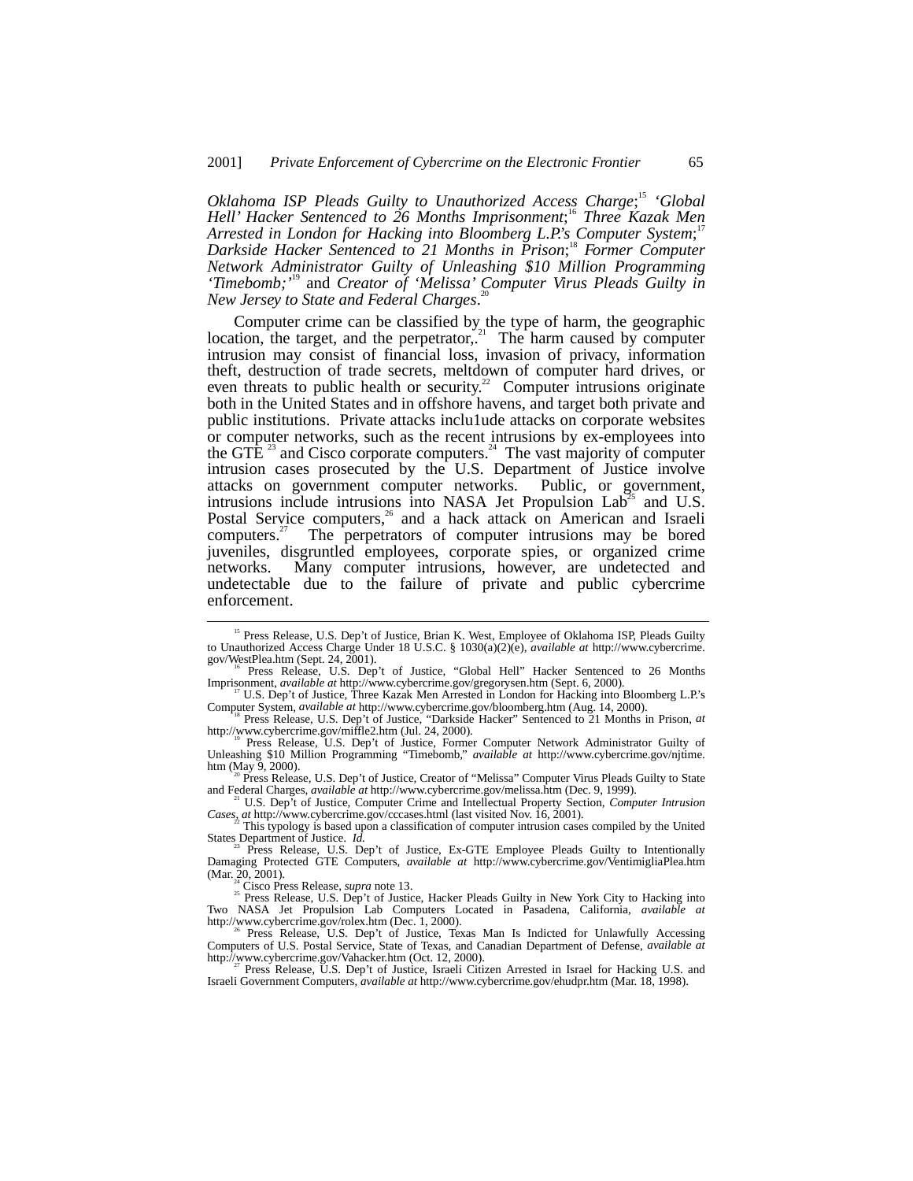*Oklahoma ISP Pleads Guilty to Unauthorized Access Charge*;[15] *'Global Hell' Hacker Sentenced to 26 Months Imprisonment*;[16] *Three Kazak Men Arrested in London for Hacking into Bloomberg L.P.'s Computer System*;[17] *Darkside Hacker Sentenced to 21 Months in Prison*;[18] *Former Computer Network Administrator Guilty of Unleashing $10 Million Programming 'Timebomb;'*[19] and *Creator of 'Melissa' Computer Virus Pleads Guilty in New Jersey to State and Federal Charges*.[20]

Computer crime can be classified by the type of harm, the geographic location, the target, and the perpetrator,.[21] The harm caused by computer intrusion may consist of financial loss, invasion of privacy, information theft, destruction of trade secrets, meltdown of computer hard drives, or even threats to public health or security.[22] Computer intrusions originate both in the United States and in offshore havens, and target both private and public institutions. Private attacks inclu1ude attacks on corporate websites or computer networks, such as the recent intrusions by ex-employees into the GTE [23] and Cisco corporate computers.[24] The vast majority of computer intrusion cases prosecuted by the U.S. Department of Justice involve attacks on government computer networks. Public, or government, intrusions include intrusions into NASA Jet Propulsion Lab[25] and U.S. Postal Service computers,[26] and a hack attack on American and Israeli computers.[27] The perpetrators of computer intrusions may be bored juveniles, disgruntled employees, corporate spies, or organized crime networks. Many computer intrusions, however, are undetected and undetectable due to the failure of private and public cybercrime enforcement.

---

[15] Press Release, U.S. Dep't of Justice, Brian K. West, Employee of Oklahoma ISP, Pleads Guilty to Unauthorized Access Charge Under 18 U.S.C. § 1030(a)(2)(e), *available at* http://www.cybercrime.gov/WestPlea.htm (Sept. 24, 2001).

[16] Press Release, U.S. Dep't of Justice, "Global Hell" Hacker Sentenced to 26 Months Imprisonment, *available at* http://www.cybercrime.gov/gregorysen.htm (Sept. 6, 2000).

[17] U.S. Dep't of Justice, Three Kazak Men Arrested in London for Hacking into Bloomberg L.P.'s Computer System, *available at* http://www.cybercrime.gov/bloomberg.htm (Aug. 14, 2000).

[18] Press Release, U.S. Dep't of Justice, "Darkside Hacker" Sentenced to 21 Months in Prison, *at* http://www.cybercrime.gov/miffle2.htm (Jul. 24, 2000).

[19] Press Release, U.S. Dep't of Justice, Former Computer Network Administrator Guilty of Unleashing $10 Million Programming "Timebomb," *available at* http://www.cybercrime.gov/njtime.htm (May 9, 2000).

[20] Press Release, U.S. Dep't of Justice, Creator of "Melissa" Computer Virus Pleads Guilty to State and Federal Charges, *available at* http://www.cybercrime.gov/melissa.htm (Dec. 9, 1999).

[21] U.S. Dep't of Justice, Computer Crime and Intellectual Property Section, *Computer Intrusion Cases*, *at* http://www.cybercrime.gov/cccases.html (last visited Nov. 16, 2001).

[22] This typology is based upon a classification of computer intrusion cases compiled by the United States Department of Justice. *Id.*

[23] Press Release, U.S. Dep't of Justice, Ex-GTE Employee Pleads Guilty to Intentionally Damaging Protected GTE Computers, *available at* http://www.cybercrime.gov/VentimigliaPlea.htm (Mar. 20, 2001).

[24] Cisco Press Release, *supra* note 13.

[25] Press Release, U.S. Dep't of Justice, Hacker Pleads Guilty in New York City to Hacking into Two NASA Jet Propulsion Lab Computers Located in Pasadena, California, *available at* http://www.cybercrime.gov/rolex.htm (Dec. 1, 2000).

[26] Press Release, U.S. Dep't of Justice, Texas Man Is Indicted for Unlawfully Accessing Computers of U.S. Postal Service, State of Texas, and Canadian Department of Defense, *available at* http://www.cybercrime.gov/Vahacker.htm (Oct. 12, 2000).

[27] Press Release, U.S. Dep't of Justice, Israeli Citizen Arrested in Israel for Hacking U.S. and Israeli Government Computers, *available at* http://www.cybercrime.gov/ehudpr.htm (Mar. 18, 1998).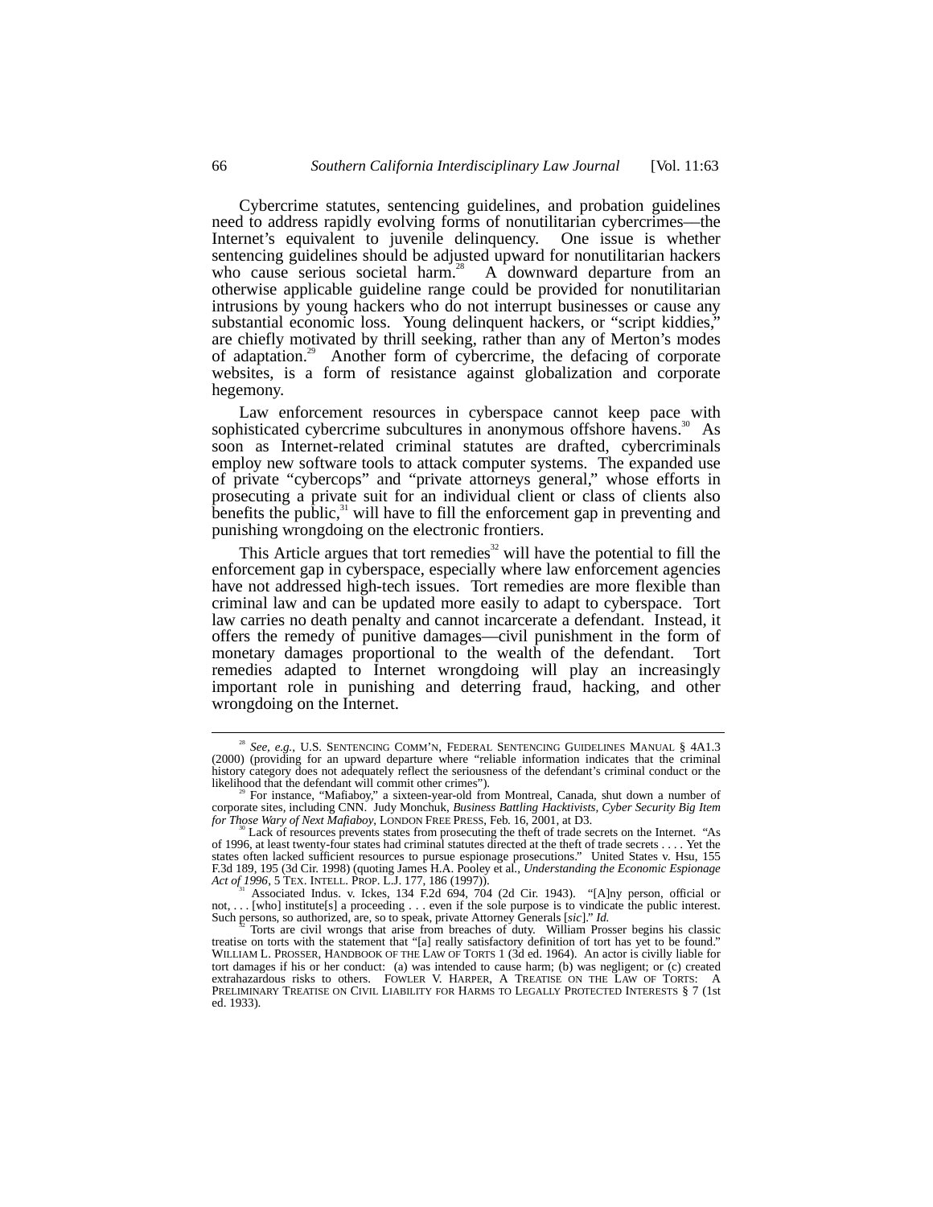Cybercrime statutes, sentencing guidelines, and probation guidelines need to address rapidly evolving forms of nonutilitarian cybercrimes—the Internet's equivalent to juvenile delinquency. One issue is whether sentencing guidelines should be adjusted upward for nonutilitarian hackers who cause serious societal harm.[28] A downward departure from an otherwise applicable guideline range could be provided for nonutilitarian intrusions by young hackers who do not interrupt businesses or cause any substantial economic loss. Young delinquent hackers, or "script kiddies," are chiefly motivated by thrill seeking, rather than any of Merton's modes of adaptation.[29] Another form of cybercrime, the defacing of corporate websites, is a form of resistance against globalization and corporate hegemony.

Law enforcement resources in cyberspace cannot keep pace with sophisticated cybercrime subcultures in anonymous offshore havens.[30] As soon as Internet-related criminal statutes are drafted, cybercriminals employ new software tools to attack computer systems. The expanded use of private "cybercops" and "private attorneys general," whose efforts in prosecuting a private suit for an individual client or class of clients also benefits the public,[31] will have to fill the enforcement gap in preventing and punishing wrongdoing on the electronic frontiers.

This Article argues that tort remedies[32] will have the potential to fill the enforcement gap in cyberspace, especially where law enforcement agencies have not addressed high-tech issues. Tort remedies are more flexible than criminal law and can be updated more easily to adapt to cyberspace. Tort law carries no death penalty and cannot incarcerate a defendant. Instead, it offers the remedy of punitive damages—civil punishment in the form of monetary damages proportional to the wealth of the defendant. Tort remedies adapted to Internet wrongdoing will play an increasingly important role in punishing and deterring fraud, hacking, and other wrongdoing on the Internet.

---

[28] *See, e.g.*, U.S. SENTENCING COMM'N, FEDERAL SENTENCING GUIDELINES MANUAL § 4A1.3 (2000) (providing for an upward departure where "reliable information indicates that the criminal history category does not adequately reflect the seriousness of the defendant's criminal conduct or the likelihood that the defendant will commit other crimes").

[29] For instance, "Mafiaboy," a sixteen-year-old from Montreal, Canada, shut down a number of corporate sites, including CNN. Judy Monchuk, *Business Battling Hacktivists, Cyber Security Big Item for Those Wary of Next Mafiaboy*, LONDON FREE PRESS, Feb. 16, 2001, at D3.

[30] Lack of resources prevents states from prosecuting the theft of trade secrets on the Internet. "As of 1996, at least twenty-four states had criminal statutes directed at the theft of trade secrets . . . . Yet the states often lacked sufficient resources to pursue espionage prosecutions." United States v. Hsu, 155 F.3d 189, 195 (3d Cir. 1998) (quoting James H.A. Pooley et al., *Understanding the Economic Espionage Act of 1996*, 5 TEX. INTELL. PROP. L.J. 177, 186 (1997)).

[31] Associated Indus. v. Ickes, 134 F.2d 694, 704 (2d Cir. 1943). "[A]ny person, official or not, . . . [who] institute[s] a proceeding . . . even if the sole purpose is to vindicate the public interest. Such persons, so authorized, are, so to speak, private Attorney Generals [*sic*]." *Id.*

[32] Torts are civil wrongs that arise from breaches of duty. William Prosser begins his classic treatise on torts with the statement that "[a] really satisfactory definition of tort has yet to be found." WILLIAM L. PROSSER, HANDBOOK OF THE LAW OF TORTS 1 (3d ed. 1964). An actor is civilly liable for tort damages if his or her conduct: (a) was intended to cause harm; (b) was negligent; or (c) created extrahazardous risks to others. FOWLER V. HARPER, A TREATISE ON THE LAW OF TORTS: A PRELIMINARY TREATISE ON CIVIL LIABILITY FOR HARMS TO LEGALLY PROTECTED INTERESTS § 7 (1st ed. 1933).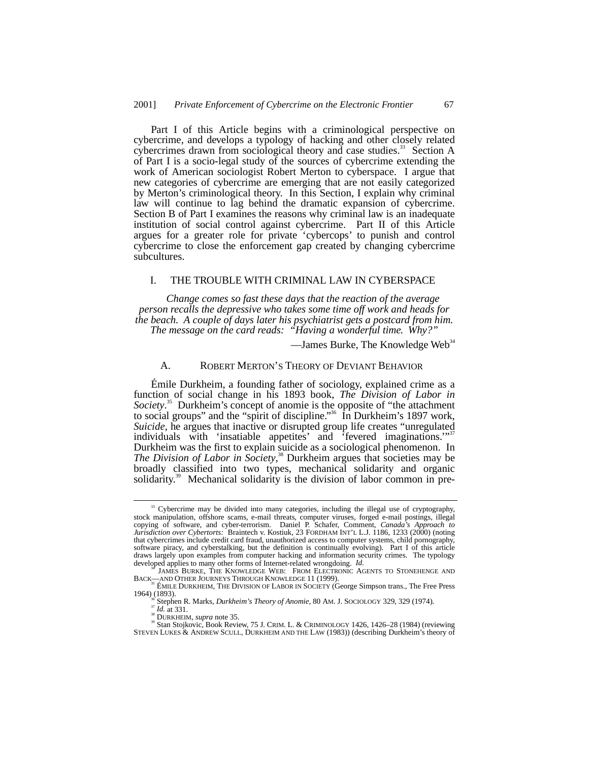Part I of this Article begins with a criminological perspective on cybercrime, and develops a typology of hacking and other closely related cybercrimes drawn from sociological theory and case studies.[33] Section A of Part I is a socio-legal study of the sources of cybercrime extending the work of American sociologist Robert Merton to cyberspace. I argue that new categories of cybercrime are emerging that are not easily categorized by Merton's criminological theory. In this Section, I explain why criminal law will continue to lag behind the dramatic expansion of cybercrime. Section B of Part I examines the reasons why criminal law is an inadequate institution of social control against cybercrime. Part II of this Article argues for a greater role for private 'cybercops' to punish and control cybercrime to close the enforcement gap created by changing cybercrime subcultures.

# I. THE TROUBLE WITH CRIMINAL LAW IN CYBERSPACE

*Change comes so fast these days that the reaction of the average person recalls the depressive who takes some time off work and heads for the beach. A couple of days later his psychiatrist gets a postcard from him. The message on the card reads: "Having a wonderful time. Why?"*

—James Burke, The Knowledge Web[34]

## A. ROBERT MERTON'S THEORY OF DEVIANT BEHAVIOR

Émile Durkheim, a founding father of sociology, explained crime as a function of social change in his 1893 book, *The Division of Labor in Society*.[35] Durkheim's concept of anomie is the opposite of "the attachment to social groups" and the "spirit of discipline."[36] In Durkheim's 1897 work, *Suicide*, he argues that inactive or disrupted group life creates "unregulated individuals with 'insatiable appetites' and 'fevered imaginations.'"[37] Durkheim was the first to explain suicide as a sociological phenomenon. In *The Division of Labor in Society*,[38] Durkheim argues that societies may be broadly classified into two types, mechanical solidarity and organic solidarity.[39] Mechanical solidarity is the division of labor common in pre-

---

[33] Cybercrime may be divided into many categories, including the illegal use of cryptography, stock manipulation, offshore scams, e-mail threats, computer viruses, forged e-mail postings, illegal copying of software, and cyber-terrorism. Daniel P. Schafer, Comment, *Canada's Approach to Jurisdiction over Cybertorts:* Braintech v. Kostiuk, 23 FORDHAM INT'L L.J. 1186, 1233 (2000) (noting that cybercrimes include credit card fraud, unauthorized access to computer systems, child pornography, software piracy, and cyberstalking, but the definition is continually evolving). Part I of this article draws largely upon examples from computer hacking and information security crimes. The typology developed applies to many other forms of Internet-related wrongdoing. *Id.*

[34] JAMES BURKE, THE KNOWLEDGE WEB: FROM ELECTRONIC AGENTS TO STONEHENGE AND BACK—AND OTHER JOURNEYS THROUGH KNOWLEDGE 11 (1999).

[35] ÉMILE DURKHEIM, THE DIVISION OF LABOR IN SOCIETY (George Simpson trans., The Free Press 1964) (1893).

[36] Stephen R. Marks, *Durkheim's Theory of Anomie*, 80 AM. J. SOCIOLOGY 329, 329 (1974).

[37] *Id.* at 331.

[38] DURKHEIM, *supra* note 35.

[39] Stan Stojkovic, Book Review, 75 J. CRIM. L. & CRIMINOLOGY 1426, 1426–28 (1984) (reviewing STEVEN LUKES & ANDREW SCULL, DURKHEIM AND THE LAW (1983)) (describing Durkheim's theory of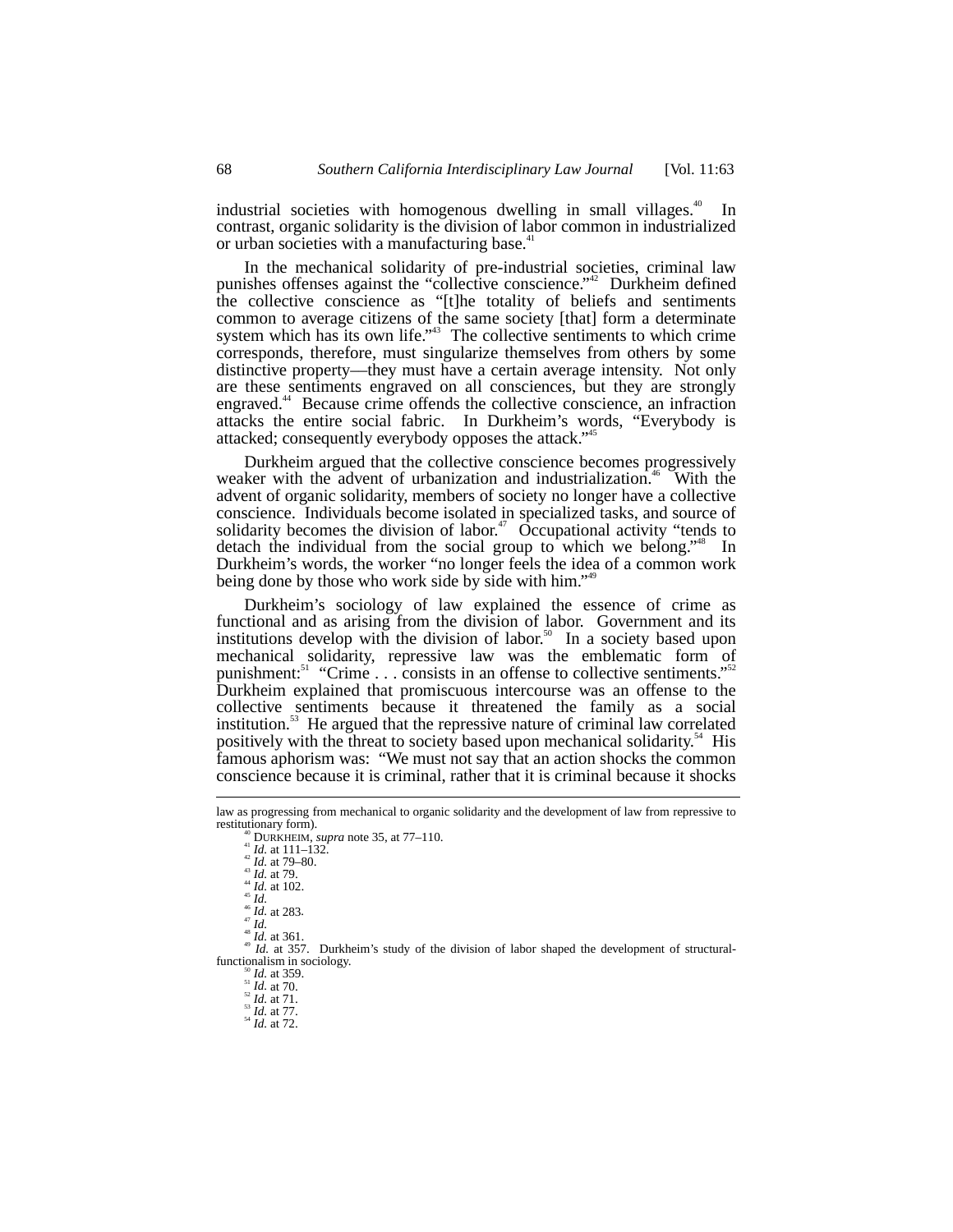industrial societies with homogenous dwelling in small villages.[40] In contrast, organic solidarity is the division of labor common in industrialized or urban societies with a manufacturing base.[41]

In the mechanical solidarity of pre-industrial societies, criminal law punishes offenses against the "collective conscience."[42] Durkheim defined the collective conscience as "[t]he totality of beliefs and sentiments common to average citizens of the same society [that] form a determinate system which has its own life."[43] The collective sentiments to which crime corresponds, therefore, must singularize themselves from others by some distinctive property—they must have a certain average intensity. Not only are these sentiments engraved on all consciences, but they are strongly engraved.[44] Because crime offends the collective conscience, an infraction attacks the entire social fabric. In Durkheim's words, "Everybody is attacked; consequently everybody opposes the attack."[45]

Durkheim argued that the collective conscience becomes progressively weaker with the advent of urbanization and industrialization.[46] With the advent of organic solidarity, members of society no longer have a collective conscience. Individuals become isolated in specialized tasks, and source of solidarity becomes the division of labor.[47] Occupational activity "tends to detach the individual from the social group to which we belong."[48] In Durkheim's words, the worker "no longer feels the idea of a common work being done by those who work side by side with him."[49]

Durkheim's sociology of law explained the essence of crime as functional and as arising from the division of labor. Government and its institutions develop with the division of labor.[50] In a society based upon mechanical solidarity, repressive law was the emblematic form of punishment:[51] "Crime . . . consists in an offense to collective sentiments."[52] Durkheim explained that promiscuous intercourse was an offense to the collective sentiments because it threatened the family as a social institution.[53] He argued that the repressive nature of criminal law correlated positively with the threat to society based upon mechanical solidarity.[54] His famous aphorism was: "We must not say that an action shocks the common conscience because it is criminal, rather that it is criminal because it shocks

---

law as progressing from mechanical to organic solidarity and the development of law from repressive to restitutionary form).

[40] DURKHEIM, *supra* note 35, at 77–110.
[41] *Id.* at 111–132.
[42] *Id.* at 79–80.
[43] *Id.* at 79.
[44] *Id.* at 102.
[45] *Id.*
[46] *Id.* at 283.
[47] *Id.*
[48] *Id.* at 361.
[49] *Id.* at 357. Durkheim's study of the division of labor shaped the development of structural-functionalism in sociology.
[50] *Id.* at 359.
[51] *Id.* at 70.
[52] *Id.* at 71.
[53] *Id.* at 77.
[54] *Id.* at 72.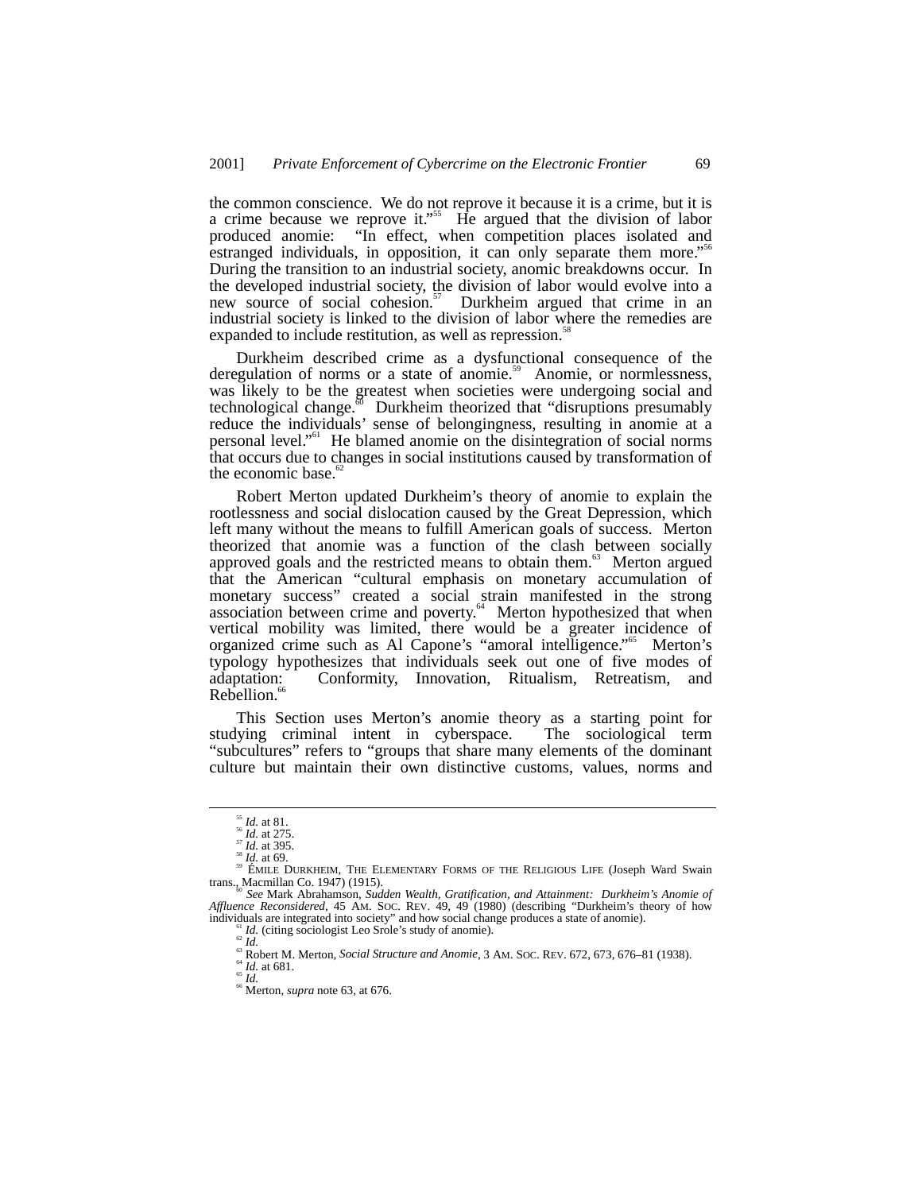the common conscience. We do not reprove it because it is a crime, but it is a crime because we reprove it."[55] He argued that the division of labor produced anomie: "In effect, when competition places isolated and estranged individuals, in opposition, it can only separate them more."[56] During the transition to an industrial society, anomic breakdowns occur. In the developed industrial society, the division of labor would evolve into a new source of social cohesion.[57] Durkheim argued that crime in an industrial society is linked to the division of labor where the remedies are expanded to include restitution, as well as repression.[58]

Durkheim described crime as a dysfunctional consequence of the deregulation of norms or a state of anomie.[59] Anomie, or normlessness, was likely to be the greatest when societies were undergoing social and technological change.[60] Durkheim theorized that "disruptions presumably reduce the individuals' sense of belongingness, resulting in anomie at a personal level."[61] He blamed anomie on the disintegration of social norms that occurs due to changes in social institutions caused by transformation of the economic base.[62]

Robert Merton updated Durkheim's theory of anomie to explain the rootlessness and social dislocation caused by the Great Depression, which left many without the means to fulfill American goals of success. Merton theorized that anomie was a function of the clash between socially approved goals and the restricted means to obtain them.[63] Merton argued that the American "cultural emphasis on monetary accumulation of monetary success" created a social strain manifested in the strong association between crime and poverty.[64] Merton hypothesized that when vertical mobility was limited, there would be a greater incidence of organized crime such as Al Capone's "amoral intelligence."[65] Merton's typology hypothesizes that individuals seek out one of five modes of adaptation: Conformity, Innovation, Ritualism, Retreatism, and Rebellion.[66]

This Section uses Merton's anomie theory as a starting point for studying criminal intent in cyberspace. The sociological term "subcultures" refers to "groups that share many elements of the dominant culture but maintain their own distinctive customs, values, norms and

---

[55] *Id.* at 81.
[56] *Id.* at 275.
[57] *Id.* at 395.
[58] *Id.* at 69.
[59] ÉMILE DURKHEIM, THE ELEMENTARY FORMS OF THE RELIGIOUS LIFE (Joseph Ward Swain trans., Macmillan Co. 1947) (1915).
[60] *See* Mark Abrahamson, *Sudden Wealth, Gratification, and Attainment: Durkheim's Anomie of Affluence Reconsidered*, 45 AM. SOC. REV. 49, 49 (1980) (describing "Durkheim's theory of how individuals are integrated into society" and how social change produces a state of anomie).
[61] *Id.* (citing sociologist Leo Srole's study of anomie).
[62] *Id.*
[63] Robert M. Merton, *Social Structure and Anomie*, 3 AM. SOC. REV. 672, 673, 676–81 (1938).
[64] *Id.* at 681.
[65] *Id.*
[66] Merton, *supra* note 63, at 676.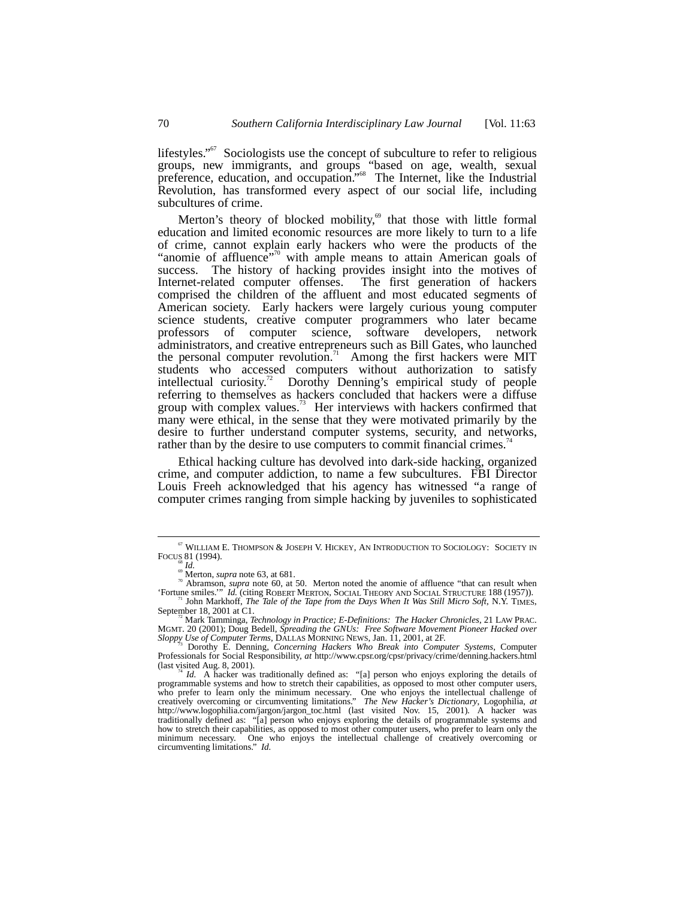lifestyles."[67] Sociologists use the concept of subculture to refer to religious groups, new immigrants, and groups "based on age, wealth, sexual preference, education, and occupation."[68] The Internet, like the Industrial Revolution, has transformed every aspect of our social life, including subcultures of crime.

Merton's theory of blocked mobility,[69] that those with little formal education and limited economic resources are more likely to turn to a life of crime, cannot explain early hackers who were the products of the "anomie of affluence"[70] with ample means to attain American goals of success. The history of hacking provides insight into the motives of Internet-related computer offenses. The first generation of hackers comprised the children of the affluent and most educated segments of American society. Early hackers were largely curious young computer science students, creative computer programmers who later became professors of computer science, software developers, network administrators, and creative entrepreneurs such as Bill Gates, who launched the personal computer revolution.[71] Among the first hackers were MIT students who accessed computers without authorization to satisfy intellectual curiosity.[72] Dorothy Denning's empirical study of people referring to themselves as hackers concluded that hackers were a diffuse group with complex values.[73] Her interviews with hackers confirmed that many were ethical, in the sense that they were motivated primarily by the desire to further understand computer systems, security, and networks, rather than by the desire to use computers to commit financial crimes.[74]

Ethical hacking culture has devolved into dark-side hacking, organized crime, and computer addiction, to name a few subcultures. FBI Director Louis Freeh acknowledged that his agency has witnessed "a range of computer crimes ranging from simple hacking by juveniles to sophisticated

---

[67] WILLIAM E. THOMPSON & JOSEPH V. HICKEY, AN INTRODUCTION TO SOCIOLOGY: SOCIETY IN FOCUS 81 (1994).

[68] *Id.*

[69] Merton, *supra* note 63, at 681.

[70] Abramson, *supra* note 60, at 50. Merton noted the anomie of affluence "that can result when 'Fortune smiles.'" *Id.* (citing ROBERT MERTON, SOCIAL THEORY AND SOCIAL STRUCTURE 188 (1957)).

[71] John Markhoff, *The Tale of the Tape from the Days When It Was Still Micro Soft*, N.Y. TIMES, September 18, 2001 at C1.

[72] Mark Tamminga, *Technology in Practice; E-Definitions: The Hacker Chronicles*, 21 LAW PRAC. MGMT. 20 (2001); Doug Bedell, *Spreading the GNUs: Free Software Movement Pioneer Hacked over Sloppy Use of Computer Terms*, DALLAS MORNING NEWS, Jan. 11, 2001, at 2F.

[73] Dorothy E. Denning, *Concerning Hackers Who Break into Computer Systems*, Computer Professionals for Social Responsibility, *at* http://www.cpsr.org/cpsr/privacy/crime/denning.hackers.html (last visited Aug. 8, 2001).

[74] *Id.* A hacker was traditionally defined as: "[a] person who enjoys exploring the details of programmable systems and how to stretch their capabilities, as opposed to most other computer users, who prefer to learn only the minimum necessary. One who enjoys the intellectual challenge of creatively overcoming or circumventing limitations." *The New Hacker's Dictionary*, Logophilia, *at* http://www.logophilia.com/jargon/jargon_toc.html (last visited Nov. 15, 2001). A hacker was traditionally defined as: "[a] person who enjoys exploring the details of programmable systems and how to stretch their capabilities, as opposed to most other computer users, who prefer to learn only the minimum necessary. One who enjoys the intellectual challenge of creatively overcoming or circumventing limitations." *Id.*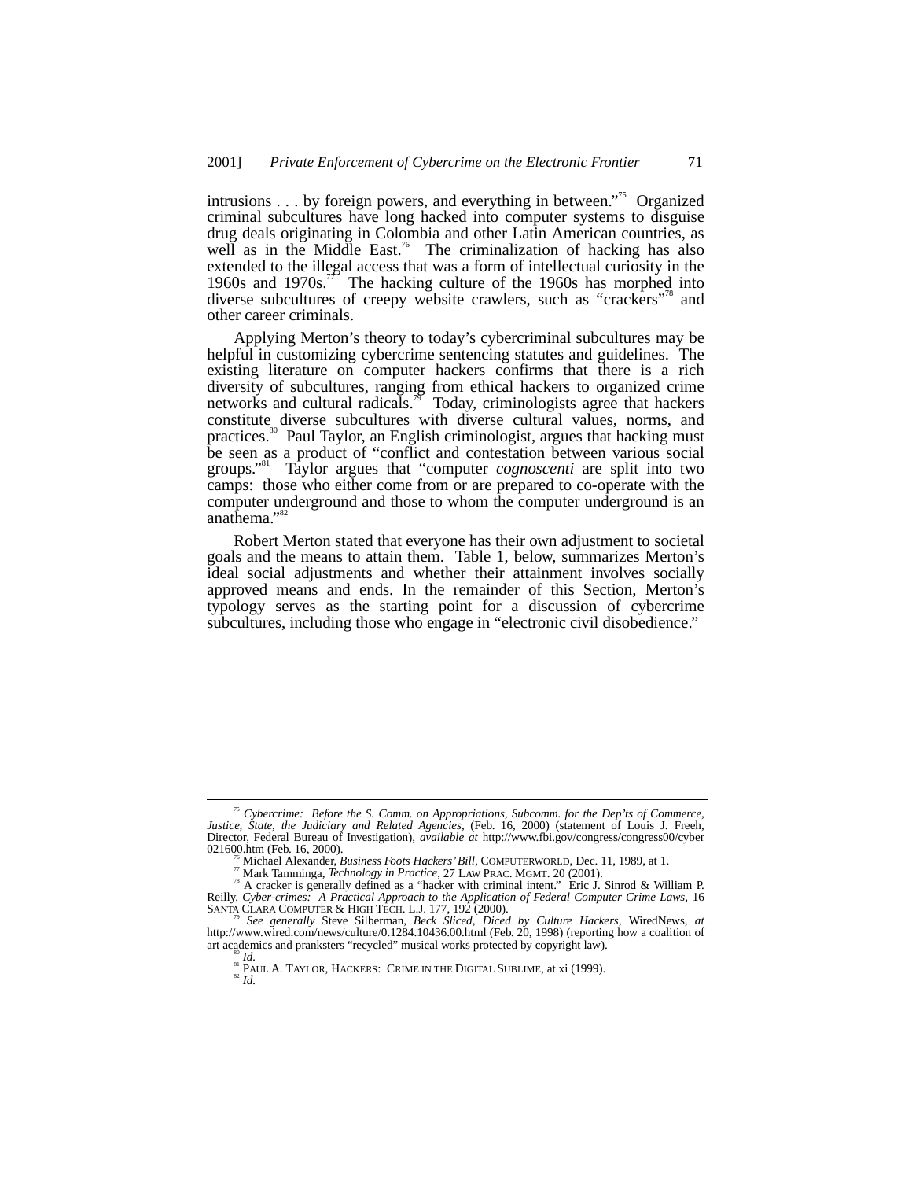intrusions . . . by foreign powers, and everything in between."[75] Organized criminal subcultures have long hacked into computer systems to disguise drug deals originating in Colombia and other Latin American countries, as well as in the Middle East.[76] The criminalization of hacking has also extended to the illegal access that was a form of intellectual curiosity in the 1960s and 1970s.[77] The hacking culture of the 1960s has morphed into diverse subcultures of creepy website crawlers, such as "crackers"[78] and other career criminals.

Applying Merton's theory to today's cybercriminal subcultures may be helpful in customizing cybercrime sentencing statutes and guidelines. The existing literature on computer hackers confirms that there is a rich diversity of subcultures, ranging from ethical hackers to organized crime networks and cultural radicals.[79] Today, criminologists agree that hackers constitute diverse subcultures with diverse cultural values, norms, and practices.[80] Paul Taylor, an English criminologist, argues that hacking must be seen as a product of "conflict and contestation between various social groups."[81] Taylor argues that "computer *cognoscenti* are split into two camps: those who either come from or are prepared to co-operate with the computer underground and those to whom the computer underground is an anathema."[82]

Robert Merton stated that everyone has their own adjustment to societal goals and the means to attain them. Table 1, below, summarizes Merton's ideal social adjustments and whether their attainment involves socially approved means and ends. In the remainder of this Section, Merton's typology serves as the starting point for a discussion of cybercrime subcultures, including those who engage in "electronic civil disobedience."

---

[75] *Cybercrime: Before the S. Comm. on Appropriations, Subcomm. for the Dep'ts of Commerce, Justice, State, the Judiciary and Related Agencies*, (Feb. 16, 2000) (statement of Louis J. Freeh, Director, Federal Bureau of Investigation), *available at* http://www.fbi.gov/congress/congress00/cyber021600.htm (Feb. 16, 2000).

[76] Michael Alexander, *Business Foots Hackers' Bill*, COMPUTERWORLD, Dec. 11, 1989, at 1.

[77] Mark Tamminga, *Technology in Practice*, 27 LAW PRAC. MGMT. 20 (2001).

[78] A cracker is generally defined as a "hacker with criminal intent." Eric J. Sinrod & William P. Reilly, *Cyber-crimes: A Practical Approach to the Application of Federal Computer Crime Laws*, 16 SANTA CLARA COMPUTER & HIGH TECH. L.J. 177, 192 (2000).

[79] *See generally* Steve Silberman, *Beck Sliced, Diced by Culture Hackers*, WiredNews, *at* http://www.wired.com/news/culture/0.1284.10436.00.html (Feb. 20, 1998) (reporting how a coalition of art academics and pranksters "recycled" musical works protected by copyright law).

[80] *Id.*

[81] PAUL A. TAYLOR, HACKERS: CRIME IN THE DIGITAL SUBLIME, at xi (1999).

[82] *Id.*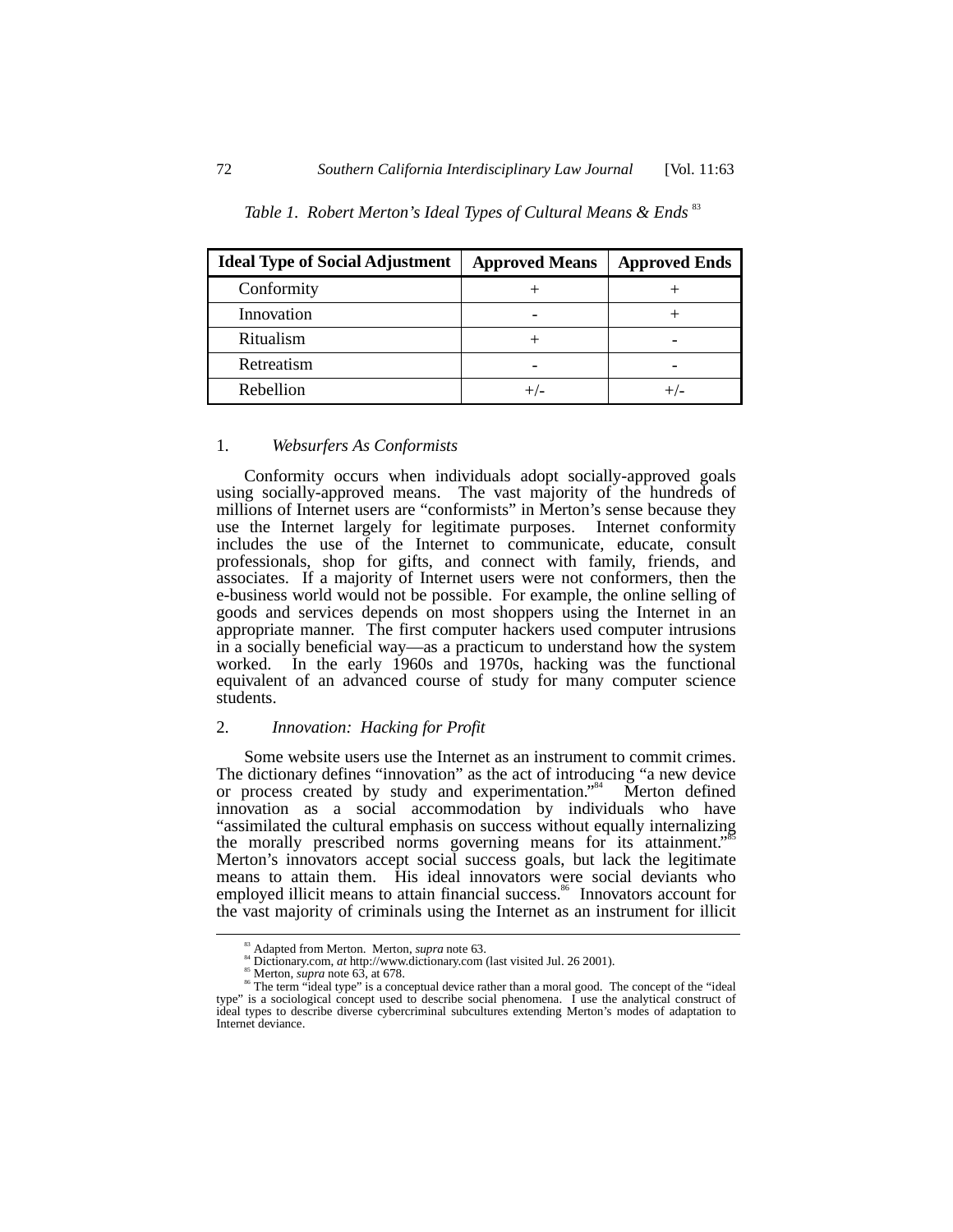*Table 1. Robert Merton's Ideal Types of Cultural Means & Ends*[83]

| Ideal Type of Social Adjustment | Approved Means | Approved Ends |
|---|---|---|
| Conformity | + | + |
| Innovation | - | + |
| Ritualism | + | - |
| Retreatism | - | - |
| Rebellion | +/- | +/- |

### 1. *Websurfers As Conformists*

Conformity occurs when individuals adopt socially-approved goals using socially-approved means. The vast majority of the hundreds of millions of Internet users are "conformists" in Merton's sense because they use the Internet largely for legitimate purposes. Internet conformity includes the use of the Internet to communicate, educate, consult professionals, shop for gifts, and connect with family, friends, and associates. If a majority of Internet users were not conformers, then the e-business world would not be possible. For example, the online selling of goods and services depends on most shoppers using the Internet in an appropriate manner. The first computer hackers used computer intrusions in a socially beneficial way—as a practicum to understand how the system worked. In the early 1960s and 1970s, hacking was the functional equivalent of an advanced course of study for many computer science students.

### 2. *Innovation: Hacking for Profit*

Some website users use the Internet as an instrument to commit crimes. The dictionary defines "innovation" as the act of introducing "a new device or process created by study and experimentation."[84] Merton defined innovation as a social accommodation by individuals who have "assimilated the cultural emphasis on success without equally internalizing the morally prescribed norms governing means for its attainment."[85] Merton's innovators accept social success goals, but lack the legitimate means to attain them. His ideal innovators were social deviants who employed illicit means to attain financial success.[86] Innovators account for the vast majority of criminals using the Internet as an instrument for illicit

---

[83] Adapted from Merton. Merton, *supra* note 63.

[84] Dictionary.com, *at* http://www.dictionary.com (last visited Jul. 26 2001).

[85] Merton, *supra* note 63, at 678.

[86] The term "ideal type" is a conceptual device rather than a moral good. The concept of the "ideal type" is a sociological concept used to describe social phenomena. I use the analytical construct of ideal types to describe diverse cybercriminal subcultures extending Merton's modes of adaptation to Internet deviance.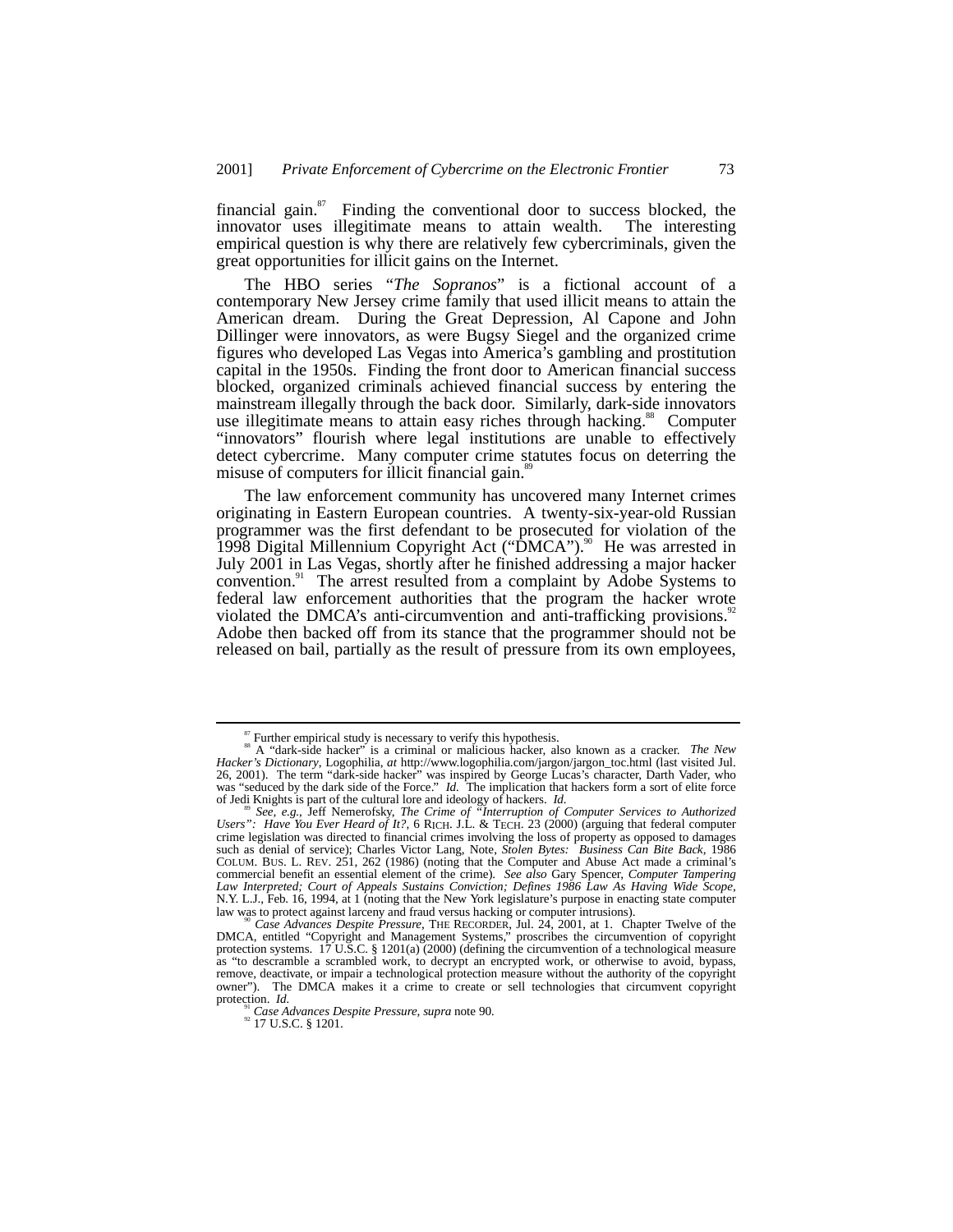financial gain.[87] Finding the conventional door to success blocked, the innovator uses illegitimate means to attain wealth. The interesting empirical question is why there are relatively few cybercriminals, given the great opportunities for illicit gains on the Internet.

The HBO series "*The Sopranos*" is a fictional account of a contemporary New Jersey crime family that used illicit means to attain the American dream. During the Great Depression, Al Capone and John Dillinger were innovators, as were Bugsy Siegel and the organized crime figures who developed Las Vegas into America's gambling and prostitution capital in the 1950s. Finding the front door to American financial success blocked, organized criminals achieved financial success by entering the mainstream illegally through the back door. Similarly, dark-side innovators use illegitimate means to attain easy riches through hacking.[88] Computer "innovators" flourish where legal institutions are unable to effectively detect cybercrime. Many computer crime statutes focus on deterring the misuse of computers for illicit financial gain.[89]

The law enforcement community has uncovered many Internet crimes originating in Eastern European countries. A twenty-six-year-old Russian programmer was the first defendant to be prosecuted for violation of the 1998 Digital Millennium Copyright Act ("DMCA").[90] He was arrested in July 2001 in Las Vegas, shortly after he finished addressing a major hacker convention.[91] The arrest resulted from a complaint by Adobe Systems to federal law enforcement authorities that the program the hacker wrote violated the DMCA's anti-circumvention and anti-trafficking provisions.[92] Adobe then backed off from its stance that the programmer should not be released on bail, partially as the result of pressure from its own employees,

---

[87] Further empirical study is necessary to verify this hypothesis.

[88] A "dark-side hacker" is a criminal or malicious hacker, also known as a cracker. *The New Hacker's Dictionary*, Logophilia, *at* http://www.logophilia.com/jargon/jargon_toc.html (last visited Jul. 26, 2001). The term "dark-side hacker" was inspired by George Lucas's character, Darth Vader, who was "seduced by the dark side of the Force." *Id.* The implication that hackers form a sort of elite force of Jedi Knights is part of the cultural lore and ideology of hackers. *Id.*

[89] *See, e.g.*, Jeff Nemerofsky, *The Crime of "Interruption of Computer Services to Authorized Users": Have You Ever Heard of It?*, 6 RICH. J.L. & TECH. 23 (2000) (arguing that federal computer crime legislation was directed to financial crimes involving the loss of property as opposed to damages such as denial of service); Charles Victor Lang, Note, *Stolen Bytes: Business Can Bite Back*, 1986 COLUM. BUS. L. REV. 251, 262 (1986) (noting that the Computer and Abuse Act made a criminal's commercial benefit an essential element of the crime). *See also* Gary Spencer, *Computer Tampering Law Interpreted; Court of Appeals Sustains Conviction; Defines 1986 Law As Having Wide Scope*, N.Y. L.J., Feb. 16, 1994, at 1 (noting that the New York legislature's purpose in enacting state computer law was to protect against larceny and fraud versus hacking or computer intrusions).

[90] *Case Advances Despite Pressure*, THE RECORDER, Jul. 24, 2001, at 1. Chapter Twelve of the DMCA, entitled "Copyright and Management Systems," proscribes the circumvention of copyright protection systems. 17 U.S.C. § 1201(a) (2000) (defining the circumvention of a technological measure as "to descramble a scrambled work, to decrypt an encrypted work, or otherwise to avoid, bypass, remove, deactivate, or impair a technological protection measure without the authority of the copyright owner"). The DMCA makes it a crime to create or sell technologies that circumvent copyright protection. *Id.*

[91] *Case Advances Despite Pressure*, *supra* note 90.

[92] 17 U.S.C. § 1201.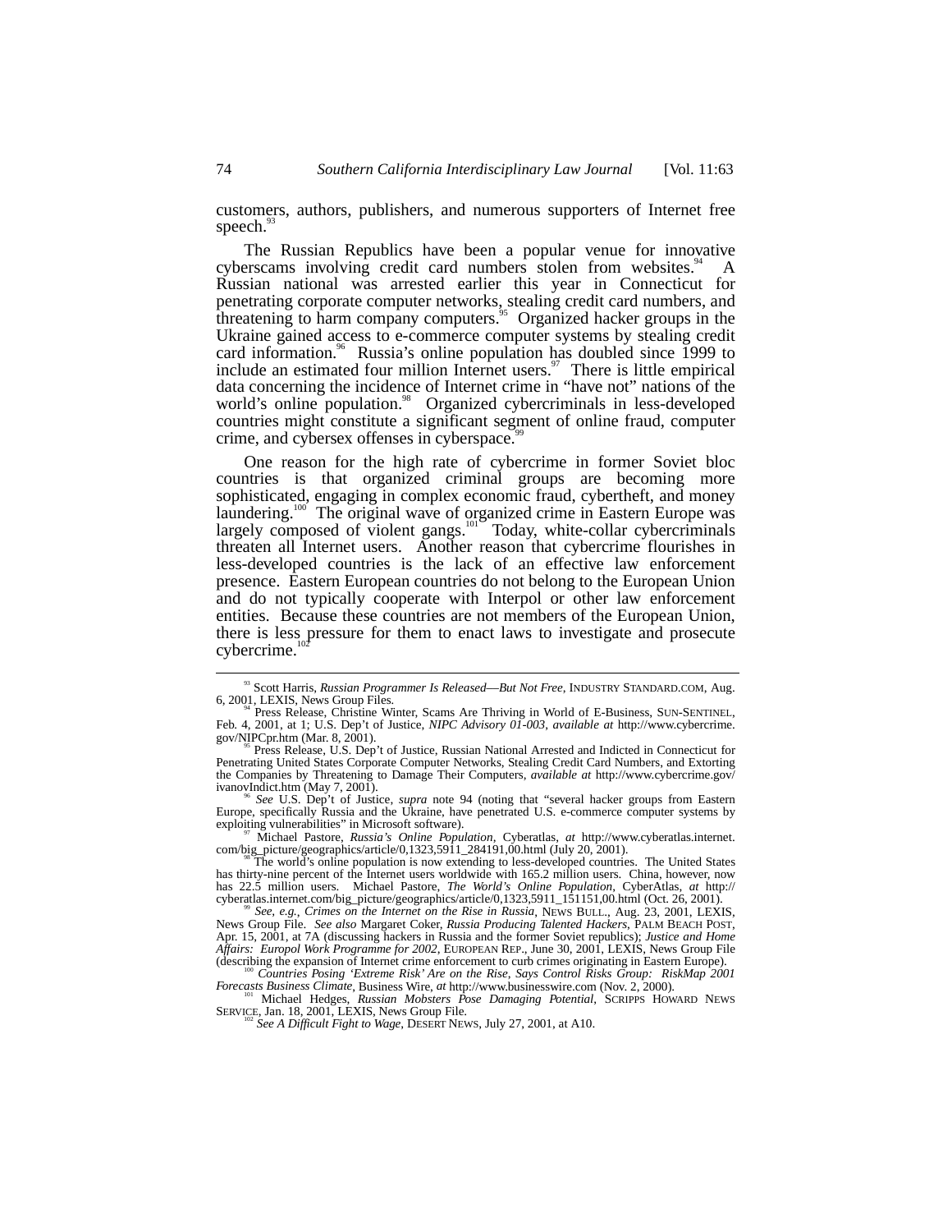customers, authors, publishers, and numerous supporters of Internet free speech.[93]

The Russian Republics have been a popular venue for innovative cyberscams involving credit card numbers stolen from websites.[94] A Russian national was arrested earlier this year in Connecticut for penetrating corporate computer networks, stealing credit card numbers, and threatening to harm company computers.[95] Organized hacker groups in the Ukraine gained access to e-commerce computer systems by stealing credit card information.[96] Russia's online population has doubled since 1999 to include an estimated four million Internet users.[97] There is little empirical data concerning the incidence of Internet crime in "have not" nations of the world's online population.[98] Organized cybercriminals in less-developed countries might constitute a significant segment of online fraud, computer crime, and cybersex offenses in cyberspace.[99]

One reason for the high rate of cybercrime in former Soviet bloc countries is that organized criminal groups are becoming more sophisticated, engaging in complex economic fraud, cybertheft, and money laundering.[100] The original wave of organized crime in Eastern Europe was largely composed of violent gangs.[101] Today, white-collar cybercriminals threaten all Internet users. Another reason that cybercrime flourishes in less-developed countries is the lack of an effective law enforcement presence. Eastern European countries do not belong to the European Union and do not typically cooperate with Interpol or other law enforcement entities. Because these countries are not members of the European Union, there is less pressure for them to enact laws to investigate and prosecute cybercrime.[102]

---

[93] Scott Harris, *Russian Programmer Is Released—But Not Free*, INDUSTRY STANDARD.COM, Aug. 6, 2001, LEXIS, News Group Files.

[94] Press Release, Christine Winter, Scams Are Thriving in World of E-Business, SUN-SENTINEL, Feb. 4, 2001, at 1; U.S. Dep't of Justice, *NIPC Advisory 01-003*, *available at* http://www.cybercrime.gov/NIPCpr.htm (Mar. 8, 2001).

[95] Press Release, U.S. Dep't of Justice, Russian National Arrested and Indicted in Connecticut for Penetrating United States Corporate Computer Networks, Stealing Credit Card Numbers, and Extorting the Companies by Threatening to Damage Their Computers, *available at* http://www.cybercrime.gov/ivanovIndict.htm (May 7, 2001).

[96] *See* U.S. Dep't of Justice, *supra* note 94 (noting that "several hacker groups from Eastern Europe, specifically Russia and the Ukraine, have penetrated U.S. e-commerce computer systems by exploiting vulnerabilities" in Microsoft software).

[97] Michael Pastore, *Russia's Online Population*, Cyberatlas, *at* http://www.cyberatlas.internet.com/big_picture/geographics/article/0,1323,5911_284191,00.html (July 20, 2001).

[98] The world's online population is now extending to less-developed countries. The United States has thirty-nine percent of the Internet users worldwide with 165.2 million users. China, however, now has 22.5 million users. Michael Pastore, *The World's Online Population*, CyberAtlas, *at* http://cyberatlas.internet.com/big_picture/geographics/article/0,1323,5911_151151,00.html (Oct. 26, 2001).

[99] *See, e.g.*, *Crimes on the Internet on the Rise in Russia*, NEWS BULL., Aug. 23, 2001, LEXIS, News Group File. *See also* Margaret Coker, *Russia Producing Talented Hackers*, PALM BEACH POST, Apr. 15, 2001, at 7A (discussing hackers in Russia and the former Soviet republics); *Justice and Home Affairs: Europol Work Programme for 2002*, EUROPEAN REP., June 30, 2001, LEXIS, News Group File (describing the expansion of Internet crime enforcement to curb crimes originating in Eastern Europe).

[100] *Countries Posing 'Extreme Risk' Are on the Rise, Says Control Risks Group: RiskMap 2001 Forecasts Business Climate*, Business Wire, *at* http://www.businesswire.com (Nov. 2, 2000).

[101] Michael Hedges, *Russian Mobsters Pose Damaging Potential*, SCRIPPS HOWARD NEWS SERVICE, Jan. 18, 2001, LEXIS, News Group File.

[102] *See A Difficult Fight to Wage*, DESERT NEWS, July 27, 2001, at A10.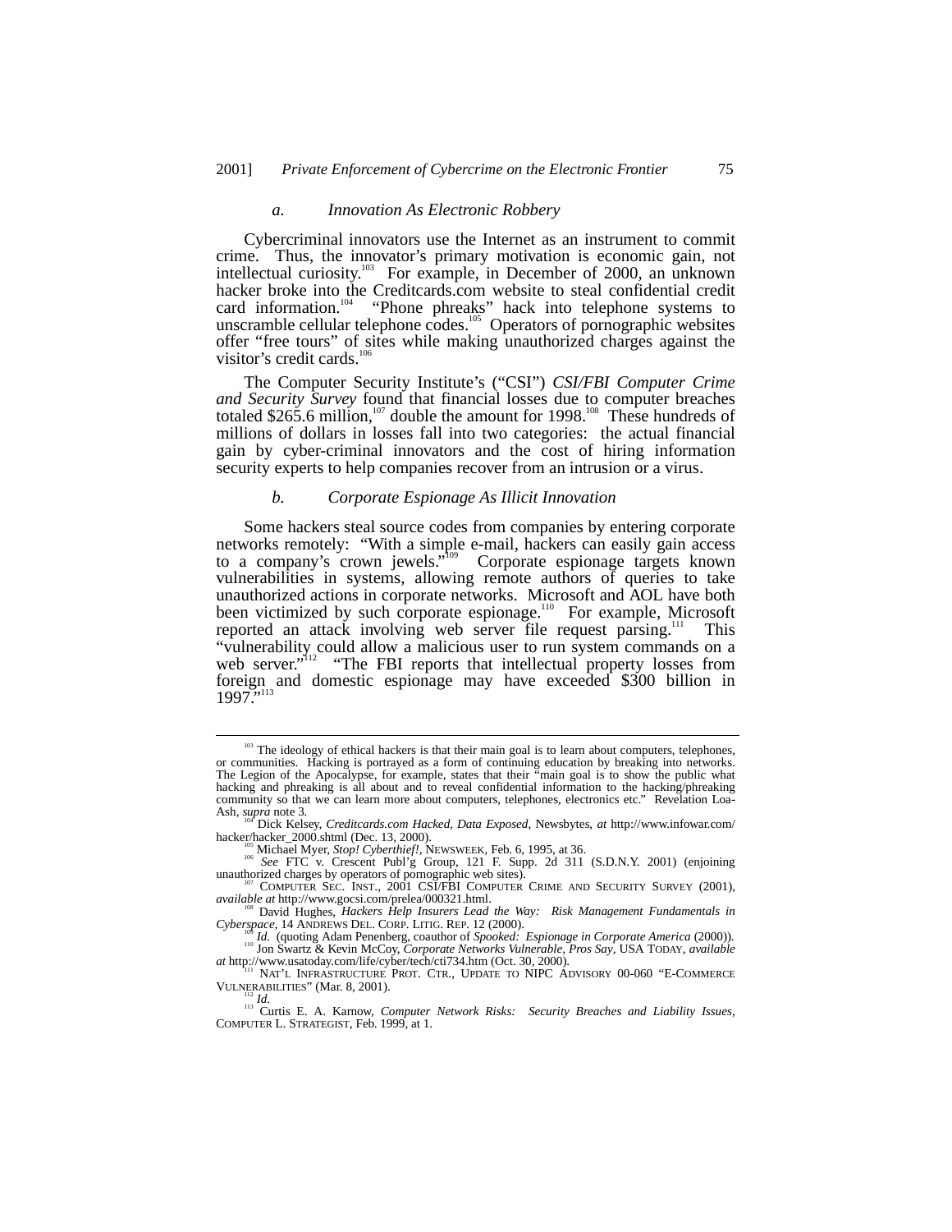### *a. Innovation As Electronic Robbery*

Cybercriminal innovators use the Internet as an instrument to commit crime. Thus, the innovator's primary motivation is economic gain, not intellectual curiosity.[103] For example, in December of 2000, an unknown hacker broke into the Creditcards.com website to steal confidential credit card information.[104] "Phone phreaks" hack into telephone systems to unscramble cellular telephone codes.[105] Operators of pornographic websites offer "free tours" of sites while making unauthorized charges against the visitor's credit cards.[106]

The Computer Security Institute's ("CSI") *CSI/FBI Computer Crime and Security Survey* found that financial losses due to computer breaches totaled $265.6 million,[107] double the amount for 1998.[108] These hundreds of millions of dollars in losses fall into two categories: the actual financial gain by cyber-criminal innovators and the cost of hiring information security experts to help companies recover from an intrusion or a virus.

### *b. Corporate Espionage As Illicit Innovation*

Some hackers steal source codes from companies by entering corporate networks remotely: "With a simple e-mail, hackers can easily gain access to a company's crown jewels."[109] Corporate espionage targets known vulnerabilities in systems, allowing remote authors of queries to take unauthorized actions in corporate networks. Microsoft and AOL have both been victimized by such corporate espionage.[110] For example, Microsoft reported an attack involving web server file request parsing.[111] This "vulnerability could allow a malicious user to run system commands on a web server."[112] "The FBI reports that intellectual property losses from foreign and domestic espionage may have exceeded $300 billion in 1997."[113]

---

[103] The ideology of ethical hackers is that their main goal is to learn about computers, telephones, or communities. Hacking is portrayed as a form of continuing education by breaking into networks. The Legion of the Apocalypse, for example, states that their "main goal is to show the public what hacking and phreaking is all about and to reveal confidential information to the hacking/phreaking community so that we can learn more about computers, telephones, electronics etc." Revelation Loa-Ash, *supra* note 3.

[104] Dick Kelsey, *Creditcards.com Hacked, Data Exposed*, Newsbytes, *at* http://www.infowar.com/hacker/hacker_2000.shtml (Dec. 13, 2000).

[105] Michael Myer, *Stop! Cyberthief!*, NEWSWEEK, Feb. 6, 1995, at 36.

[106] *See* FTC v. Crescent Publ'g Group, 121 F. Supp. 2d 311 (S.D.N.Y. 2001) (enjoining unauthorized charges by operators of pornographic web sites).

[107] COMPUTER SEC. INST., 2001 CSI/FBI COMPUTER CRIME AND SECURITY SURVEY (2001), *available at* http://www.gocsi.com/prelea/000321.html.

[108] David Hughes, *Hackers Help Insurers Lead the Way: Risk Management Fundamentals in Cyberspace*, 14 ANDREWS DEL. CORP. LITIG. REP. 12 (2000).

[109] *Id.* (quoting Adam Penenberg, coauthor of *Spooked: Espionage in Corporate America* (2000)).

[110] Jon Swartz & Kevin McCoy, *Corporate Networks Vulnerable, Pros Say*, USA TODAY, *available at* http://www.usatoday.com/life/cyber/tech/cti734.htm (Oct. 30, 2000).

[111] NAT'L INFRASTRUCTURE PROT. CTR., UPDATE TO NIPC ADVISORY 00-060 "E-COMMERCE VULNERABILITIES" (Mar. 8, 2001).

[112] *Id.*

[113] Curtis E. A. Karnow, *Computer Network Risks: Security Breaches and Liability Issues*, COMPUTER L. STRATEGIST, Feb. 1999, at 1.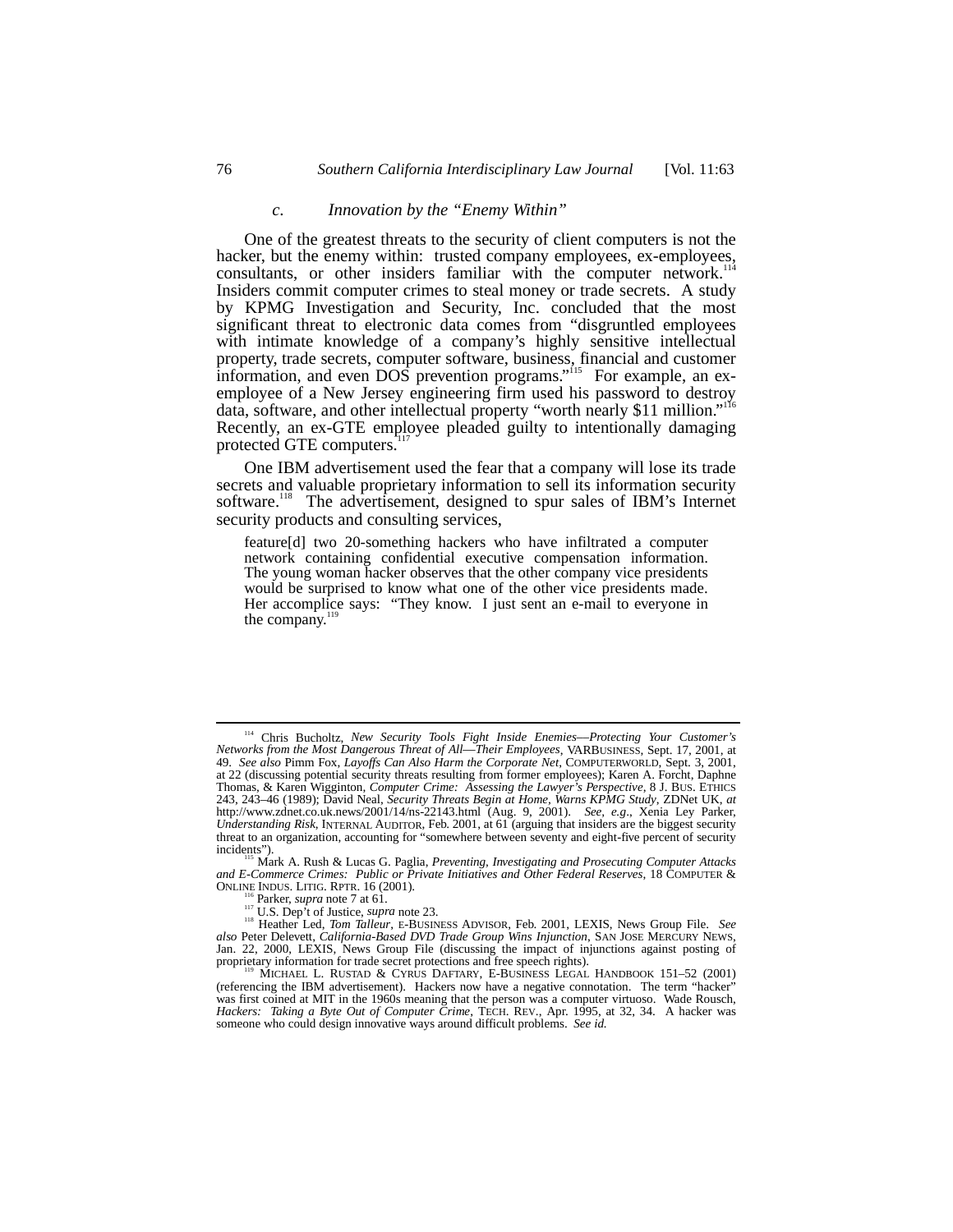### *c. Innovation by the "Enemy Within"*

One of the greatest threats to the security of client computers is not the hacker, but the enemy within: trusted company employees, ex-employees, consultants, or other insiders familiar with the computer network.[114] Insiders commit computer crimes to steal money or trade secrets. A study by KPMG Investigation and Security, Inc. concluded that the most significant threat to electronic data comes from "disgruntled employees with intimate knowledge of a company's highly sensitive intellectual property, trade secrets, computer software, business, financial and customer information, and even DOS prevention programs."[115] For example, an ex-employee of a New Jersey engineering firm used his password to destroy data, software, and other intellectual property "worth nearly $11 million."[116] Recently, an ex-GTE employee pleaded guilty to intentionally damaging protected GTE computers.[117]

One IBM advertisement used the fear that a company will lose its trade secrets and valuable proprietary information to sell its information security software.[118] The advertisement, designed to spur sales of IBM's Internet security products and consulting services,

> feature[d] two 20-something hackers who have infiltrated a computer network containing confidential executive compensation information. The young woman hacker observes that the other company vice presidents would be surprised to know what one of the other vice presidents made. Her accomplice says: "They know. I just sent an e-mail to everyone in the company.[119]

---

[114] Chris Bucholtz, *New Security Tools Fight Inside Enemies—Protecting Your Customer's Networks from the Most Dangerous Threat of All—Their Employees*, VARBUSINESS, Sept. 17, 2001, at 49. *See also* Pimm Fox, *Layoffs Can Also Harm the Corporate Net*, COMPUTERWORLD, Sept. 3, 2001, at 22 (discussing potential security threats resulting from former employees); Karen A. Forcht, Daphne Thomas, & Karen Wigginton, *Computer Crime: Assessing the Lawyer's Perspective*, 8 J. BUS. ETHICS 243, 243–46 (1989); David Neal, *Security Threats Begin at Home, Warns KPMG Study*, ZDNet UK, *at* http://www.zdnet.co.uk.news/2001/14/ns-22143.html (Aug. 9, 2001). *See, e.g.*, Xenia Ley Parker, *Understanding Risk*, INTERNAL AUDITOR, Feb. 2001, at 61 (arguing that insiders are the biggest security threat to an organization, accounting for "somewhere between seventy and eight-five percent of security incidents").

[115] Mark A. Rush & Lucas G. Paglia, *Preventing, Investigating and Prosecuting Computer Attacks and E-Commerce Crimes: Public or Private Initiatives and Other Federal Reserves*, 18 COMPUTER & ONLINE INDUS. LITIG. RPTR. 16 (2001).

[116] Parker, *supra* note 7 at 61.

[117] U.S. Dep't of Justice, *supra* note 23.

[118] Heather Led, *Tom Talleur*, E-BUSINESS ADVISOR, Feb. 2001, LEXIS, News Group File. *See also* Peter Delevett, *California-Based DVD Trade Group Wins Injunction*, SAN JOSE MERCURY NEWS, Jan. 22, 2000, LEXIS, News Group File (discussing the impact of injunctions against posting of proprietary information for trade secret protections and free speech rights).

[119] MICHAEL L. RUSTAD & CYRUS DAFTARY, E-BUSINESS LEGAL HANDBOOK 151–52 (2001) (referencing the IBM advertisement). Hackers now have a negative connotation. The term "hacker" was first coined at MIT in the 1960s meaning that the person was a computer virtuoso. Wade Rousch, *Hackers: Taking a Byte Out of Computer Crime*, TECH. REV., Apr. 1995, at 32, 34. A hacker was someone who could design innovative ways around difficult problems. *See id.*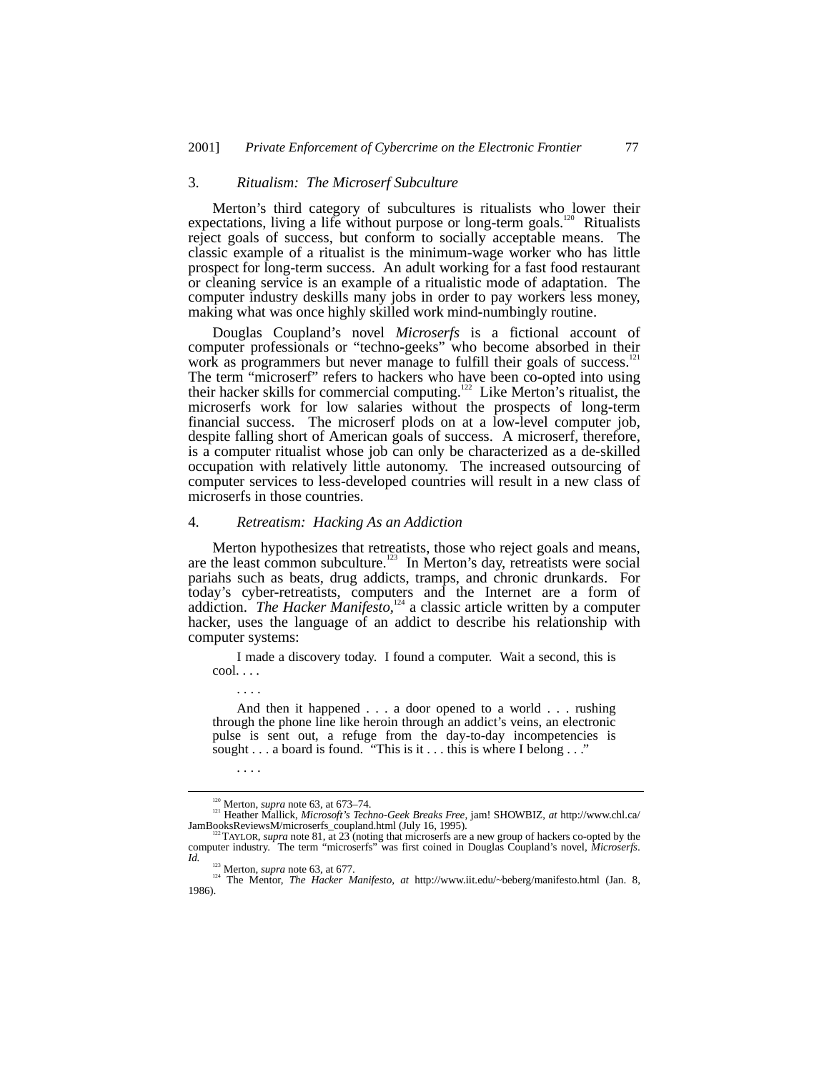### 3. *Ritualism: The Microserf Subculture*

Merton's third category of subcultures is ritualists who lower their expectations, living a life without purpose or long-term goals.[120] Ritualists reject goals of success, but conform to socially acceptable means. The classic example of a ritualist is the minimum-wage worker who has little prospect for long-term success. An adult working for a fast food restaurant or cleaning service is an example of a ritualistic mode of adaptation. The computer industry deskills many jobs in order to pay workers less money, making what was once highly skilled work mind-numbingly routine.

Douglas Coupland's novel *Microserfs* is a fictional account of computer professionals or "techno-geeks" who become absorbed in their work as programmers but never manage to fulfill their goals of success.[121] The term "microserf" refers to hackers who have been co-opted into using their hacker skills for commercial computing.[122] Like Merton's ritualist, the microserfs work for low salaries without the prospects of long-term financial success. The microserf plods on at a low-level computer job, despite falling short of American goals of success. A microserf, therefore, is a computer ritualist whose job can only be characterized as a de-skilled occupation with relatively little autonomy. The increased outsourcing of computer services to less-developed countries will result in a new class of microserfs in those countries.

### 4. *Retreatism: Hacking As an Addiction*

Merton hypothesizes that retreatists, those who reject goals and means, are the least common subculture.[123] In Merton's day, retreatists were social pariahs such as beats, drug addicts, tramps, and chronic drunkards. For today's cyber-retreatists, computers and the Internet are a form of addiction. *The Hacker Manifesto*,[124] a classic article written by a computer hacker, uses the language of an addict to describe his relationship with computer systems:

> I made a discovery today. I found a computer. Wait a second, this is cool. . . .
>
> . . . .
>
> And then it happened . . . a door opened to a world . . . rushing through the phone line like heroin through an addict's veins, an electronic pulse is sent out, a refuge from the day-to-day incompetencies is sought . . . a board is found. "This is it . . . this is where I belong . . ."
>
> . . . .

---

[120] Merton, *supra* note 63, at 673–74.

[121] Heather Mallick, *Microsoft's Techno-Geek Breaks Free*, jam! SHOWBIZ, *at* http://www.chl.ca/JamBooksReviewsM/microserfs_coupland.html (July 16, 1995).

[122] TAYLOR, *supra* note 81, at 23 (noting that microserfs are a new group of hackers co-opted by the computer industry. The term "microserfs" was first coined in Douglas Coupland's novel, *Microserfs*. *Id.*

[123] Merton, *supra* note 63, at 677.

[124] The Mentor, *The Hacker Manifesto*, *at* http://www.iit.edu/~beberg/manifesto.html (Jan. 8, 1986).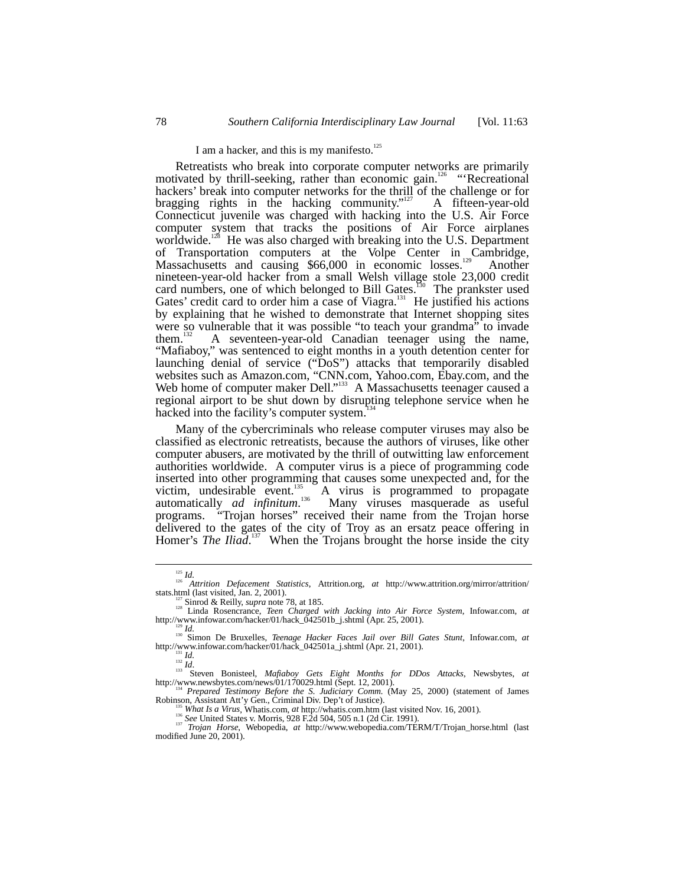I am a hacker, and this is my manifesto.[125]

Retreatists who break into corporate computer networks are primarily motivated by thrill-seeking, rather than economic gain.[126] "'Recreational hackers' break into computer networks for the thrill of the challenge or for bragging rights in the hacking community."[127] A fifteen-year-old Connecticut juvenile was charged with hacking into the U.S. Air Force computer system that tracks the positions of Air Force airplanes worldwide.[128] He was also charged with breaking into the U.S. Department of Transportation computers at the Volpe Center in Cambridge, Massachusetts and causing $66,000 in economic losses.[129] Another nineteen-year-old hacker from a small Welsh village stole 23,000 credit card numbers, one of which belonged to Bill Gates.[130] The prankster used Gates' credit card to order him a case of Viagra.[131] He justified his actions by explaining that he wished to demonstrate that Internet shopping sites were so vulnerable that it was possible "to teach your grandma" to invade them.[132] A seventeen-year-old Canadian teenager using the name, "Mafiaboy," was sentenced to eight months in a youth detention center for launching denial of service ("DoS") attacks that temporarily disabled websites such as Amazon.com, "CNN.com, Yahoo.com, Ebay.com, and the Web home of computer maker Dell."[133] A Massachusetts teenager caused a regional airport to be shut down by disrupting telephone service when he hacked into the facility's computer system.[134]

Many of the cybercriminals who release computer viruses may also be classified as electronic retreatists, because the authors of viruses, like other computer abusers, are motivated by the thrill of outwitting law enforcement authorities worldwide. A computer virus is a piece of programming code inserted into other programming that causes some unexpected and, for the victim, undesirable event.[135] A virus is programmed to propagate automatically *ad infinitum*.[136] Many viruses masquerade as useful programs. "Trojan horses" received their name from the Trojan horse delivered to the gates of the city of Troy as an ersatz peace offering in Homer's *The Iliad*.[137] When the Trojans brought the horse inside the city

---

[125] *Id.*

[126] *Attrition Defacement Statistics*, Attrition.org, *at* http://www.attrition.org/mirror/attrition/stats.html (last visited, Jan. 2, 2001).

[127] Sinrod & Reilly, *supra* note 78, at 185.

[128] Linda Rosencrance, *Teen Charged with Jacking into Air Force System*, Infowar.com, *at* http://www.infowar.com/hacker/01/hack_042501b_j.shtml (Apr. 25, 2001).

[129] *Id.*

[130] Simon De Bruxelles, *Teenage Hacker Faces Jail over Bill Gates Stunt*, Infowar.com, *at* http://www.infowar.com/hacker/01/hack_042501a_j.shtml (Apr. 21, 2001).

[131] *Id.*

[132] *Id.*

[133] Steven Bonisteel, *Mafiaboy Gets Eight Months for DDos Attacks*, Newsbytes, *at* http://www.newsbytes.com/news/01/170029.html (Sept. 12, 2001).

[134] *Prepared Testimony Before the S. Judiciary Comm.* (May 25, 2000) (statement of James Robinson, Assistant Att'y Gen., Criminal Div. Dep't of Justice).

[135] *What Is a Virus*, Whatis.com, *at* http://whatis.com.htm (last visited Nov. 16, 2001).

[136] *See* United States v. Morris, 928 F.2d 504, 505 n.1 (2d Cir. 1991).

[137] *Trojan Horse*, Webopedia, *at* http://www.webopedia.com/TERM/T/Trojan_horse.html (last modified June 20, 2001).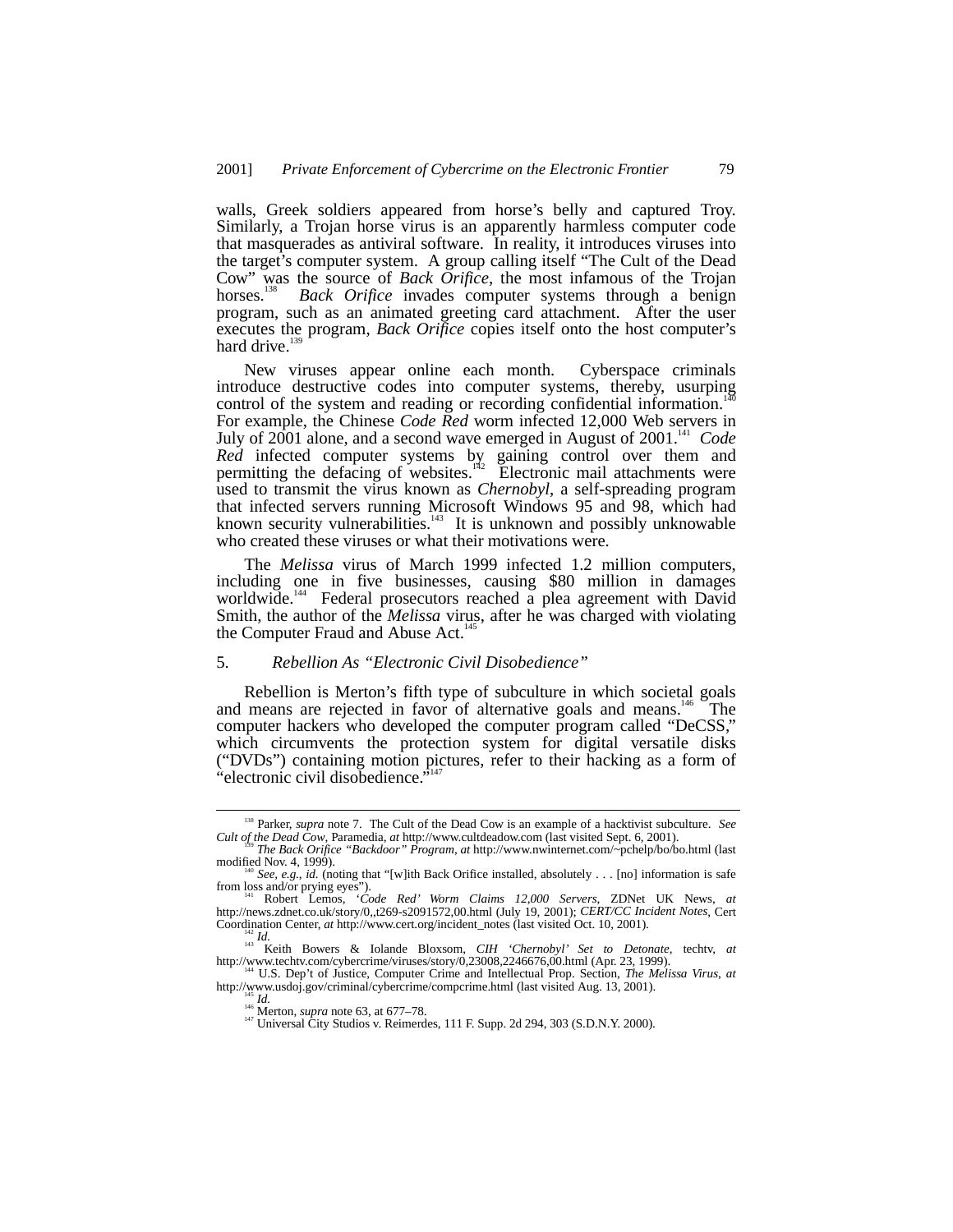walls, Greek soldiers appeared from horse's belly and captured Troy. Similarly, a Trojan horse virus is an apparently harmless computer code that masquerades as antiviral software. In reality, it introduces viruses into the target's computer system. A group calling itself "The Cult of the Dead Cow" was the source of *Back Orifice*, the most infamous of the Trojan horses.[138] *Back Orifice* invades computer systems through a benign program, such as an animated greeting card attachment. After the user executes the program, *Back Orifice* copies itself onto the host computer's hard drive.[139]

New viruses appear online each month. Cyberspace criminals introduce destructive codes into computer systems, thereby, usurping control of the system and reading or recording confidential information.[140] For example, the Chinese *Code Red* worm infected 12,000 Web servers in July of 2001 alone, and a second wave emerged in August of 2001.[141] *Code Red* infected computer systems by gaining control over them and permitting the defacing of websites.[142] Electronic mail attachments were used to transmit the virus known as *Chernobyl*, a self-spreading program that infected servers running Microsoft Windows 95 and 98, which had known security vulnerabilities.[143] It is unknown and possibly unknowable who created these viruses or what their motivations were.

The *Melissa* virus of March 1999 infected 1.2 million computers, including one in five businesses, causing $80 million in damages worldwide.[144] Federal prosecutors reached a plea agreement with David Smith, the author of the *Melissa* virus, after he was charged with violating the Computer Fraud and Abuse Act.[145]

### 5. *Rebellion As "Electronic Civil Disobedience"*

Rebellion is Merton's fifth type of subculture in which societal goals and means are rejected in favor of alternative goals and means.[146] The computer hackers who developed the computer program called "DeCSS," which circumvents the protection system for digital versatile disks ("DVDs") containing motion pictures, refer to their hacking as a form of "electronic civil disobedience."[147]

---

[138] Parker, *supra* note 7. The Cult of the Dead Cow is an example of a hacktivist subculture. *See Cult of the Dead Cow*, Paramedia, *at* http://www.cultdeadow.com (last visited Sept. 6, 2001).

[139] *The Back Orifice "Backdoor" Program*, *at* http://www.nwinternet.com/~pchelp/bo/bo.html (last modified Nov. 4, 1999).

[140] *See, e.g.*, *id.* (noting that "[w]ith Back Orifice installed, absolutely . . . [no] information is safe from loss and/or prying eyes").

[141] Robert Lemos, *'Code Red' Worm Claims 12,000 Servers*, ZDNet UK News, *at* http://news.zdnet.co.uk/story/0,,t269-s2091572,00.html (July 19, 2001); *CERT/CC Incident Notes*, Cert Coordination Center, *at* http://www.cert.org/incident_notes (last visited Oct. 10, 2001).

[142] *Id.*

[143] Keith Bowers & Iolande Bloxsom, *CIH 'Chernobyl' Set to Detonate*, techtv, *at* http://www.techtv.com/cybercrime/viruses/story/0,23008,2246676,00.html (Apr. 23, 1999).

[144] U.S. Dep't of Justice, Computer Crime and Intellectual Prop. Section, *The Melissa Virus*, *at* http://www.usdoj.gov/criminal/cybercrime/compcrime.html (last visited Aug. 13, 2001).

[145] *Id.*

[146] Merton, *supra* note 63, at 677–78.

[147] Universal City Studios v. Reimerdes, 111 F. Supp. 2d 294, 303 (S.D.N.Y. 2000).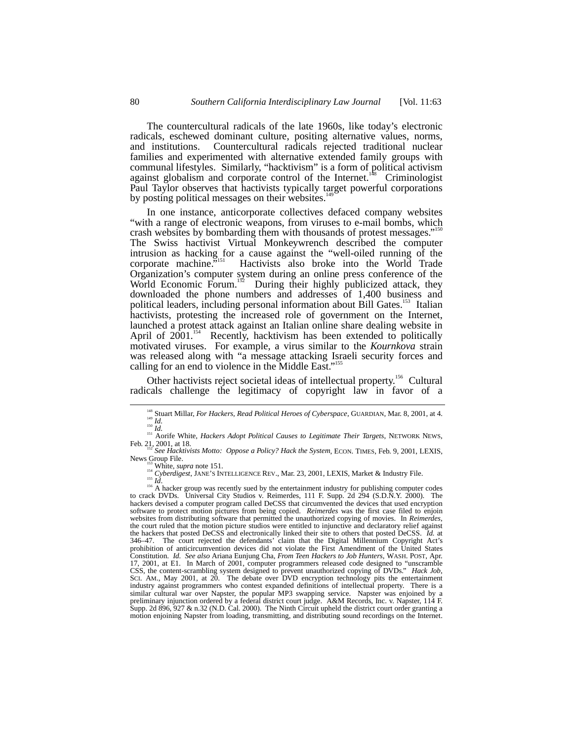The countercultural radicals of the late 1960s, like today's electronic radicals, eschewed dominant culture, positing alternative values, norms, and institutions. Countercultural radicals rejected traditional nuclear families and experimented with alternative extended family groups with communal lifestyles. Similarly, "hacktivism" is a form of political activism against globalism and corporate control of the Internet.[148] Criminologist Paul Taylor observes that hactivists typically target powerful corporations by posting political messages on their websites.[149]

In one instance, anticorporate collectives defaced company websites "with a range of electronic weapons, from viruses to e-mail bombs, which crash websites by bombarding them with thousands of protest messages."[150] The Swiss hactivist Virtual Monkeywrench described the computer intrusion as hacking for a cause against the "well-oiled running of the corporate machine."[151] Hactivists also broke into the World Trade Organization's computer system during an online press conference of the World Economic Forum.[152] During their highly publicized attack, they downloaded the phone numbers and addresses of 1,400 business and political leaders, including personal information about Bill Gates.[153] Italian hactivists, protesting the increased role of government on the Internet, launched a protest attack against an Italian online share dealing website in April of 2001.[154] Recently, hacktivism has been extended to politically motivated viruses. For example, a virus similar to the *Kournkova* strain was released along with "a message attacking Israeli security forces and calling for an end to violence in the Middle East."[155]

Other hactivists reject societal ideas of intellectual property.[156] Cultural radicals challenge the legitimacy of copyright law in favor of a

---

[148] Stuart Millar, *For Hackers, Read Political Heroes of Cyberspace*, GUARDIAN, Mar. 8, 2001, at 4.

[149] *Id.*

[150] *Id.*

[151] Aorife White, *Hackers Adopt Political Causes to Legitimate Their Targets*, NETWORK NEWS, Feb. 21, 2001, at 18.

[152] *See Hacktivists Motto: Oppose a Policy? Hack the System*, ECON. TIMES, Feb. 9, 2001, LEXIS, News Group File.

[153] White, *supra* note 151.

[154] *Cyberdigest*, JANE'S INTELLIGENCE REV., Mar. 23, 2001, LEXIS, Market & Industry File.

[155] *Id*.

[156] A hacker group was recently sued by the entertainment industry for publishing computer codes to crack DVDs. Universal City Studios v. Reimerdes, 111 F. Supp. 2d 294 (S.D.N.Y. 2000). The hackers devised a computer program called DeCSS that circumvented the devices that used encryption software to protect motion pictures from being copied. *Reimerdes* was the first case filed to enjoin websites from distributing software that permitted the unauthorized copying of movies. In *Reimerdes*, the court ruled that the motion picture studios were entitled to injunctive and declaratory relief against the hackers that posted DeCSS and electronically linked their site to others that posted DeCSS. *Id.* at 346–47. The court rejected the defendants' claim that the Digital Millennium Copyright Act's prohibition of anticircumvention devices did not violate the First Amendment of the United States Constitution. *Id. See also* Ariana Eunjung Cha, *From Teen Hackers to Job Hunters*, WASH. POST, Apr. 17, 2001, at E1. In March of 2001, computer programmers released code designed to "unscramble CSS, the content-scrambling system designed to prevent unauthorized copying of DVDs." *Hack Job*, SCI. AM., May 2001, at 20. The debate over DVD encryption technology pits the entertainment industry against programmers who contest expanded definitions of intellectual property. There is a similar cultural war over Napster, the popular MP3 swapping service. Napster was enjoined by a preliminary injunction ordered by a federal district court judge. A&M Records, Inc. v. Napster, 114 F. Supp. 2d 896, 927 & n.32 (N.D. Cal. 2000). The Ninth Circuit upheld the district court order granting a motion enjoining Napster from loading, transmitting, and distributing sound recordings on the Internet.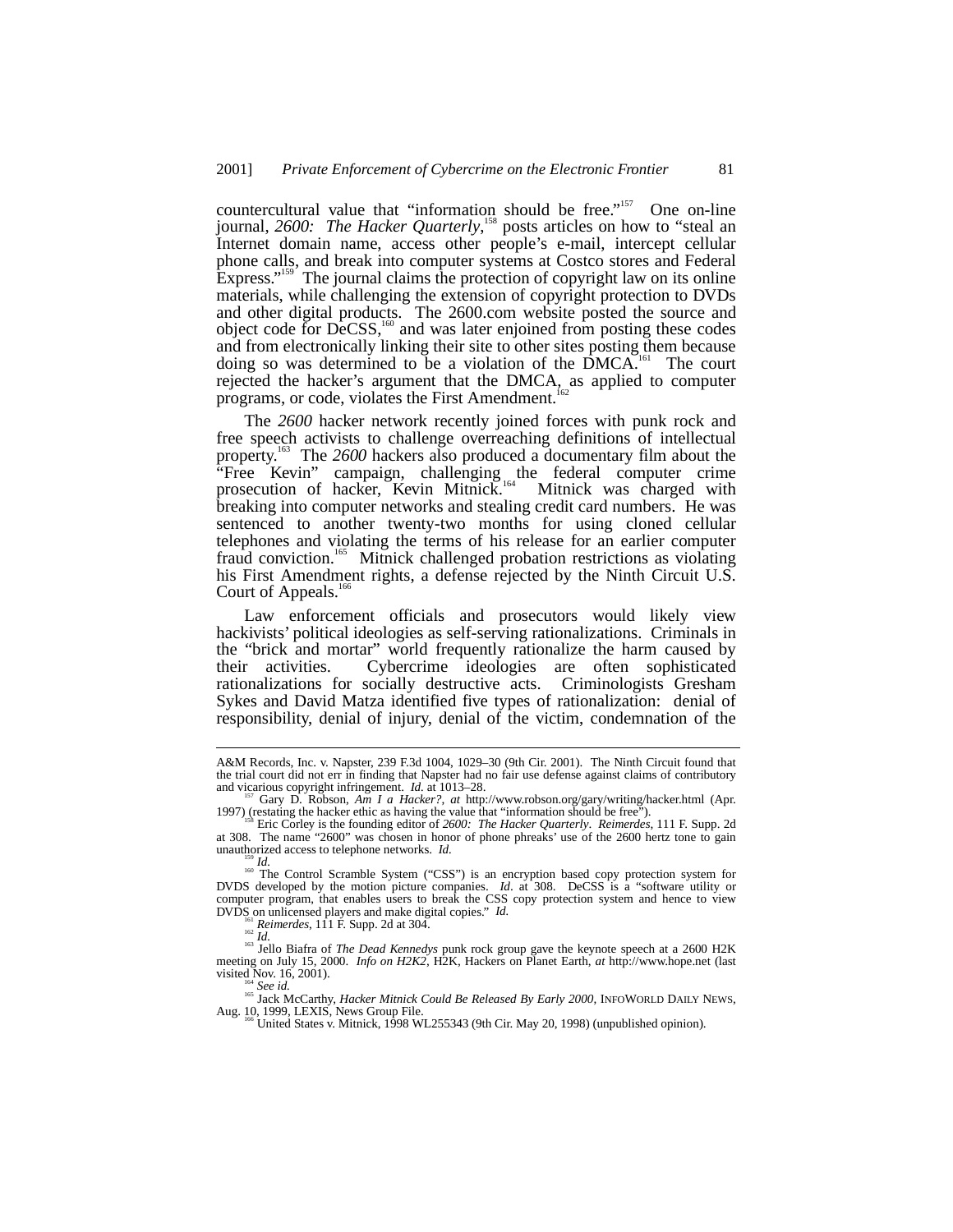countercultural value that "information should be free."[157] One on-line journal, *2600: The Hacker Quarterly*,[158] posts articles on how to "steal an Internet domain name, access other people's e-mail, intercept cellular phone calls, and break into computer systems at Costco stores and Federal Express."[159] The journal claims the protection of copyright law on its online materials, while challenging the extension of copyright protection to DVDs and other digital products. The 2600.com website posted the source and object code for DeCSS,[160] and was later enjoined from posting these codes and from electronically linking their site to other sites posting them because doing so was determined to be a violation of the DMCA.[161] The court rejected the hacker's argument that the DMCA, as applied to computer programs, or code, violates the First Amendment.[162]

The *2600* hacker network recently joined forces with punk rock and free speech activists to challenge overreaching definitions of intellectual property.[163] The *2600* hackers also produced a documentary film about the "Free Kevin" campaign, challenging the federal computer crime prosecution of hacker, Kevin Mitnick.[164] Mitnick was charged with breaking into computer networks and stealing credit card numbers. He was sentenced to another twenty-two months for using cloned cellular telephones and violating the terms of his release for an earlier computer fraud conviction.[165] Mitnick challenged probation restrictions as violating his First Amendment rights, a defense rejected by the Ninth Circuit U.S. Court of Appeals.[166]

Law enforcement officials and prosecutors would likely view hackivists' political ideologies as self-serving rationalizations. Criminals in the "brick and mortar" world frequently rationalize the harm caused by their activities. Cybercrime ideologies are often sophisticated rationalizations for socially destructive acts. Criminologists Gresham Sykes and David Matza identified five types of rationalization: denial of responsibility, denial of injury, denial of the victim, condemnation of the

---

A&M Records, Inc. v. Napster, 239 F.3d 1004, 1029–30 (9th Cir. 2001). The Ninth Circuit found that the trial court did not err in finding that Napster had no fair use defense against claims of contributory and vicarious copyright infringement. *Id.* at 1013–28.

[157] Gary D. Robson, *Am I a Hacker?*, *at* http://www.robson.org/gary/writing/hacker.html (Apr. 1997) (restating the hacker ethic as having the value that "information should be free").

[158] Eric Corley is the founding editor of *2600: The Hacker Quarterly*. *Reimerdes*, 111 F. Supp. 2d at 308. The name "2600" was chosen in honor of phone phreaks' use of the 2600 hertz tone to gain unauthorized access to telephone networks. *Id.*

[159] *Id.*

[160] The Control Scramble System ("CSS") is an encryption based copy protection system for DVDS developed by the motion picture companies. *Id*. at 308. DeCSS is a "software utility or computer program, that enables users to break the CSS copy protection system and hence to view DVDS on unlicensed players and make digital copies." *Id.*

[161] *Reimerdes*, 111 F. Supp. 2d at 304.

[162] *Id.*

[163] Jello Biafra of *The Dead Kennedys* punk rock group gave the keynote speech at a 2600 H2K meeting on July 15, 2000. *Info on H2K2*, H2K, Hackers on Planet Earth, *at* http://www.hope.net (last visited Nov. 16, 2001).

[164] *See id.*

[165] Jack McCarthy, *Hacker Mitnick Could Be Released By Early 2000*, INFOWORLD DAILY NEWS, Aug. 10, 1999, LEXIS, News Group File.

[166] United States v. Mitnick, 1998 WL255343 (9th Cir. May 20, 1998) (unpublished opinion).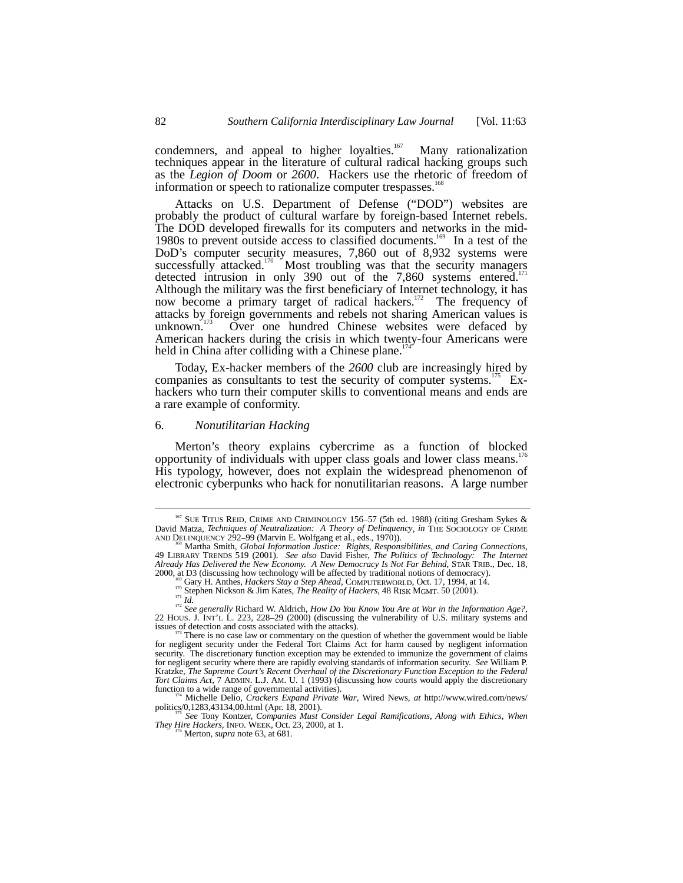condemners, and appeal to higher loyalties.[167] Many rationalization techniques appear in the literature of cultural radical hacking groups such as the *Legion of Doom* or *2600*. Hackers use the rhetoric of freedom of information or speech to rationalize computer trespasses.[168]

Attacks on U.S. Department of Defense ("DOD") websites are probably the product of cultural warfare by foreign-based Internet rebels. The DOD developed firewalls for its computers and networks in the mid-1980s to prevent outside access to classified documents.[169] In a test of the DoD's computer security measures, 7,860 out of 8,932 systems were successfully attacked.[170] Most troubling was that the security managers detected intrusion in only 390 out of the 7,860 systems entered.[171] Although the military was the first beneficiary of Internet technology, it has now become a primary target of radical hackers.[172] The frequency of attacks by foreign governments and rebels not sharing American values is unknown.[173] Over one hundred Chinese websites were defaced by American hackers during the crisis in which twenty-four Americans were held in China after colliding with a Chinese plane.[174]

Today, Ex-hacker members of the *2600* club are increasingly hired by companies as consultants to test the security of computer systems.[175] Ex-hackers who turn their computer skills to conventional means and ends are a rare example of conformity.

### 6. *Nonutilitarian Hacking*

Merton's theory explains cybercrime as a function of blocked opportunity of individuals with upper class goals and lower class means.[176] His typology, however, does not explain the widespread phenomenon of electronic cyberpunks who hack for nonutilitarian reasons. A large number

---

[167] SUE TITUS REID, CRIME AND CRIMINOLOGY 156–57 (5th ed. 1988) (citing Gresham Sykes & David Matza, *Techniques of Neutralization: A Theory of Delinquency*, *in* THE SOCIOLOGY OF CRIME AND DELINQUENCY 292–99 (Marvin E. Wolfgang et al., eds., 1970)).

[168] Martha Smith, *Global Information Justice: Rights, Responsibilities, and Caring Connections*, 49 LIBRARY TRENDS 519 (2001). *See also* David Fisher, *The Politics of Technology: The Internet Already Has Delivered the New Economy. A New Democracy Is Not Far Behind*, STAR TRIB., Dec. 18, 2000, at D3 (discussing how technology will be affected by traditional notions of democracy).

[169] Gary H. Anthes, *Hackers Stay a Step Ahead*, COMPUTERWORLD, Oct. 17, 1994, at 14.

[170] Stephen Nickson & Jim Kates, *The Reality of Hackers*, 48 RISK MGMT. 50 (2001).

[171] *Id.*

[172] *See generally* Richard W. Aldrich, *How Do You Know You Are at War in the Information Age?*, 22 HOUS. J. INT'L L. 223, 228–29 (2000) (discussing the vulnerability of U.S. military systems and issues of detection and costs associated with the attacks).

[173] There is no case law or commentary on the question of whether the government would be liable for negligent security under the Federal Tort Claims Act for harm caused by negligent information security. The discretionary function exception may be extended to immunize the government of claims for negligent security where there are rapidly evolving standards of information security. *See* William P. Kratzke, *The Supreme Court's Recent Overhaul of the Discretionary Function Exception to the Federal Tort Claims Act*, 7 ADMIN. L.J. AM. U. 1 (1993) (discussing how courts would apply the discretionary function to a wide range of governmental activities).

[174] Michelle Delio, *Crackers Expand Private War*, Wired News, *at* http://www.wired.com/news/politics/0,1283,43134,00.html (Apr. 18, 2001).

[175] *See* Tony Kontzer, *Companies Must Consider Legal Ramifications, Along with Ethics, When They Hire Hackers*, INFO. WEEK, Oct. 23, 2000, at 1.

[176] Merton, *supra* note 63, at 681.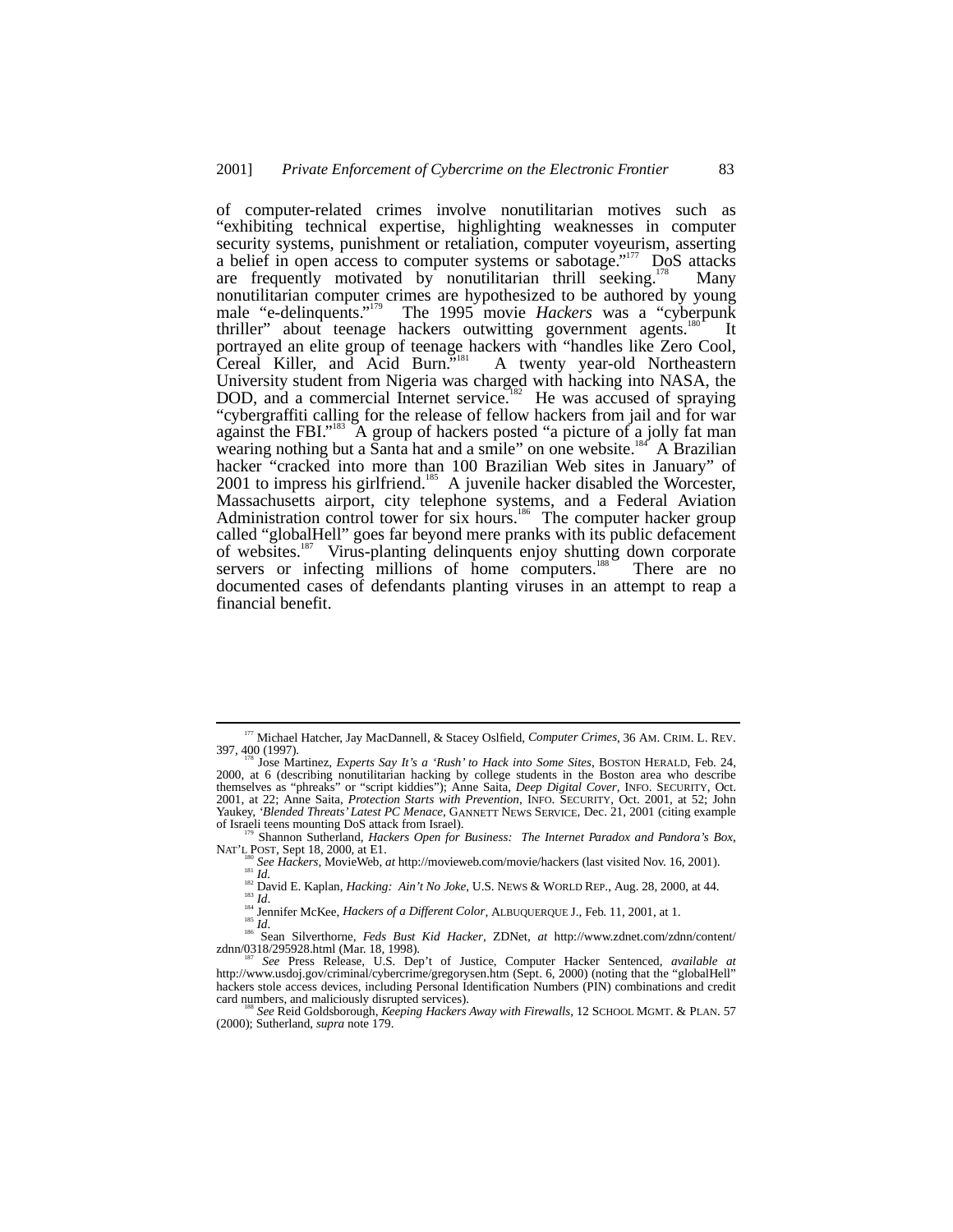of computer-related crimes involve nonutilitarian motives such as "exhibiting technical expertise, highlighting weaknesses in computer security systems, punishment or retaliation, computer voyeurism, asserting a belief in open access to computer systems or sabotage."[177] DoS attacks are frequently motivated by nonutilitarian thrill seeking.[178] Many nonutilitarian computer crimes are hypothesized to be authored by young male "e-delinquents."[179] The 1995 movie *Hackers* was a "cyberpunk thriller" about teenage hackers outwitting government agents.[180] It portrayed an elite group of teenage hackers with "handles like Zero Cool, Cereal Killer, and Acid Burn."[181] A twenty year-old Northeastern University student from Nigeria was charged with hacking into NASA, the DOD, and a commercial Internet service.[182] He was accused of spraying "cybergraffiti calling for the release of fellow hackers from jail and for war against the FBI."[183] A group of hackers posted "a picture of a jolly fat man wearing nothing but a Santa hat and a smile" on one website.[184] A Brazilian hacker "cracked into more than 100 Brazilian Web sites in January" of 2001 to impress his girlfriend.[185] A juvenile hacker disabled the Worcester, Massachusetts airport, city telephone systems, and a Federal Aviation Administration control tower for six hours.[186] The computer hacker group called "globalHell" goes far beyond mere pranks with its public defacement of websites.[187] Virus-planting delinquents enjoy shutting down corporate servers or infecting millions of home computers.[188] There are no documented cases of defendants planting viruses in an attempt to reap a financial benefit.

---

[177] Michael Hatcher, Jay MacDannell, & Stacey Oslfield, *Computer Crimes*, 36 AM. CRIM. L. REV. 397, 400 (1997).

[178] Jose Martinez, *Experts Say It's a 'Rush' to Hack into Some Sites*, BOSTON HERALD, Feb. 24, 2000, at 6 (describing nonutilitarian hacking by college students in the Boston area who describe themselves as "phreaks" or "script kiddies"); Anne Saita, *Deep Digital Cover*, INFO. SECURITY, Oct. 2001, at 22; Anne Saita, *Protection Starts with Prevention*, INFO. SECURITY, Oct. 2001, at 52; John Yaukey, *'Blended Threats' Latest PC Menace*, GANNETT NEWS SERVICE, Dec. 21, 2001 (citing example of Israeli teens mounting DoS attack from Israel).

[179] Shannon Sutherland, *Hackers Open for Business: The Internet Paradox and Pandora's Box*, NAT'L POST, Sept 18, 2000, at E1.

[180] *See Hackers*, MovieWeb, *at* http://movieweb.com/movie/hackers (last visited Nov. 16, 2001).

[181] *Id.*

[182] David E. Kaplan, *Hacking: Ain't No Joke*, U.S. NEWS & WORLD REP., Aug. 28, 2000, at 44.

[183] *Id*.

[184] Jennifer McKee, *Hackers of a Different Color*, ALBUQUERQUE J., Feb. 11, 2001, at 1.

[185] *Id*.

[186] Sean Silverthorne, *Feds Bust Kid Hacker*, ZDNet, *at* http://www.zdnet.com/zdnn/content/zdnn/0318/295928.html (Mar. 18, 1998).

[187] *See* Press Release, U.S. Dep't of Justice, Computer Hacker Sentenced, *available at* http://www.usdoj.gov/criminal/cybercrime/gregorysen.htm (Sept. 6, 2000) (noting that the "globalHell" hackers stole access devices, including Personal Identification Numbers (PIN) combinations and credit card numbers, and maliciously disrupted services).

[188] *See* Reid Goldsborough, *Keeping Hackers Away with Firewalls*, 12 SCHOOL MGMT. & PLAN. 57 (2000); Sutherland, *supra* note 179.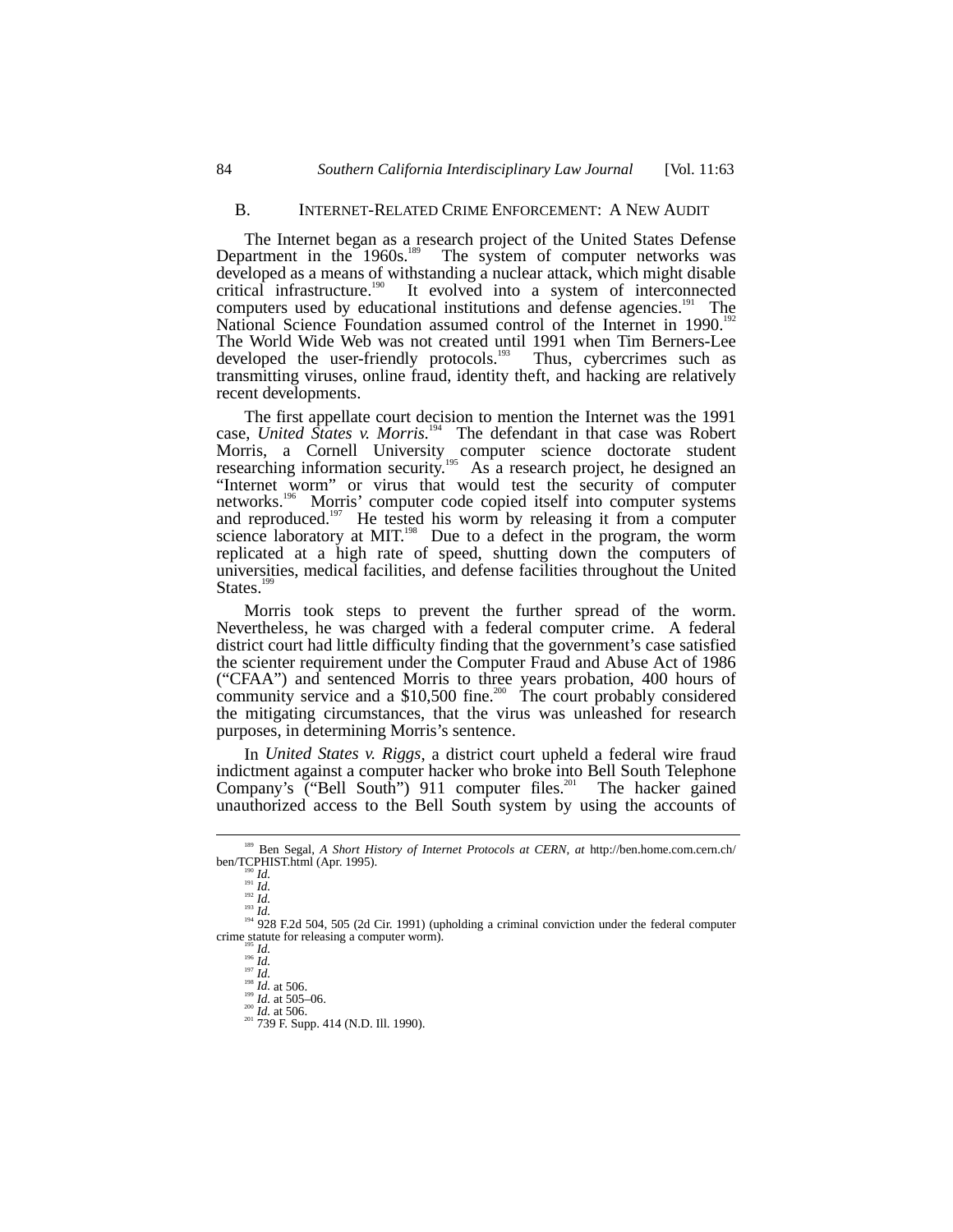### B. Internet-Related Crime Enforcement: A New Audit

The Internet began as a research project of the United States Defense Department in the 1960s.[189] The system of computer networks was developed as a means of withstanding a nuclear attack, which might disable critical infrastructure.[190] It evolved into a system of interconnected computers used by educational institutions and defense agencies.[191] The National Science Foundation assumed control of the Internet in 1990.[192] The World Wide Web was not created until 1991 when Tim Berners-Lee developed the user-friendly protocols.[193] Thus, cybercrimes such as transmitting viruses, online fraud, identity theft, and hacking are relatively recent developments.

The first appellate court decision to mention the Internet was the 1991 case, *United States v. Morris*.[194] The defendant in that case was Robert Morris, a Cornell University computer science doctorate student researching information security.[195] As a research project, he designed an "Internet worm" or virus that would test the security of computer networks.[196] Morris' computer code copied itself into computer systems and reproduced.[197] He tested his worm by releasing it from a computer science laboratory at MIT.[198] Due to a defect in the program, the worm replicated at a high rate of speed, shutting down the computers of universities, medical facilities, and defense facilities throughout the United States.[199]

Morris took steps to prevent the further spread of the worm. Nevertheless, he was charged with a federal computer crime. A federal district court had little difficulty finding that the government's case satisfied the scienter requirement under the Computer Fraud and Abuse Act of 1986 ("CFAA") and sentenced Morris to three years probation, 400 hours of community service and a $10,500 fine.[200] The court probably considered the mitigating circumstances, that the virus was unleashed for research purposes, in determining Morris's sentence.

In *United States v. Riggs*, a district court upheld a federal wire fraud indictment against a computer hacker who broke into Bell South Telephone Company's ("Bell South") 911 computer files.[201] The hacker gained unauthorized access to the Bell South system by using the accounts of

---

[189] Ben Segal, *A Short History of Internet Protocols at CERN*, *at* http://ben.home.com.cern.ch/ben/TCPHIST.html (Apr. 1995).

[190] *Id.*

[191] *Id.*

[192] *Id.*

[193] *Id.*

[194] 928 F.2d 504, 505 (2d Cir. 1991) (upholding a criminal conviction under the federal computer crime statute for releasing a computer worm).

[195] *Id.*

[196] *Id.*

[197] *Id.*

[198] *Id.* at 506.

[199] *Id.* at 505–06.

[200] *Id.* at 506.

[201] 739 F. Supp. 414 (N.D. Ill. 1990).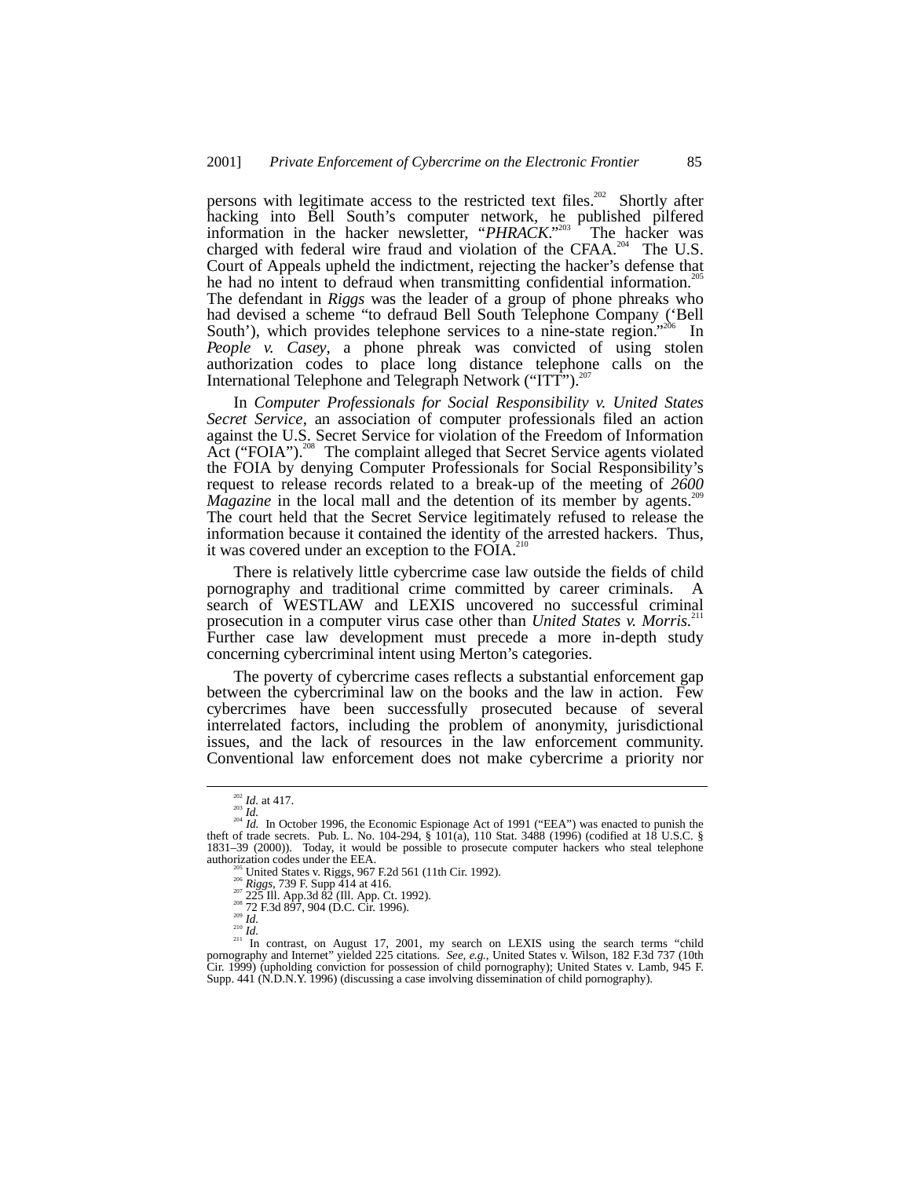persons with legitimate access to the restricted text files.[202] Shortly after hacking into Bell South's computer network, he published pilfered information in the hacker newsletter, "*PHRACK*."[203] The hacker was charged with federal wire fraud and violation of the CFAA.[204] The U.S. Court of Appeals upheld the indictment, rejecting the hacker's defense that he had no intent to defraud when transmitting confidential information.[205] The defendant in *Riggs* was the leader of a group of phone phreaks who had devised a scheme "to defraud Bell South Telephone Company ('Bell South'), which provides telephone services to a nine-state region."[206] In *People v. Casey*, a phone phreak was convicted of using stolen authorization codes to place long distance telephone calls on the International Telephone and Telegraph Network ("ITT").[207]

In *Computer Professionals for Social Responsibility v. United States Secret Service*, an association of computer professionals filed an action against the U.S. Secret Service for violation of the Freedom of Information Act ("FOIA").[208] The complaint alleged that Secret Service agents violated the FOIA by denying Computer Professionals for Social Responsibility's request to release records related to a break-up of the meeting of *2600 Magazine* in the local mall and the detention of its member by agents.[209] The court held that the Secret Service legitimately refused to release the information because it contained the identity of the arrested hackers. Thus, it was covered under an exception to the FOIA.[210]

There is relatively little cybercrime case law outside the fields of child pornography and traditional crime committed by career criminals. A search of WESTLAW and LEXIS uncovered no successful criminal prosecution in a computer virus case other than *United States v. Morris*.[211] Further case law development must precede a more in-depth study concerning cybercriminal intent using Merton's categories.

The poverty of cybercrime cases reflects a substantial enforcement gap between the cybercriminal law on the books and the law in action. Few cybercrimes have been successfully prosecuted because of several interrelated factors, including the problem of anonymity, jurisdictional issues, and the lack of resources in the law enforcement community. Conventional law enforcement does not make cybercrime a priority nor

---

[202] *Id.* at 417.

[203] *Id.*

[204] *Id.* In October 1996, the Economic Espionage Act of 1991 ("EEA") was enacted to punish the theft of trade secrets. Pub. L. No. 104-294, § 101(a), 110 Stat. 3488 (1996) (codified at 18 U.S.C. § 1831–39 (2000)). Today, it would be possible to prosecute computer hackers who steal telephone authorization codes under the EEA.

[205] United States v. Riggs, 967 F.2d 561 (11th Cir. 1992).

[206] *Riggs*, 739 F. Supp 414 at 416.

[207] 225 Ill. App.3d 82 (Ill. App. Ct. 1992).

[208] 72 F.3d 897, 904 (D.C. Cir. 1996).

[209] *Id.*

[210] *Id.*

[211] In contrast, on August 17, 2001, my search on LEXIS using the search terms "child pornography and Internet" yielded 225 citations. *See, e.g.*, United States v. Wilson, 182 F.3d 737 (10th Cir. 1999) (upholding conviction for possession of child pornography); United States v. Lamb, 945 F. Supp. 441 (N.D.N.Y. 1996) (discussing a case involving dissemination of child pornography).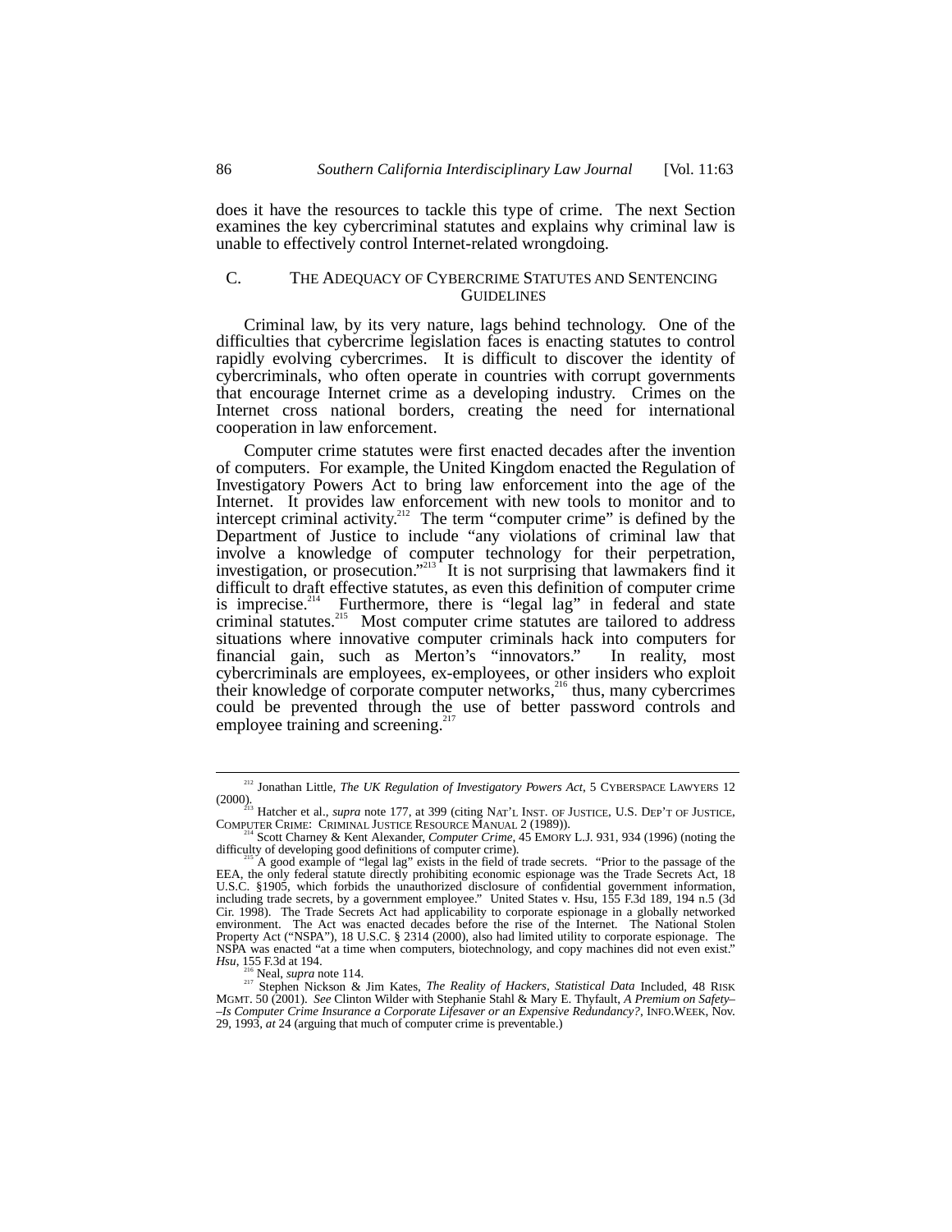does it have the resources to tackle this type of crime. The next Section examines the key cybercriminal statutes and explains why criminal law is unable to effectively control Internet-related wrongdoing.

### C. THE ADEQUACY OF CYBERCRIME STATUTES AND SENTENCING GUIDELINES

Criminal law, by its very nature, lags behind technology. One of the difficulties that cybercrime legislation faces is enacting statutes to control rapidly evolving cybercrimes. It is difficult to discover the identity of cybercriminals, who often operate in countries with corrupt governments that encourage Internet crime as a developing industry. Crimes on the Internet cross national borders, creating the need for international cooperation in law enforcement.

Computer crime statutes were first enacted decades after the invention of computers. For example, the United Kingdom enacted the Regulation of Investigatory Powers Act to bring law enforcement into the age of the Internet. It provides law enforcement with new tools to monitor and to intercept criminal activity.[212] The term "computer crime" is defined by the Department of Justice to include "any violations of criminal law that involve a knowledge of computer technology for their perpetration, investigation, or prosecution."[213] It is not surprising that lawmakers find it difficult to draft effective statutes, as even this definition of computer crime is imprecise.[214] Furthermore, there is "legal lag" in federal and state criminal statutes.[215] Most computer crime statutes are tailored to address situations where innovative computer criminals hack into computers for financial gain, such as Merton's "innovators." In reality, most cybercriminals are employees, ex-employees, or other insiders who exploit their knowledge of corporate computer networks,[216] thus, many cybercrimes could be prevented through the use of better password controls and employee training and screening.[217]

---

[212] Jonathan Little, *The UK Regulation of Investigatory Powers Act*, 5 CYBERSPACE LAWYERS 12 (2000).

[213] Hatcher et al., *supra* note 177, at 399 (citing NAT'L INST. OF JUSTICE, U.S. DEP'T OF JUSTICE, COMPUTER CRIME: CRIMINAL JUSTICE RESOURCE MANUAL 2 (1989)).

[214] Scott Charney & Kent Alexander, *Computer Crime*, 45 EMORY L.J. 931, 934 (1996) (noting the difficulty of developing good definitions of computer crime).

[215] A good example of "legal lag" exists in the field of trade secrets. "Prior to the passage of the EEA, the only federal statute directly prohibiting economic espionage was the Trade Secrets Act, 18 U.S.C. §1905, which forbids the unauthorized disclosure of confidential government information, including trade secrets, by a government employee." United States v. Hsu, 155 F.3d 189, 194 n.5 (3d Cir. 1998). The Trade Secrets Act had applicability to corporate espionage in a globally networked environment. The Act was enacted decades before the rise of the Internet. The National Stolen Property Act ("NSPA"), 18 U.S.C. § 2314 (2000), also had limited utility to corporate espionage. The NSPA was enacted "at a time when computers, biotechnology, and copy machines did not even exist." *Hsu*, 155 F.3d at 194.

[216] Neal, *supra* note 114.

[217] Stephen Nickson & Jim Kates, *The Reality of Hackers, Statistical Data* Included, 48 RISK MGMT. 50 (2001). *See* Clinton Wilder with Stephanie Stahl & Mary E. Thyfault, *A Premium on Safety– –Is Computer Crime Insurance a Corporate Lifesaver or an Expensive Redundancy?*, INFO.WEEK, Nov. 29, 1993, *at* 24 (arguing that much of computer crime is preventable.)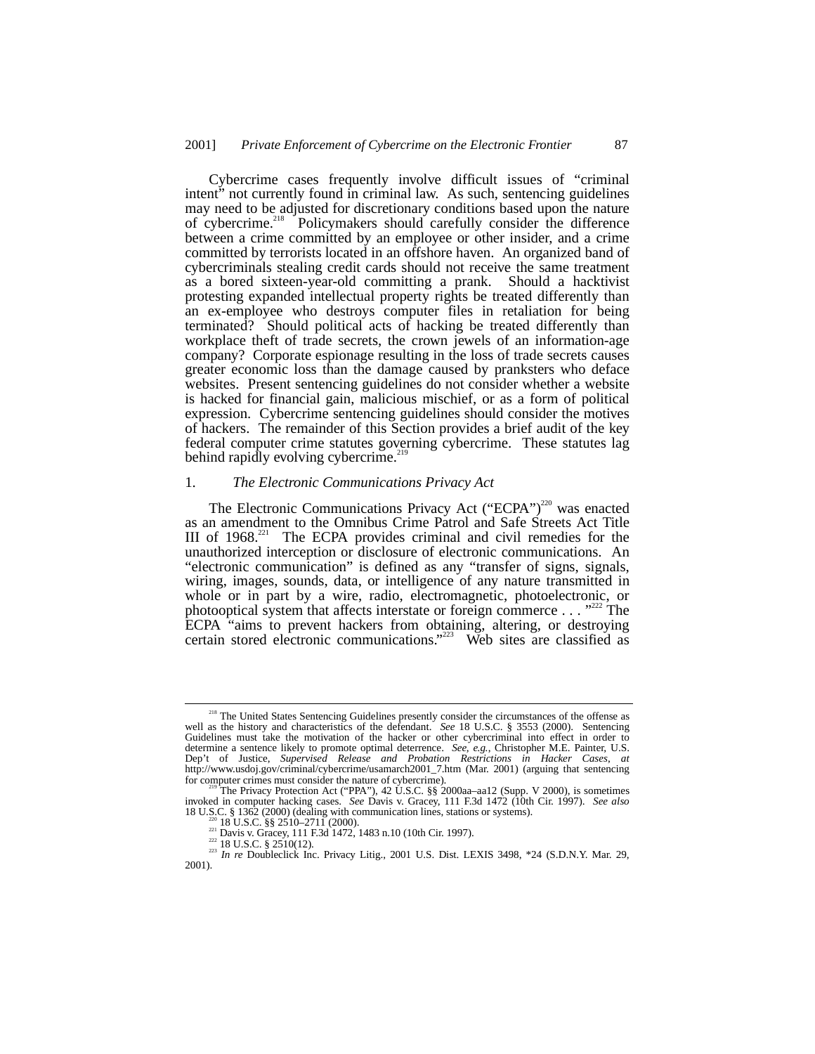Cybercrime cases frequently involve difficult issues of "criminal intent" not currently found in criminal law. As such, sentencing guidelines may need to be adjusted for discretionary conditions based upon the nature of cybercrime.[218] Policymakers should carefully consider the difference between a crime committed by an employee or other insider, and a crime committed by terrorists located in an offshore haven. An organized band of cybercriminals stealing credit cards should not receive the same treatment as a bored sixteen-year-old committing a prank. Should a hacktivist protesting expanded intellectual property rights be treated differently than an ex-employee who destroys computer files in retaliation for being terminated? Should political acts of hacking be treated differently than workplace theft of trade secrets, the crown jewels of an information-age company? Corporate espionage resulting in the loss of trade secrets causes greater economic loss than the damage caused by pranksters who deface websites. Present sentencing guidelines do not consider whether a website is hacked for financial gain, malicious mischief, or as a form of political expression. Cybercrime sentencing guidelines should consider the motives of hackers. The remainder of this Section provides a brief audit of the key federal computer crime statutes governing cybercrime. These statutes lag behind rapidly evolving cybercrime.[219]

### 1. *The Electronic Communications Privacy Act*

The Electronic Communications Privacy Act ("ECPA")[220] was enacted as an amendment to the Omnibus Crime Patrol and Safe Streets Act Title III of 1968.[221] The ECPA provides criminal and civil remedies for the unauthorized interception or disclosure of electronic communications. An "electronic communication" is defined as any "transfer of signs, signals, wiring, images, sounds, data, or intelligence of any nature transmitted in whole or in part by a wire, radio, electromagnetic, photoelectronic, or photooptical system that affects interstate or foreign commerce . . . "[222] The ECPA "aims to prevent hackers from obtaining, altering, or destroying certain stored electronic communications."[223] Web sites are classified as

---

[218] The United States Sentencing Guidelines presently consider the circumstances of the offense as well as the history and characteristics of the defendant. *See* 18 U.S.C. § 3553 (2000). Sentencing Guidelines must take the motivation of the hacker or other cybercriminal into effect in order to determine a sentence likely to promote optimal deterrence. *See, e.g.*, Christopher M.E. Painter, U.S. Dep't of Justice, *Supervised Release and Probation Restrictions in Hacker Cases*, *at* http://www.usdoj.gov/criminal/cybercrime/usamarch2001_7.htm (Mar. 2001) (arguing that sentencing for computer crimes must consider the nature of cybercrime).

[219] The Privacy Protection Act ("PPA"), 42 U.S.C. §§ 2000aa–aa12 (Supp. V 2000), is sometimes invoked in computer hacking cases. *See* Davis v. Gracey, 111 F.3d 1472 (10th Cir. 1997). *See also* 18 U.S.C. § 1362 (2000) (dealing with communication lines, stations or systems).

[220] 18 U.S.C. §§ 2510–2711 (2000).

[221] Davis v. Gracey, 111 F.3d 1472, 1483 n.10 (10th Cir. 1997).

[222] 18 U.S.C. § 2510(12).

[223] *In re* Doubleclick Inc. Privacy Litig., 2001 U.S. Dist. LEXIS 3498, *24 (S.D.N.Y. Mar. 29, 2001).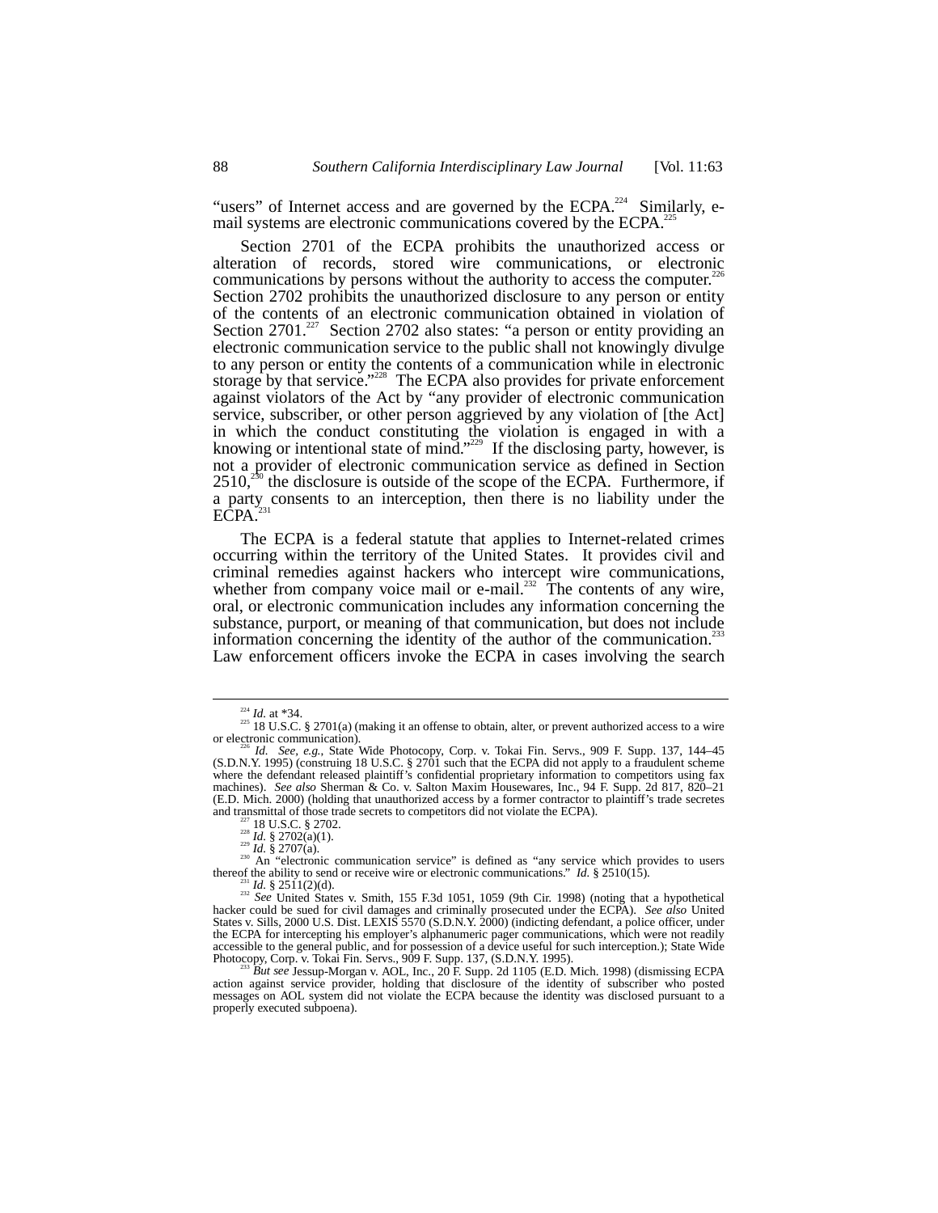"users" of Internet access and are governed by the ECPA.[224] Similarly, e-mail systems are electronic communications covered by the ECPA.[225]

Section 2701 of the ECPA prohibits the unauthorized access or alteration of records, stored wire communications, or electronic communications by persons without the authority to access the computer.[226] Section 2702 prohibits the unauthorized disclosure to any person or entity of the contents of an electronic communication obtained in violation of Section 2701.[227] Section 2702 also states: "a person or entity providing an electronic communication service to the public shall not knowingly divulge to any person or entity the contents of a communication while in electronic storage by that service."[228] The ECPA also provides for private enforcement against violators of the Act by "any provider of electronic communication service, subscriber, or other person aggrieved by any violation of [the Act] in which the conduct constituting the violation is engaged in with a knowing or intentional state of mind."[229] If the disclosing party, however, is not a provider of electronic communication service as defined in Section 2510,[230] the disclosure is outside of the scope of the ECPA. Furthermore, if a party consents to an interception, then there is no liability under the ECPA.[231]

The ECPA is a federal statute that applies to Internet-related crimes occurring within the territory of the United States. It provides civil and criminal remedies against hackers who intercept wire communications, whether from company voice mail or e-mail.[232] The contents of any wire, oral, or electronic communication includes any information concerning the substance, purport, or meaning of that communication, but does not include information concerning the identity of the author of the communication.[233] Law enforcement officers invoke the ECPA in cases involving the search

---

[224] *Id.* at *34.

[225] 18 U.S.C. § 2701(a) (making it an offense to obtain, alter, or prevent authorized access to a wire or electronic communication).

[226] *Id. See, e.g.,* State Wide Photocopy, Corp. v. Tokai Fin. Servs., 909 F. Supp. 137, 144–45 (S.D.N.Y. 1995) (construing 18 U.S.C. § 2701 such that the ECPA did not apply to a fraudulent scheme where the defendant released plaintiff's confidential proprietary information to competitors using fax machines). *See also* Sherman & Co. v. Salton Maxim Housewares, Inc., 94 F. Supp. 2d 817, 820–21 (E.D. Mich. 2000) (holding that unauthorized access by a former contractor to plaintiff's trade secretes and transmittal of those trade secrets to competitors did not violate the ECPA).

[227] 18 U.S.C. § 2702.

[228] *Id.* § 2702(a)(1).

[229] *Id.* § 2707(a).

[230] An "electronic communication service" is defined as "any service which provides to users thereof the ability to send or receive wire or electronic communications." *Id.* § 2510(15).

[231] *Id.* § 2511(2)(d).

[232] *See* United States v. Smith, 155 F.3d 1051, 1059 (9th Cir. 1998) (noting that a hypothetical hacker could be sued for civil damages and criminally prosecuted under the ECPA). *See also* United States v. Sills, 2000 U.S. Dist. LEXIS 5570 (S.D.N.Y. 2000) (indicting defendant, a police officer, under the ECPA for intercepting his employer's alphanumeric pager communications, which were not readily accessible to the general public, and for possession of a device useful for such interception.); State Wide Photocopy, Corp. v. Tokai Fin. Servs., 909 F. Supp. 137, (S.D.N.Y. 1995).

[233] *But see* Jessup-Morgan v. AOL, Inc., 20 F. Supp. 2d 1105 (E.D. Mich. 1998) (dismissing ECPA action against service provider, holding that disclosure of the identity of subscriber who posted messages on AOL system did not violate the ECPA because the identity was disclosed pursuant to a properly executed subpoena).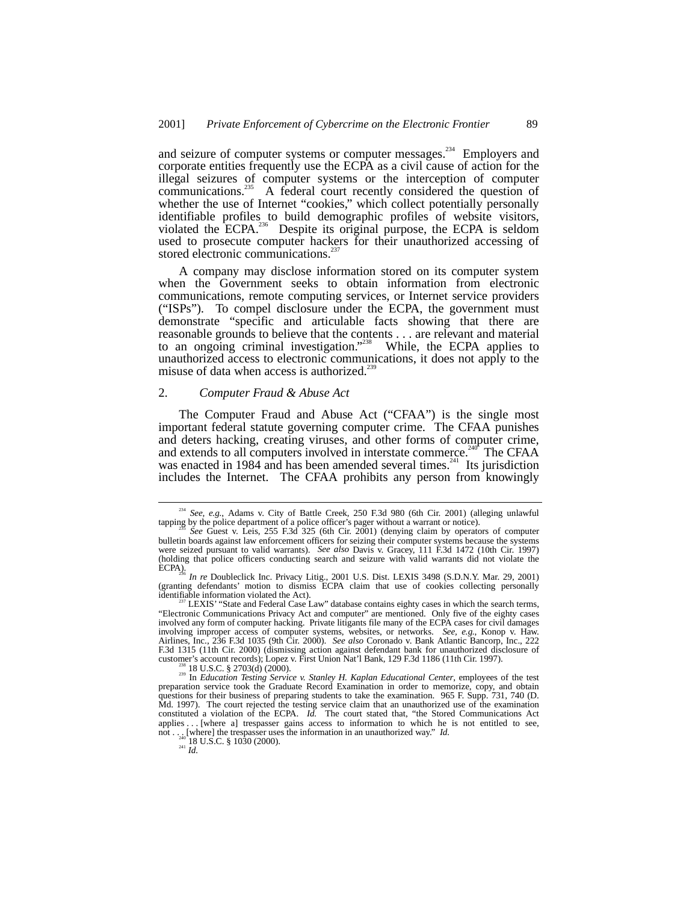and seizure of computer systems or computer messages.[234] Employers and corporate entities frequently use the ECPA as a civil cause of action for the illegal seizures of computer systems or the interception of computer communications.[235] A federal court recently considered the question of whether the use of Internet "cookies," which collect potentially personally identifiable profiles to build demographic profiles of website visitors, violated the ECPA.[236] Despite its original purpose, the ECPA is seldom used to prosecute computer hackers for their unauthorized accessing of stored electronic communications.[237]

A company may disclose information stored on its computer system when the Government seeks to obtain information from electronic communications, remote computing services, or Internet service providers ("ISPs"). To compel disclosure under the ECPA, the government must demonstrate "specific and articulable facts showing that there are reasonable grounds to believe that the contents . . . are relevant and material to an ongoing criminal investigation."[238] While, the ECPA applies to unauthorized access to electronic communications, it does not apply to the misuse of data when access is authorized.[239]

### 2. *Computer Fraud & Abuse Act*

The Computer Fraud and Abuse Act ("CFAA") is the single most important federal statute governing computer crime. The CFAA punishes and deters hacking, creating viruses, and other forms of computer crime, and extends to all computers involved in interstate commerce.[240] The CFAA was enacted in 1984 and has been amended several times.[241] Its jurisdiction includes the Internet. The CFAA prohibits any person from knowingly

---

[234] *See, e.g.*, Adams v. City of Battle Creek, 250 F.3d 980 (6th Cir. 2001) (alleging unlawful tapping by the police department of a police officer's pager without a warrant or notice).

[235] *See* Guest v. Leis, 255 F.3d 325 (6th Cir. 2001) (denying claim by operators of computer bulletin boards against law enforcement officers for seizing their computer systems because the systems were seized pursuant to valid warrants). *See also* Davis v. Gracey, 111 F.3d 1472 (10th Cir. 1997) (holding that police officers conducting search and seizure with valid warrants did not violate the ECPA).

[236] *In re* Doubleclick Inc. Privacy Litig., 2001 U.S. Dist. LEXIS 3498 (S.D.N.Y. Mar. 29, 2001) (granting defendants' motion to dismiss ECPA claim that use of cookies collecting personally identifiable information violated the Act).

[237] LEXIS' "State and Federal Case Law" database contains eighty cases in which the search terms, "Electronic Communications Privacy Act and computer" are mentioned. Only five of the eighty cases involved any form of computer hacking. Private litigants file many of the ECPA cases for civil damages involving improper access of computer systems, websites, or networks. *See, e.g.*, Konop v. Haw. Airlines, Inc., 236 F.3d 1035 (9th Cir. 2000). *See also* Coronado v. Bank Atlantic Bancorp, Inc., 222 F.3d 1315 (11th Cir. 2000) (dismissing action against defendant bank for unauthorized disclosure of customer's account records); Lopez v. First Union Nat'l Bank, 129 F.3d 1186 (11th Cir. 1997).

[238] 18 U.S.C. § 2703(d) (2000).

[239] In *Education Testing Service v. Stanley H. Kaplan Educational Center*, employees of the test preparation service took the Graduate Record Examination in order to memorize, copy, and obtain questions for their business of preparing students to take the examination. 965 F. Supp. 731, 740 (D. Md. 1997). The court rejected the testing service claim that an unauthorized use of the examination constituted a violation of the ECPA. *Id.* The court stated that, "the Stored Communications Act applies . . . [where a] trespasser gains access to information to which he is not entitled to see, not . . . [where] the trespasser uses the information in an unauthorized way." *Id.*

[240] 18 U.S.C. § 1030 (2000).

[241] *Id.*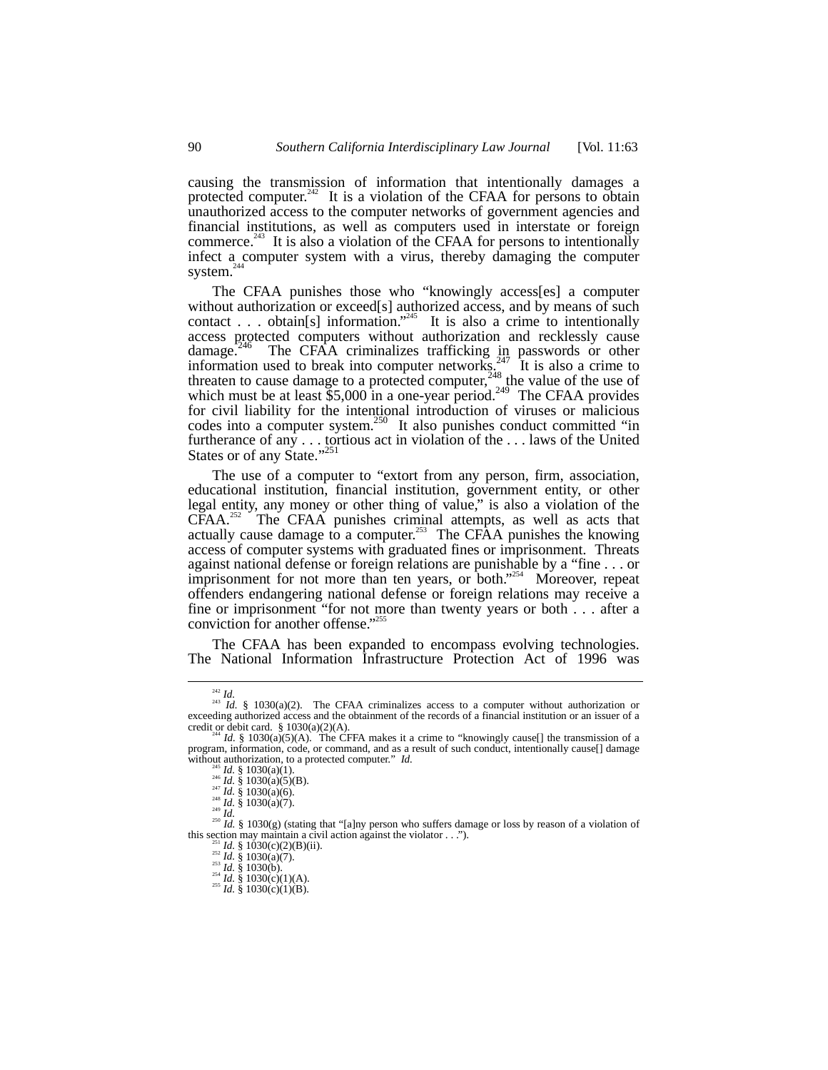causing the transmission of information that intentionally damages a protected computer.[242] It is a violation of the CFAA for persons to obtain unauthorized access to the computer networks of government agencies and financial institutions, as well as computers used in interstate or foreign commerce.[243] It is also a violation of the CFAA for persons to intentionally infect a computer system with a virus, thereby damaging the computer system.[244]

The CFAA punishes those who "knowingly access[es] a computer without authorization or exceed[s] authorized access, and by means of such contact . . . obtain[s] information."[245] It is also a crime to intentionally access protected computers without authorization and recklessly cause damage.[246] The CFAA criminalizes trafficking in passwords or other information used to break into computer networks.[247] It is also a crime to threaten to cause damage to a protected computer,[248] the value of the use of which must be at least $5,000 in a one-year period.[249] The CFAA provides for civil liability for the intentional introduction of viruses or malicious codes into a computer system.[250] It also punishes conduct committed "in furtherance of any . . . tortious act in violation of the . . . laws of the United States or of any State."[251]

The use of a computer to "extort from any person, firm, association, educational institution, financial institution, government entity, or other legal entity, any money or other thing of value," is also a violation of the CFAA.[252] The CFAA punishes criminal attempts, as well as acts that actually cause damage to a computer.[253] The CFAA punishes the knowing access of computer systems with graduated fines or imprisonment. Threats against national defense or foreign relations are punishable by a "fine . . . or imprisonment for not more than ten years, or both."[254] Moreover, repeat offenders endangering national defense or foreign relations may receive a fine or imprisonment "for not more than twenty years or both . . . after a conviction for another offense."[255]

The CFAA has been expanded to encompass evolving technologies. The National Information Infrastructure Protection Act of 1996 was

---

[242] *Id.*

[243] *Id.* § 1030(a)(2). The CFAA criminalizes access to a computer without authorization or exceeding authorized access and the obtainment of the records of a financial institution or an issuer of a credit or debit card. § 1030(a)(2)(A).

[244] *Id.* § 1030(a)(5)(A). The CFFA makes it a crime to "knowingly cause[] the transmission of a program, information, code, or command, and as a result of such conduct, intentionally cause[] damage without authorization, to a protected computer." *Id.*

[245] *Id.* § 1030(a)(1).

[246] *Id.* § 1030(a)(5)(B).

[247] *Id.* § 1030(a)(6).

[248] *Id.* § 1030(a)(7).

[249] *Id.*

[250] *Id.* § 1030(g) (stating that "[a]ny person who suffers damage or loss by reason of a violation of this section may maintain a civil action against the violator . . .").

[251] *Id.* § 1030(c)(2)(B)(ii).

[252] *Id.* § 1030(a)(7).

[253] *Id.* § 1030(b).

[254] *Id.* § 1030(c)(1)(A).

[255] *Id.* § 1030(c)(1)(B).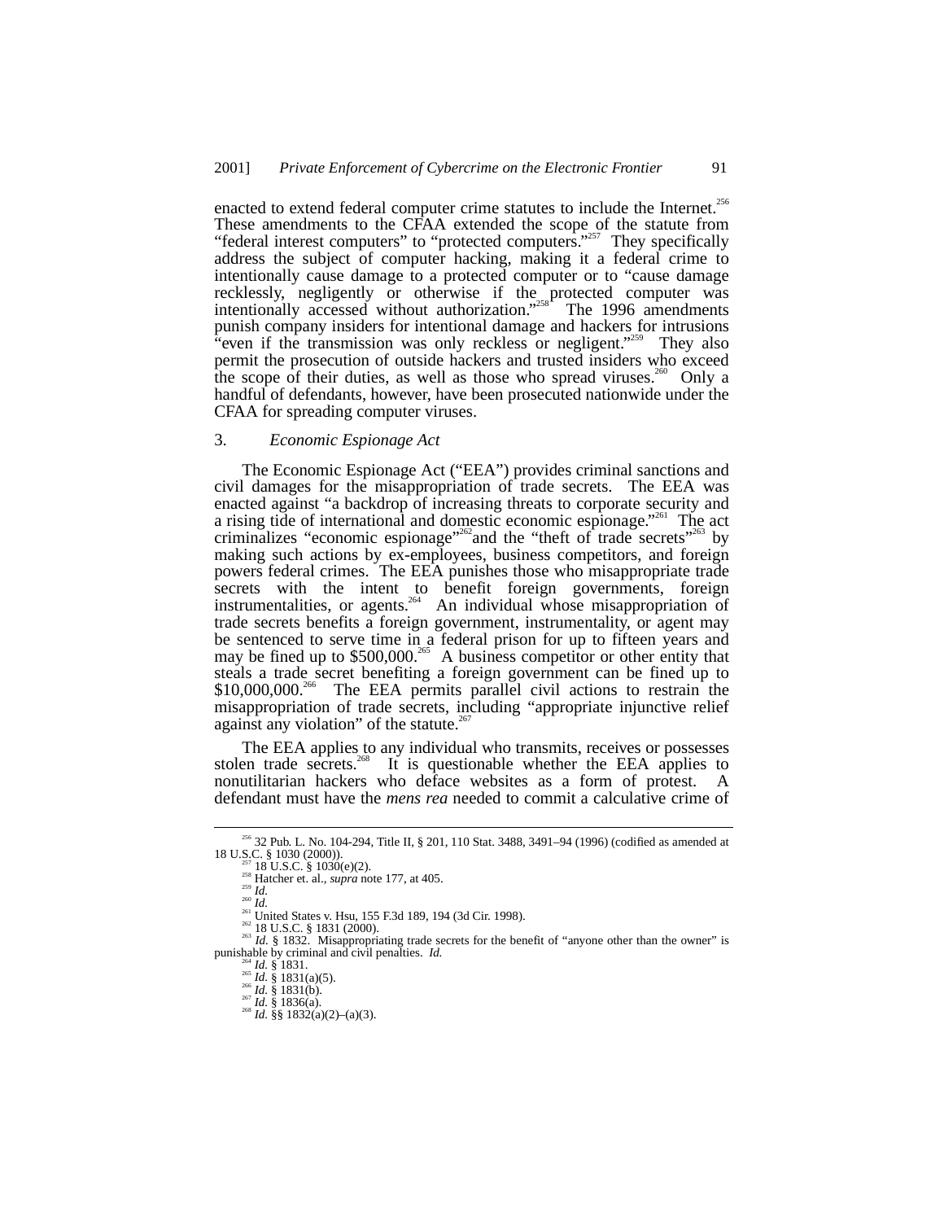enacted to extend federal computer crime statutes to include the Internet.[256] These amendments to the CFAA extended the scope of the statute from "federal interest computers" to "protected computers."[257] They specifically address the subject of computer hacking, making it a federal crime to intentionally cause damage to a protected computer or to "cause damage recklessly, negligently or otherwise if the protected computer was intentionally accessed without authorization."[258] The 1996 amendments punish company insiders for intentional damage and hackers for intrusions "even if the transmission was only reckless or negligent."[259] They also permit the prosecution of outside hackers and trusted insiders who exceed the scope of their duties, as well as those who spread viruses.[260] Only a handful of defendants, however, have been prosecuted nationwide under the CFAA for spreading computer viruses.

### 3. *Economic Espionage Act*

The Economic Espionage Act ("EEA") provides criminal sanctions and civil damages for the misappropriation of trade secrets. The EEA was enacted against "a backdrop of increasing threats to corporate security and a rising tide of international and domestic economic espionage."[261] The act criminalizes "economic espionage"[262] and the "theft of trade secrets"[263] by making such actions by ex-employees, business competitors, and foreign powers federal crimes. The EEA punishes those who misappropriate trade secrets with the intent to benefit foreign governments, foreign instrumentalities, or agents.[264] An individual whose misappropriation of trade secrets benefits a foreign government, instrumentality, or agent may be sentenced to serve time in a federal prison for up to fifteen years and may be fined up to $500,000.[265] A business competitor or other entity that steals a trade secret benefiting a foreign government can be fined up to $10,000,000.[266] The EEA permits parallel civil actions to restrain the misappropriation of trade secrets, including "appropriate injunctive relief against any violation" of the statute.[267]

The EEA applies to any individual who transmits, receives or possesses stolen trade secrets.[268] It is questionable whether the EEA applies to nonutilitarian hackers who deface websites as a form of protest. A defendant must have the *mens rea* needed to commit a calculative crime of

---

[256] 32 Pub. L. No. 104-294, Title II, § 201, 110 Stat. 3488, 3491–94 (1996) (codified as amended at 18 U.S.C. § 1030 (2000)).

[257] 18 U.S.C. § 1030(e)(2).

[258] Hatcher et. al., *supra* note 177, at 405.

[259] *Id.*

[260] *Id.*

[261] United States v. Hsu, 155 F.3d 189, 194 (3d Cir. 1998).

[262] 18 U.S.C. § 1831 (2000).

[263] *Id.* § 1832. Misappropriating trade secrets for the benefit of "anyone other than the owner" is punishable by criminal and civil penalties. *Id.*

[264] *Id.* § 1831.

[265] *Id.* § 1831(a)(5).

[266] *Id.* § 1831(b).

[267] *Id.* § 1836(a).

[268] *Id.* §§ 1832(a)(2)–(a)(3).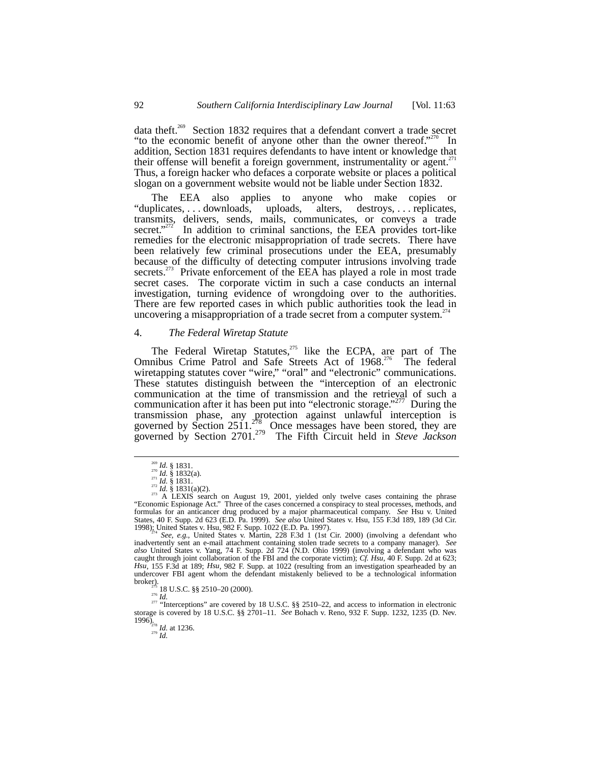data theft.[269] Section 1832 requires that a defendant convert a trade secret "to the economic benefit of anyone other than the owner thereof."[270] In addition, Section 1831 requires defendants to have intent or knowledge that their offense will benefit a foreign government, instrumentality or agent.[271] Thus, a foreign hacker who defaces a corporate website or places a political slogan on a government website would not be liable under Section 1832.

The EEA also applies to anyone who make copies or "duplicates, . . . downloads, uploads, alters, destroys, . . . replicates, transmits, delivers, sends, mails, communicates, or conveys a trade secret."[272] In addition to criminal sanctions, the EEA provides tort-like remedies for the electronic misappropriation of trade secrets. There have been relatively few criminal prosecutions under the EEA, presumably because of the difficulty of detecting computer intrusions involving trade secrets.[273] Private enforcement of the EEA has played a role in most trade secret cases. The corporate victim in such a case conducts an internal investigation, turning evidence of wrongdoing over to the authorities. There are few reported cases in which public authorities took the lead in uncovering a misappropriation of a trade secret from a computer system.[274]

#### 4. *The Federal Wiretap Statute*

The Federal Wiretap Statutes,[275] like the ECPA, are part of The Omnibus Crime Patrol and Safe Streets Act of 1968.[276] The federal wiretapping statutes cover "wire," "oral" and "electronic" communications. These statutes distinguish between the "interception of an electronic communication at the time of transmission and the retrieval of such a communication after it has been put into "electronic storage."[277] During the transmission phase, any protection against unlawful interception is governed by Section 2511.[278] Once messages have been stored, they are governed by Section 2701.[279] The Fifth Circuit held in *Steve Jackson*

---

[269] *Id.* § 1831.

[270] *Id.* § 1832(a).

[271] *Id.* § 1831.

[272] *Id.* § 1831(a)(2).

[273] A LEXIS search on August 19, 2001, yielded only twelve cases containing the phrase "Economic Espionage Act." Three of the cases concerned a conspiracy to steal processes, methods, and formulas for an anticancer drug produced by a major pharmaceutical company. *See* Hsu v. United States, 40 F. Supp. 2d 623 (E.D. Pa. 1999). *See also* United States v. Hsu, 155 F.3d 189, 189 (3d Cir. 1998); United States v. Hsu, 982 F. Supp. 1022 (E.D. Pa. 1997).

[274] *See, e.g.*, United States v. Martin, 228 F.3d 1 (1st Cir. 2000) (involving a defendant who inadvertently sent an e-mail attachment containing stolen trade secrets to a company manager). *See also* United States v. Yang, 74 F. Supp. 2d 724 (N.D. Ohio 1999) (involving a defendant who was caught through joint collaboration of the FBI and the corporate victim); *Cf. Hsu*, 40 F. Supp. 2d at 623; *Hsu*, 155 F.3d at 189; *Hsu*, 982 F. Supp. at 1022 (resulting from an investigation spearheaded by an undercover FBI agent whom the defendant mistakenly believed to be a technological information broker).

[275] 18 U.S.C. §§ 2510–20 (2000).

[276] *Id.*

[277] "Interceptions" are covered by 18 U.S.C. §§ 2510–22, and access to information in electronic storage is covered by 18 U.S.C. §§ 2701–11. *See* Bohach v. Reno, 932 F. Supp. 1232, 1235 (D. Nev. 1996).

[278] *Id.* at 1236.

[279] *Id.*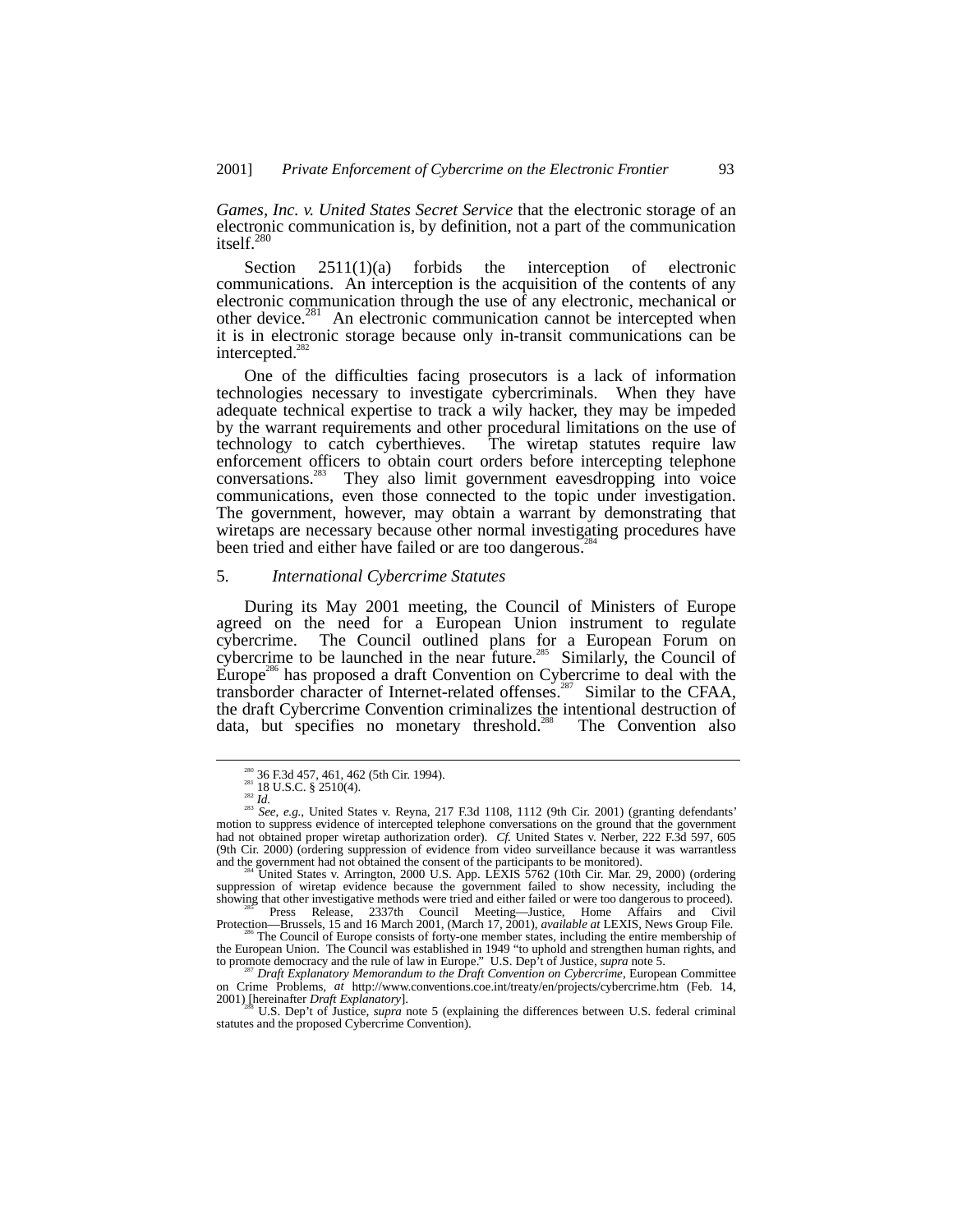*Games, Inc. v. United States Secret Service* that the electronic storage of an electronic communication is, by definition, not a part of the communication itself.[280]

Section 2511(1)(a) forbids the interception of electronic communications. An interception is the acquisition of the contents of any electronic communication through the use of any electronic, mechanical or other device.[281] An electronic communication cannot be intercepted when it is in electronic storage because only in-transit communications can be intercepted.[282]

One of the difficulties facing prosecutors is a lack of information technologies necessary to investigate cybercriminals. When they have adequate technical expertise to track a wily hacker, they may be impeded by the warrant requirements and other procedural limitations on the use of technology to catch cyberthieves. The wiretap statutes require law enforcement officers to obtain court orders before intercepting telephone conversations.[283] They also limit government eavesdropping into voice communications, even those connected to the topic under investigation. The government, however, may obtain a warrant by demonstrating that wiretaps are necessary because other normal investigating procedures have been tried and either have failed or are too dangerous.[284]

### 5. *International Cybercrime Statutes*

During its May 2001 meeting, the Council of Ministers of Europe agreed on the need for a European Union instrument to regulate cybercrime. The Council outlined plans for a European Forum on cybercrime to be launched in the near future.[285] Similarly, the Council of Europe[286] has proposed a draft Convention on Cybercrime to deal with the transborder character of Internet-related offenses.[287] Similar to the CFAA, the draft Cybercrime Convention criminalizes the intentional destruction of data, but specifies no monetary threshold.[288] The Convention also

---

[280] 36 F.3d 457, 461, 462 (5th Cir. 1994).

[281] 18 U.S.C. § 2510(4).

[282] *Id.*

[283] *See, e.g.*, United States v. Reyna, 217 F.3d 1108, 1112 (9th Cir. 2001) (granting defendants' motion to suppress evidence of intercepted telephone conversations on the ground that the government had not obtained proper wiretap authorization order). *Cf.* United States v. Nerber, 222 F.3d 597, 605 (9th Cir. 2000) (ordering suppression of evidence from video surveillance because it was warrantless and the government had not obtained the consent of the participants to be monitored).

[284] United States v. Arrington, 2000 U.S. App. LEXIS 5762 (10th Cir. Mar. 29, 2000) (ordering suppression of wiretap evidence because the government failed to show necessity, including the showing that other investigative methods were tried and either failed or were too dangerous to proceed).

[285] Press Release, 2337th Council Meeting—Justice, Home Affairs and Civil Protection—Brussels, 15 and 16 March 2001, (March 17, 2001), *available at* LEXIS, News Group File.

[286] The Council of Europe consists of forty-one member states, including the entire membership of the European Union. The Council was established in 1949 "to uphold and strengthen human rights, and to promote democracy and the rule of law in Europe." U.S. Dep't of Justice, *supra* note 5.

[287] *Draft Explanatory Memorandum to the Draft Convention on Cybercrime*, European Committee on Crime Problems, *at* http://www.conventions.coe.int/treaty/en/projects/cybercrime.htm (Feb. 14, 2001) [hereinafter *Draft Explanatory*].

[288] U.S. Dep't of Justice, *supra* note 5 (explaining the differences between U.S. federal criminal statutes and the proposed Cybercrime Convention).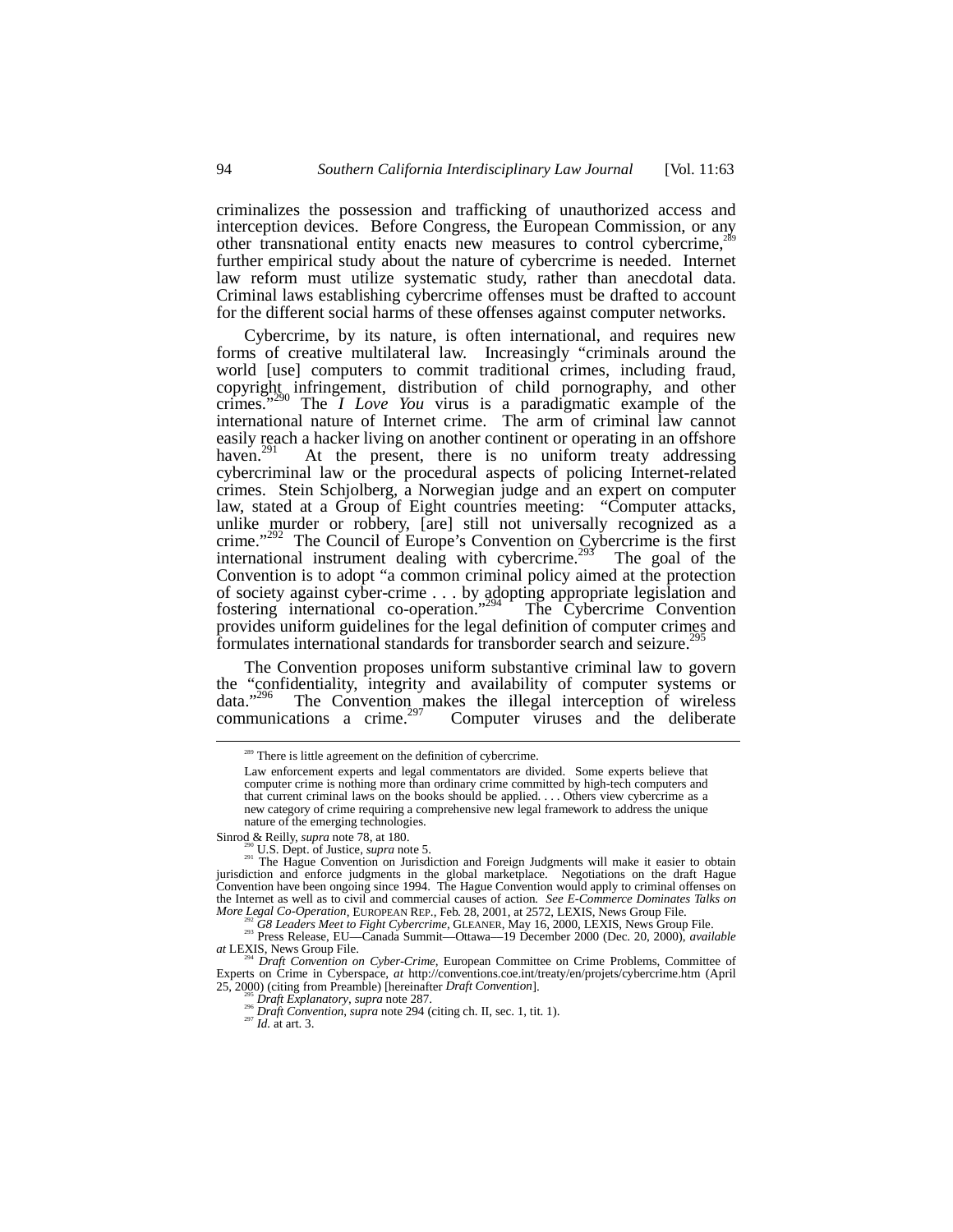criminalizes the possession and trafficking of unauthorized access and interception devices. Before Congress, the European Commission, or any other transnational entity enacts new measures to control cybercrime,[289] further empirical study about the nature of cybercrime is needed. Internet law reform must utilize systematic study, rather than anecdotal data. Criminal laws establishing cybercrime offenses must be drafted to account for the different social harms of these offenses against computer networks.

Cybercrime, by its nature, is often international, and requires new forms of creative multilateral law. Increasingly "criminals around the world [use] computers to commit traditional crimes, including fraud, copyright infringement, distribution of child pornography, and other crimes."[290] The *I Love You* virus is a paradigmatic example of the international nature of Internet crime. The arm of criminal law cannot easily reach a hacker living on another continent or operating in an offshore haven.[291] At the present, there is no uniform treaty addressing cybercriminal law or the procedural aspects of policing Internet-related crimes. Stein Schjolberg, a Norwegian judge and an expert on computer law, stated at a Group of Eight countries meeting: "Computer attacks, unlike murder or robbery, [are] still not universally recognized as a crime."[292] The Council of Europe's Convention on Cybercrime is the first international instrument dealing with cybercrime.[293] The goal of the Convention is to adopt "a common criminal policy aimed at the protection of society against cyber-crime . . . by adopting appropriate legislation and fostering international co-operation."[294] The Cybercrime Convention provides uniform guidelines for the legal definition of computer crimes and formulates international standards for transborder search and seizure.[295]

The Convention proposes uniform substantive criminal law to govern the "confidentiality, integrity and availability of computer systems or data."[296] The Convention makes the illegal interception of wireless communications a crime.[297] Computer viruses and the deliberate

---

[289] There is little agreement on the definition of cybercrime.

> Law enforcement experts and legal commentators are divided. Some experts believe that computer crime is nothing more than ordinary crime committed by high-tech computers and that current criminal laws on the books should be applied. . . . Others view cybercrime as a new category of crime requiring a comprehensive new legal framework to address the unique nature of the emerging technologies.

Sinrod & Reilly, *supra* note 78, at 180.

[290] U.S. Dept. of Justice, *supra* note 5.

[291] The Hague Convention on Jurisdiction and Foreign Judgments will make it easier to obtain jurisdiction and enforce judgments in the global marketplace. Negotiations on the draft Hague Convention have been ongoing since 1994. The Hague Convention would apply to criminal offenses on the Internet as well as to civil and commercial causes of action. *See E-Commerce Dominates Talks on More Legal Co-Operation*, EUROPEAN REP., Feb. 28, 2001, at 2572, LEXIS, News Group File.

[292] *G8 Leaders Meet to Fight Cybercrime*, GLEANER, May 16, 2000, LEXIS, News Group File.

[293] Press Release, EU—Canada Summit—Ottawa—19 December 2000 (Dec. 20, 2000), *available at* LEXIS, News Group File.

[294] *Draft Convention on Cyber-Crime*, European Committee on Crime Problems, Committee of Experts on Crime in Cyberspace, *at* http://conventions.coe.int/treaty/en/projets/cybercrime.htm (April 25, 2000) (citing from Preamble) [hereinafter *Draft Convention*].

[295] *Draft Explanatory*, *supra* note 287.

[296] *Draft Convention*, *supra* note 294 (citing ch. II, sec. 1, tit. 1).

[297] *Id.* at art. 3.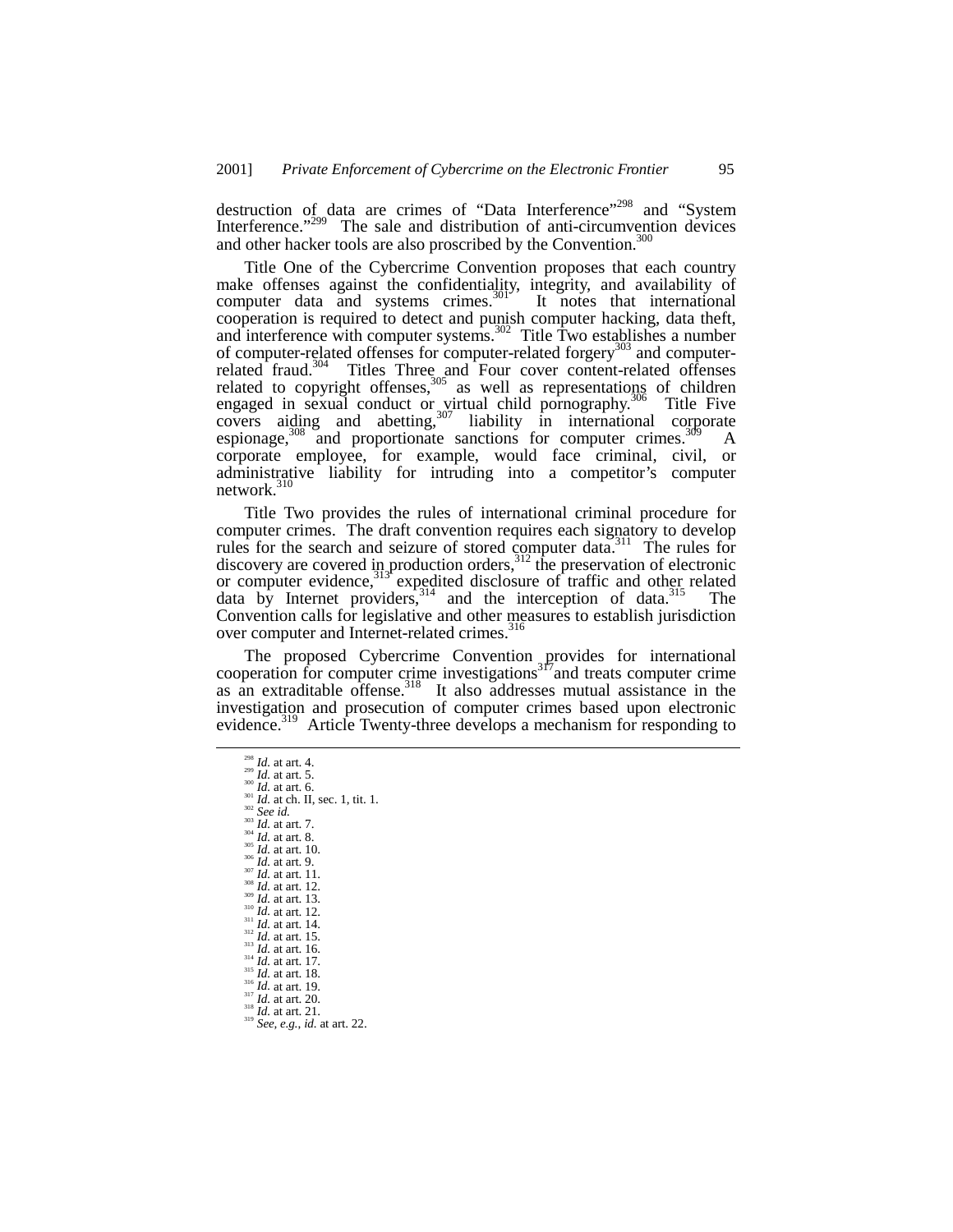destruction of data are crimes of "Data Interference"[298] and "System Interference."[299] The sale and distribution of anti-circumvention devices and other hacker tools are also proscribed by the Convention.[300]

Title One of the Cybercrime Convention proposes that each country make offenses against the confidentiality, integrity, and availability of computer data and systems crimes.[301] It notes that international cooperation is required to detect and punish computer hacking, data theft, and interference with computer systems.[302] Title Two establishes a number of computer-related offenses for computer-related forgery[303] and computer-related fraud.[304] Titles Three and Four cover content-related offenses related to copyright offenses,[305] as well as representations of children engaged in sexual conduct or virtual child pornography.[306] Title Five covers aiding and abetting,[307] liability in international corporate espionage,[308] and proportionate sanctions for computer crimes.[309] A corporate employee, for example, would face criminal, civil, or administrative liability for intruding into a competitor's computer network.[310]

Title Two provides the rules of international criminal procedure for computer crimes. The draft convention requires each signatory to develop rules for the search and seizure of stored computer data.[311] The rules for discovery are covered in production orders,[312] the preservation of electronic or computer evidence,[313] expedited disclosure of traffic and other related data by Internet providers,[314] and the interception of data.[315] The Convention calls for legislative and other measures to establish jurisdiction over computer and Internet-related crimes.[316]

The proposed Cybercrime Convention provides for international cooperation for computer crime investigations[317] and treats computer crime as an extraditable offense.[318] It also addresses mutual assistance in the investigation and prosecution of computer crimes based upon electronic evidence.[319] Article Twenty-three develops a mechanism for responding to

---

[298] *Id.* at art. 4.
[299] *Id.* at art. 5.
[300] *Id.* at art. 6.
[301] *Id.* at ch. II, sec. 1, tit. 1.
[302] *See id.*
[303] *Id.* at art. 7.
[304] *Id.* at art. 8.
[305] *Id.* at art. 10.
[306] *Id.* at art. 9.
[307] *Id.* at art. 11.
[308] *Id.* at art. 12.
[309] *Id.* at art. 13.
[310] *Id.* at art. 12.
[311] *Id.* at art. 14.
[312] *Id.* at art. 15.
[313] *Id.* at art. 16.
[314] *Id.* at art. 17.
[315] *Id.* at art. 18.
[316] *Id.* at art. 19.
[317] *Id.* at art. 20.
[318] *Id.* at art. 21.
[319] *See, e.g.*, *id.* at art. 22.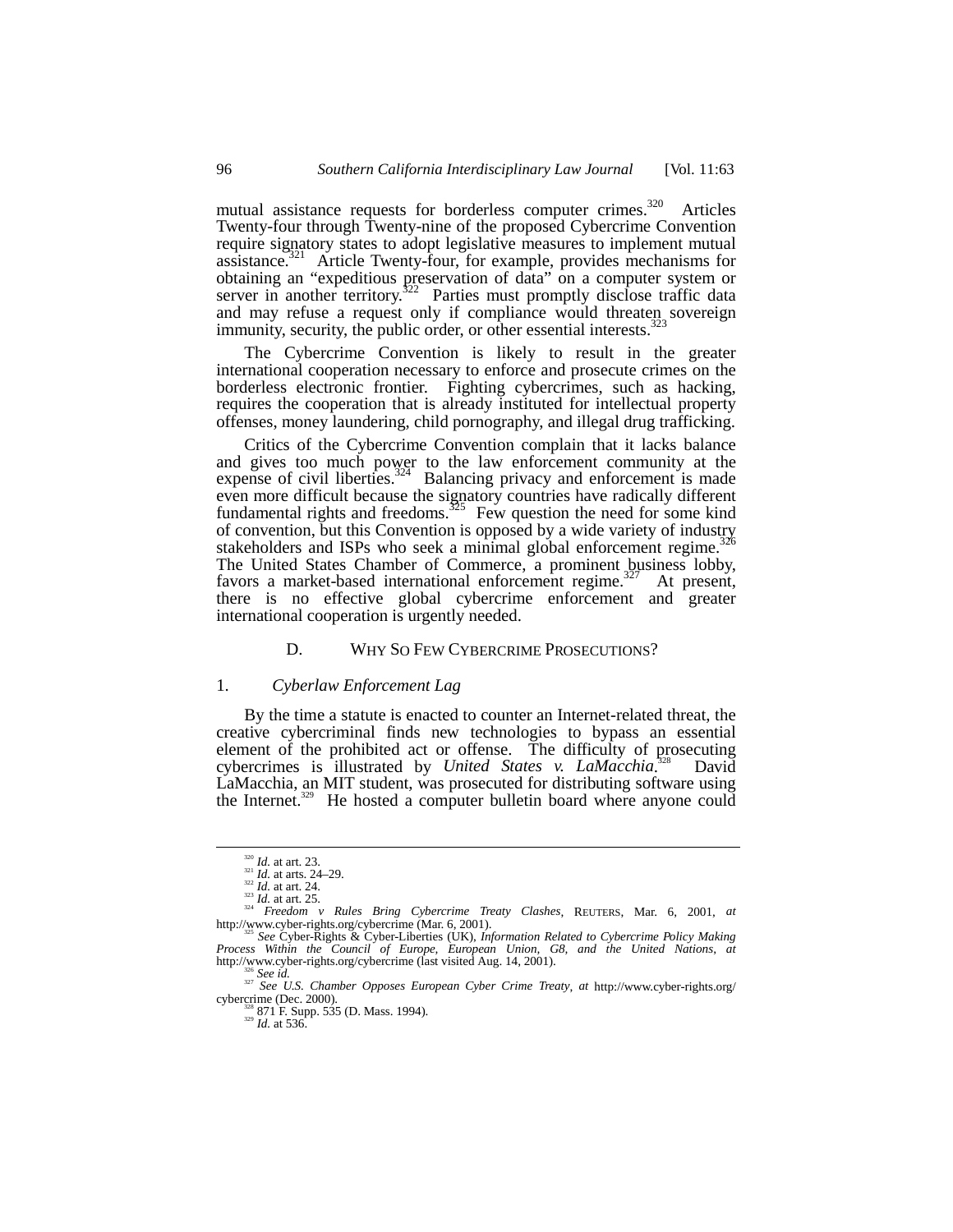mutual assistance requests for borderless computer crimes.[320] Articles Twenty-four through Twenty-nine of the proposed Cybercrime Convention require signatory states to adopt legislative measures to implement mutual assistance.[321] Article Twenty-four, for example, provides mechanisms for obtaining an "expeditious preservation of data" on a computer system or server in another territory.[322] Parties must promptly disclose traffic data and may refuse a request only if compliance would threaten sovereign immunity, security, the public order, or other essential interests.[323]

The Cybercrime Convention is likely to result in the greater international cooperation necessary to enforce and prosecute crimes on the borderless electronic frontier. Fighting cybercrimes, such as hacking, requires the cooperation that is already instituted for intellectual property offenses, money laundering, child pornography, and illegal drug trafficking.

Critics of the Cybercrime Convention complain that it lacks balance and gives too much power to the law enforcement community at the expense of civil liberties.[324] Balancing privacy and enforcement is made even more difficult because the signatory countries have radically different fundamental rights and freedoms.[325] Few question the need for some kind of convention, but this Convention is opposed by a wide variety of industry stakeholders and ISPs who seek a minimal global enforcement regime.[326] The United States Chamber of Commerce, a prominent business lobby, favors a market-based international enforcement regime.[327] At present, there is no effective global cybercrime enforcement and greater international cooperation is urgently needed.

### D. Why So Few Cybercrime Prosecutions?

#### 1. *Cyberlaw Enforcement Lag*

By the time a statute is enacted to counter an Internet-related threat, the creative cybercriminal finds new technologies to bypass an essential element of the prohibited act or offense. The difficulty of prosecuting cybercrimes is illustrated by *United States v. LaMacchia*.[328] David LaMacchia, an MIT student, was prosecuted for distributing software using the Internet.[329] He hosted a computer bulletin board where anyone could

---

[320] *Id.* at art. 23.

[321] *Id.* at arts. 24–29.

[322] *Id.* at art. 24.

[323] *Id.* at art. 25.

[324] *Freedom v Rules Bring Cybercrime Treaty Clashes*, Reuters, Mar. 6, 2001, *at* http://www.cyber-rights.org/cybercrime (Mar. 6, 2001).

[325] *See* Cyber-Rights & Cyber-Liberties (UK), *Information Related to Cybercrime Policy Making Process Within the Council of Europe, European Union, G8, and the United Nations*, *at* http://www.cyber-rights.org/cybercrime (last visited Aug. 14, 2001).

[326] *See id.*

[327] *See U.S. Chamber Opposes European Cyber Crime Treaty*, *at* http://www.cyber-rights.org/cybercrime (Dec. 2000).

[328] 871 F. Supp. 535 (D. Mass. 1994).

[329] *Id.* at 536.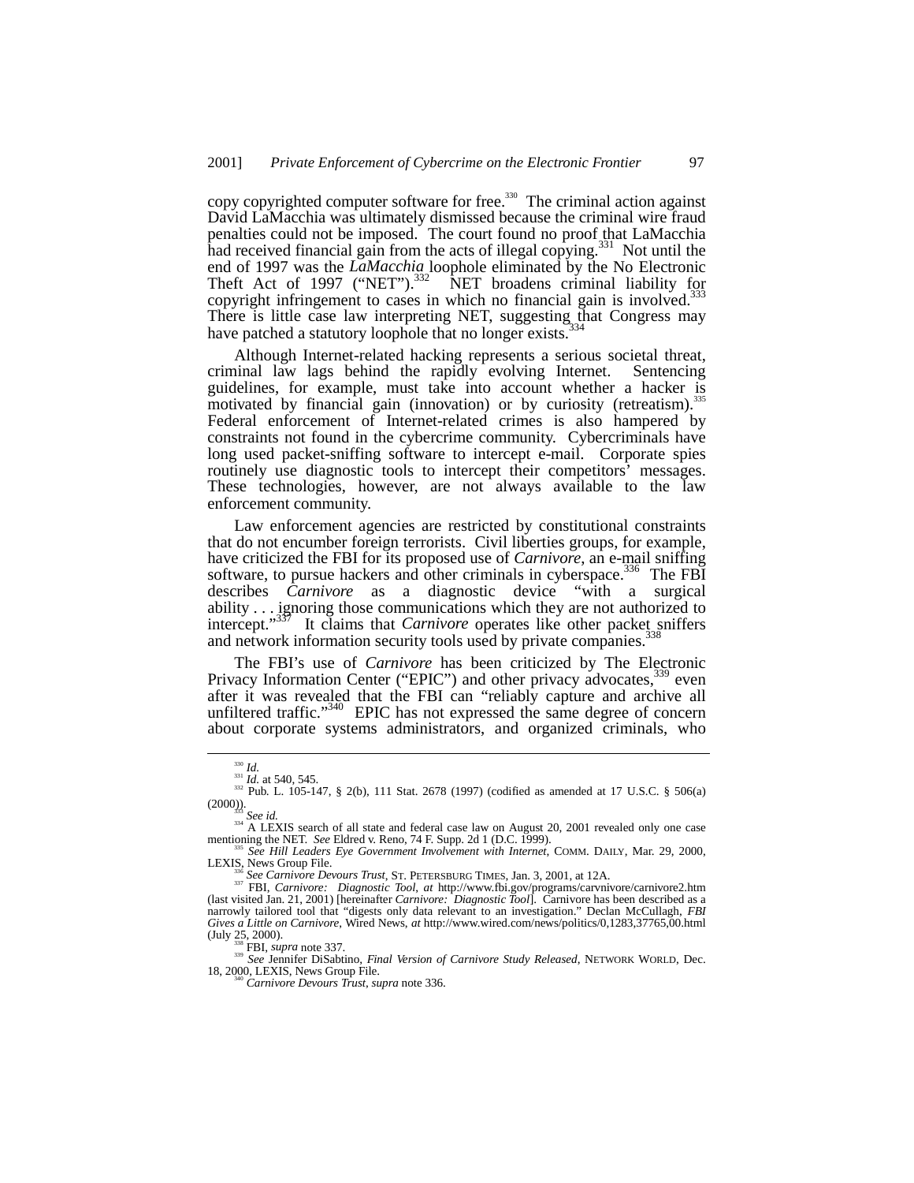copy copyrighted computer software for free.[330] The criminal action against David LaMacchia was ultimately dismissed because the criminal wire fraud penalties could not be imposed. The court found no proof that LaMacchia had received financial gain from the acts of illegal copying.[331] Not until the end of 1997 was the *LaMacchia* loophole eliminated by the No Electronic Theft Act of 1997 ("NET").[332] NET broadens criminal liability for copyright infringement to cases in which no financial gain is involved.[333] There is little case law interpreting NET, suggesting that Congress may have patched a statutory loophole that no longer exists.[334]

Although Internet-related hacking represents a serious societal threat, criminal law lags behind the rapidly evolving Internet. Sentencing guidelines, for example, must take into account whether a hacker is motivated by financial gain (innovation) or by curiosity (retreatism).[335] Federal enforcement of Internet-related crimes is also hampered by constraints not found in the cybercrime community. Cybercriminals have long used packet-sniffing software to intercept e-mail. Corporate spies routinely use diagnostic tools to intercept their competitors' messages. These technologies, however, are not always available to the law enforcement community.

Law enforcement agencies are restricted by constitutional constraints that do not encumber foreign terrorists. Civil liberties groups, for example, have criticized the FBI for its proposed use of *Carnivore*, an e-mail sniffing software, to pursue hackers and other criminals in cyberspace.[336] The FBI describes *Carnivore* as a diagnostic device "with a surgical ability . . . ignoring those communications which they are not authorized to intercept."[337] It claims that *Carnivore* operates like other packet sniffers and network information security tools used by private companies.[338]

The FBI's use of *Carnivore* has been criticized by The Electronic Privacy Information Center ("EPIC") and other privacy advocates,[339] even after it was revealed that the FBI can "reliably capture and archive all unfiltered traffic."[340] EPIC has not expressed the same degree of concern about corporate systems administrators, and organized criminals, who

---

[330] *Id.*

[331] *Id.* at 540, 545.

[332] Pub. L. 105-147, § 2(b), 111 Stat. 2678 (1997) (codified as amended at 17 U.S.C. § 506(a) (2000)).

[333] *See id.*

[334] A LEXIS search of all state and federal case law on August 20, 2001 revealed only one case mentioning the NET. *See* Eldred v. Reno, 74 F. Supp. 2d 1 (D.C. 1999).

[335] *See Hill Leaders Eye Government Involvement with Internet*, COMM. DAILY, Mar. 29, 2000, LEXIS, News Group File.

[336] *See Carnivore Devours Trust*, ST. PETERSBURG TIMES, Jan. 3, 2001, at 12A.

[337] FBI, *Carnivore: Diagnostic Tool*, *at* http://www.fbi.gov/programs/carvnivore/carnivore2.htm (last visited Jan. 21, 2001) [hereinafter *Carnivore: Diagnostic Tool*]. Carnivore has been described as a narrowly tailored tool that "digests only data relevant to an investigation." Declan McCullagh, *FBI Gives a Little on Carnivore*, Wired News, *at* http://www.wired.com/news/politics/0,1283,37765,00.html (July 25, 2000).

[338] FBI, *supra* note 337.

[339] *See* Jennifer DiSabtino, *Final Version of Carnivore Study Released*, NETWORK WORLD, Dec. 18, 2000, LEXIS, News Group File.

[340] *Carnivore Devours Trust*, *supra* note 336.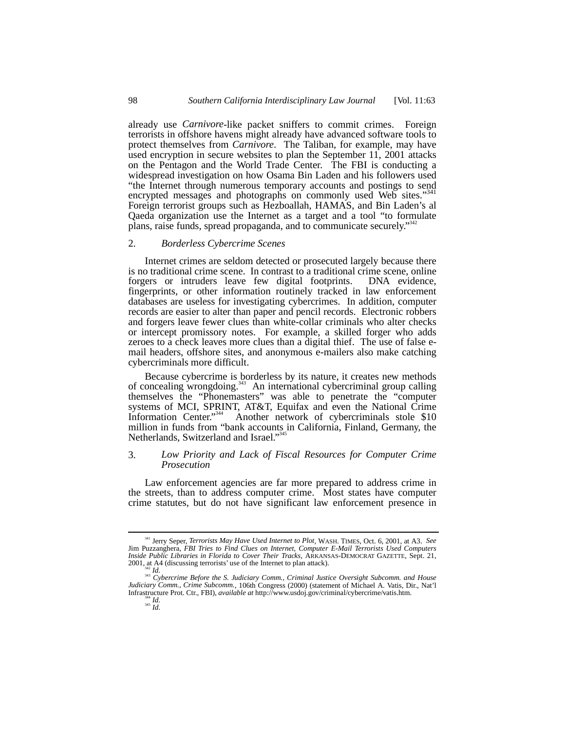already use *Carnivore*-like packet sniffers to commit crimes. Foreign terrorists in offshore havens might already have advanced software tools to protect themselves from *Carnivore*. The Taliban, for example, may have used encryption in secure websites to plan the September 11, 2001 attacks on the Pentagon and the World Trade Center. The FBI is conducting a widespread investigation on how Osama Bin Laden and his followers used "the Internet through numerous temporary accounts and postings to send encrypted messages and photographs on commonly used Web sites."[341] Foreign terrorist groups such as Hezboallah, HAMAS, and Bin Laden's al Qaeda organization use the Internet as a target and a tool "to formulate plans, raise funds, spread propaganda, and to communicate securely."[342]

### 2. *Borderless Cybercrime Scenes*

Internet crimes are seldom detected or prosecuted largely because there is no traditional crime scene. In contrast to a traditional crime scene, online forgers or intruders leave few digital footprints. DNA evidence, fingerprints, or other information routinely tracked in law enforcement databases are useless for investigating cybercrimes. In addition, computer records are easier to alter than paper and pencil records. Electronic robbers and forgers leave fewer clues than white-collar criminals who alter checks or intercept promissory notes. For example, a skilled forger who adds zeroes to a check leaves more clues than a digital thief. The use of false e-mail headers, offshore sites, and anonymous e-mailers also make catching cybercriminals more difficult.

Because cybercrime is borderless by its nature, it creates new methods of concealing wrongdoing.[343] An international cybercriminal group calling themselves the "Phonemasters" was able to penetrate the "computer systems of MCI, SPRINT, AT&T, Equifax and even the National Crime Information Center."[344] Another network of cybercriminals stole $10 million in funds from "bank accounts in California, Finland, Germany, the Netherlands, Switzerland and Israel."[345]

### 3. *Low Priority and Lack of Fiscal Resources for Computer Crime Prosecution*

Law enforcement agencies are far more prepared to address crime in the streets, than to address computer crime. Most states have computer crime statutes, but do not have significant law enforcement presence in

---

[341] Jerry Seper, *Terrorists May Have Used Internet to Plot*, WASH. TIMES, Oct. 6, 2001, at A3. *See* Jim Puzzanghera, *FBI Tries to Find Clues on Internet, Computer E-Mail Terrorists Used Computers Inside Public Libraries in Florida to Cover Their Tracks*, ARKANSAS-DEMOCRAT GAZETTE, Sept. 21, 2001, at A4 (discussing terrorists' use of the Internet to plan attack).

[342] *Id.*

[343] *Cybercrime Before the S. Judiciary Comm., Criminal Justice Oversight Subcomm. and House Judiciary Comm., Crime Subcomm.*, 106th Congress (2000) (statement of Michael A. Vatis, Dir., Nat'l Infrastructure Prot. Ctr., FBI), *available at* http://www.usdoj.gov/criminal/cybercrime/vatis.htm.

[344] *Id.*

[345] *Id.*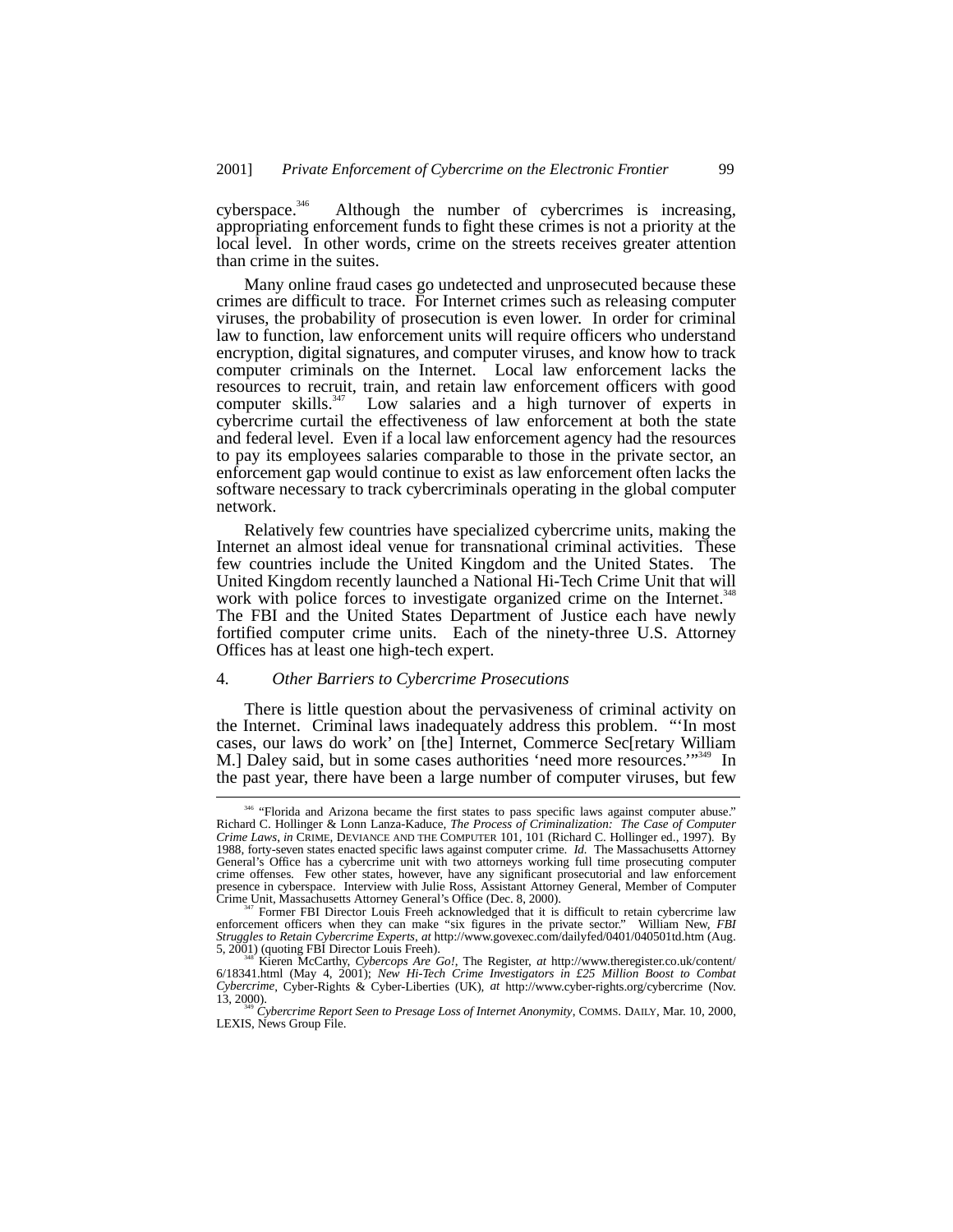cyberspace.[346] Although the number of cybercrimes is increasing, appropriating enforcement funds to fight these crimes is not a priority at the local level. In other words, crime on the streets receives greater attention than crime in the suites.

Many online fraud cases go undetected and unprosecuted because these crimes are difficult to trace. For Internet crimes such as releasing computer viruses, the probability of prosecution is even lower. In order for criminal law to function, law enforcement units will require officers who understand encryption, digital signatures, and computer viruses, and know how to track computer criminals on the Internet. Local law enforcement lacks the resources to recruit, train, and retain law enforcement officers with good computer skills.[347] Low salaries and a high turnover of experts in cybercrime curtail the effectiveness of law enforcement at both the state and federal level. Even if a local law enforcement agency had the resources to pay its employees salaries comparable to those in the private sector, an enforcement gap would continue to exist as law enforcement often lacks the software necessary to track cybercriminals operating in the global computer network.

Relatively few countries have specialized cybercrime units, making the Internet an almost ideal venue for transnational criminal activities. These few countries include the United Kingdom and the United States. The United Kingdom recently launched a National Hi-Tech Crime Unit that will work with police forces to investigate organized crime on the Internet.[348] The FBI and the United States Department of Justice each have newly fortified computer crime units. Each of the ninety-three U.S. Attorney Offices has at least one high-tech expert.

#### 4. *Other Barriers to Cybercrime Prosecutions*

There is little question about the pervasiveness of criminal activity on the Internet. Criminal laws inadequately address this problem. "'In most cases, our laws do work' on [the] Internet, Commerce Sec[retary William M.] Daley said, but in some cases authorities 'need more resources.'"[349] In the past year, there have been a large number of computer viruses, but few

---

[346] "Florida and Arizona became the first states to pass specific laws against computer abuse." Richard C. Hollinger & Lonn Lanza-Kaduce, *The Process of Criminalization: The Case of Computer Crime Laws*, *in* CRIME, DEVIANCE AND THE COMPUTER 101, 101 (Richard C. Hollinger ed., 1997). By 1988, forty-seven states enacted specific laws against computer crime. *Id.* The Massachusetts Attorney General's Office has a cybercrime unit with two attorneys working full time prosecuting computer crime offenses. Few other states, however, have any significant prosecutorial and law enforcement presence in cyberspace. Interview with Julie Ross, Assistant Attorney General, Member of Computer Crime Unit, Massachusetts Attorney General's Office (Dec. 8, 2000).

[347] Former FBI Director Louis Freeh acknowledged that it is difficult to retain cybercrime law enforcement officers when they can make "six figures in the private sector." William New, *FBI Struggles to Retain Cybercrime Experts*, *at* http://www.govexec.com/dailyfed/0401/040501td.htm (Aug. 5, 2001) (quoting FBI Director Louis Freeh).

[348] Kieren McCarthy, *Cybercops Are Go!*, The Register, *at* http://www.theregister.co.uk/content/6/18341.html (May 4, 2001); *New Hi-Tech Crime Investigators in £25 Million Boost to Combat Cybercrime*, Cyber-Rights & Cyber-Liberties (UK), *at* http://www.cyber-rights.org/cybercrime (Nov. 13, 2000).

[349] *Cybercrime Report Seen to Presage Loss of Internet Anonymity*, COMMS. DAILY, Mar. 10, 2000, LEXIS, News Group File.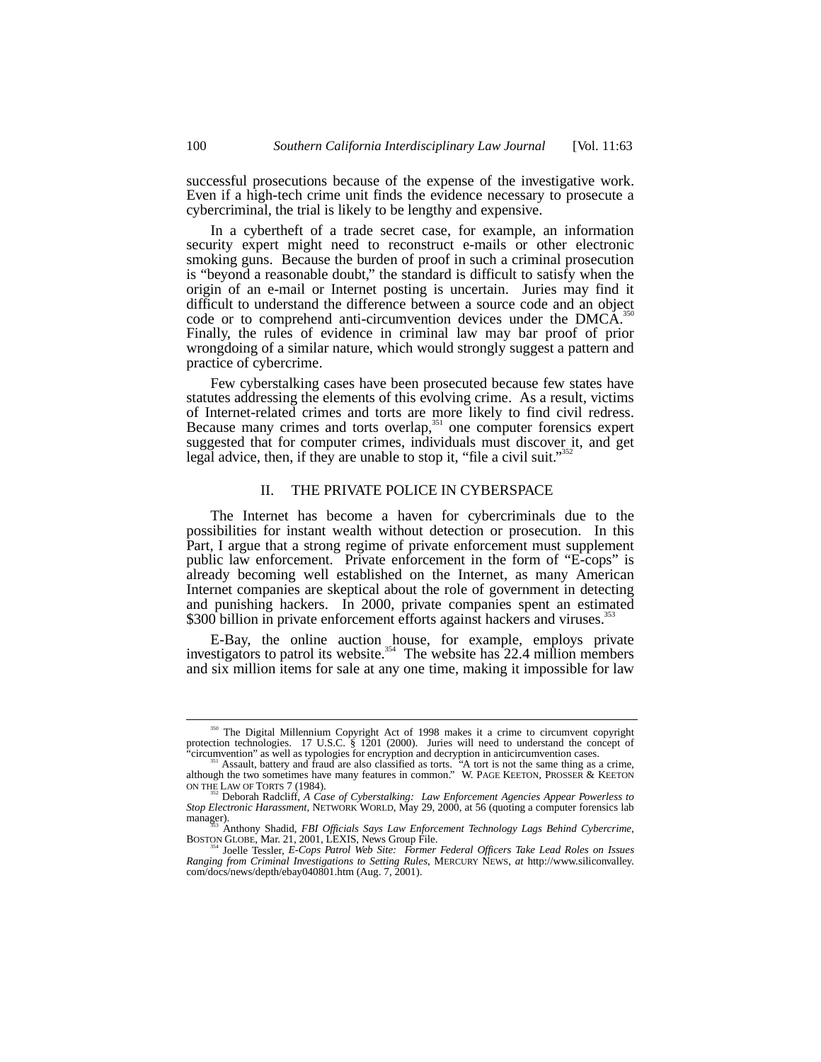successful prosecutions because of the expense of the investigative work. Even if a high-tech crime unit finds the evidence necessary to prosecute a cybercriminal, the trial is likely to be lengthy and expensive.

In a cybertheft of a trade secret case, for example, an information security expert might need to reconstruct e-mails or other electronic smoking guns. Because the burden of proof in such a criminal prosecution is "beyond a reasonable doubt," the standard is difficult to satisfy when the origin of an e-mail or Internet posting is uncertain. Juries may find it difficult to understand the difference between a source code and an object code or to comprehend anti-circumvention devices under the DMCA.[350] Finally, the rules of evidence in criminal law may bar proof of prior wrongdoing of a similar nature, which would strongly suggest a pattern and practice of cybercrime.

Few cyberstalking cases have been prosecuted because few states have statutes addressing the elements of this evolving crime. As a result, victims of Internet-related crimes and torts are more likely to find civil redress. Because many crimes and torts overlap,[351] one computer forensics expert suggested that for computer crimes, individuals must discover it, and get legal advice, then, if they are unable to stop it, "file a civil suit."[352]

## II. THE PRIVATE POLICE IN CYBERSPACE

The Internet has become a haven for cybercriminals due to the possibilities for instant wealth without detection or prosecution. In this Part, I argue that a strong regime of private enforcement must supplement public law enforcement. Private enforcement in the form of "E-cops" is already becoming well established on the Internet, as many American Internet companies are skeptical about the role of government in detecting and punishing hackers. In 2000, private companies spent an estimated $300 billion in private enforcement efforts against hackers and viruses.[353]

E-Bay, the online auction house, for example, employs private investigators to patrol its website.[354] The website has 22.4 million members and six million items for sale at any one time, making it impossible for law

---

[350] The Digital Millennium Copyright Act of 1998 makes it a crime to circumvent copyright protection technologies. 17 U.S.C. § 1201 (2000). Juries will need to understand the concept of "circumvention" as well as typologies for encryption and decryption in anticircumvention cases.

[351] Assault, battery and fraud are also classified as torts. "A tort is not the same thing as a crime, although the two sometimes have many features in common." W. PAGE KEETON, PROSSER & KEETON ON THE LAW OF TORTS 7 (1984).

[352] Deborah Radcliff, *A Case of Cyberstalking: Law Enforcement Agencies Appear Powerless to Stop Electronic Harassment*, NETWORK WORLD, May 29, 2000, at 56 (quoting a computer forensics lab manager).

[353] Anthony Shadid, *FBI Officials Says Law Enforcement Technology Lags Behind Cybercrime*, BOSTON GLOBE, Mar. 21, 2001, LEXIS, News Group File.

[354] Joelle Tessler, *E-Cops Patrol Web Site: Former Federal Officers Take Lead Roles on Issues Ranging from Criminal Investigations to Setting Rules*, MERCURY NEWS, *at* http://www.siliconvalley.com/docs/news/depth/ebay040801.htm (Aug. 7, 2001).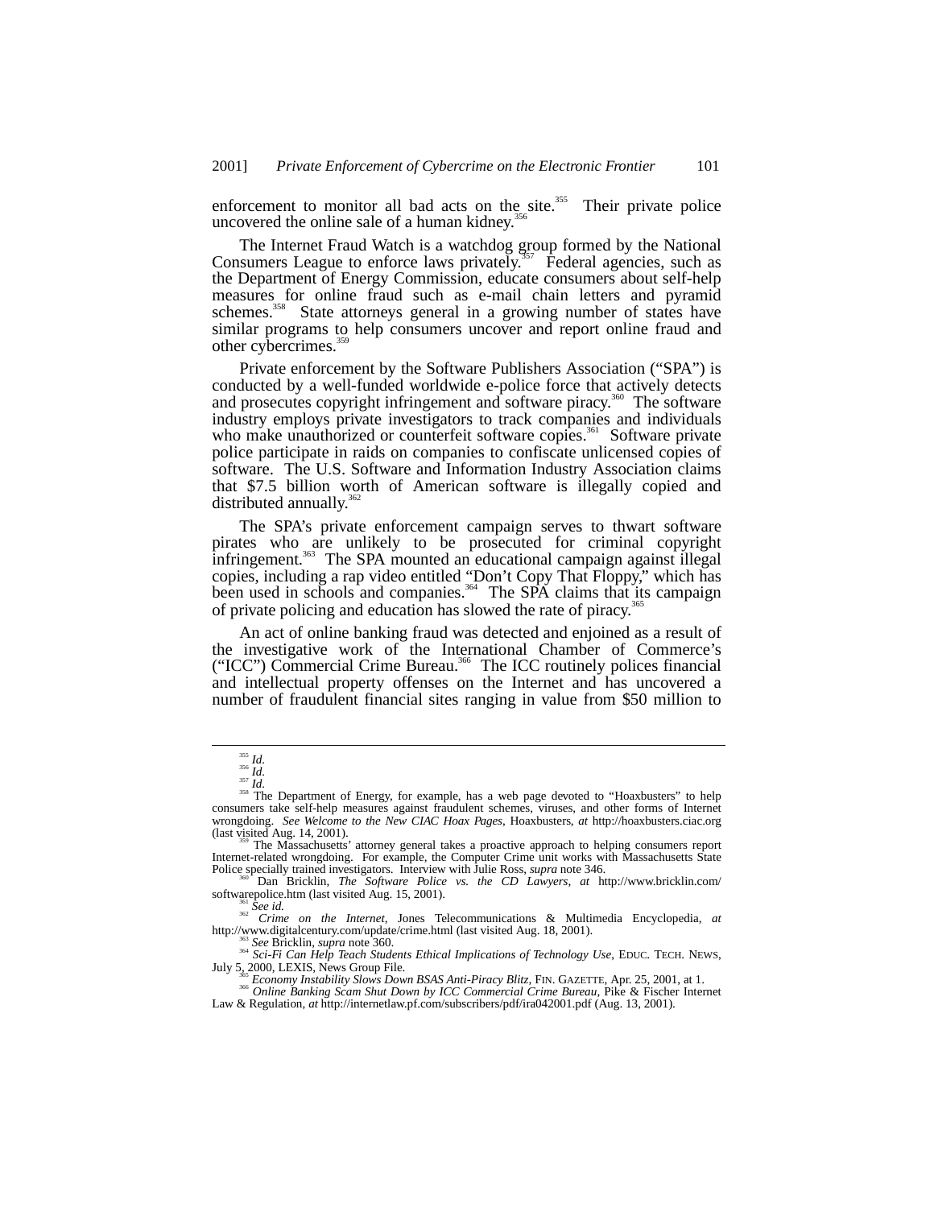enforcement to monitor all bad acts on the site.[355] Their private police uncovered the online sale of a human kidney.[356]

The Internet Fraud Watch is a watchdog group formed by the National Consumers League to enforce laws privately.[357] Federal agencies, such as the Department of Energy Commission, educate consumers about self-help measures for online fraud such as e-mail chain letters and pyramid schemes.[358] State attorneys general in a growing number of states have similar programs to help consumers uncover and report online fraud and other cybercrimes.[359]

Private enforcement by the Software Publishers Association ("SPA") is conducted by a well-funded worldwide e-police force that actively detects and prosecutes copyright infringement and software piracy.[360] The software industry employs private investigators to track companies and individuals who make unauthorized or counterfeit software copies.[361] Software private police participate in raids on companies to confiscate unlicensed copies of software. The U.S. Software and Information Industry Association claims that $7.5 billion worth of American software is illegally copied and distributed annually.[362]

The SPA's private enforcement campaign serves to thwart software pirates who are unlikely to be prosecuted for criminal copyright infringement.[363] The SPA mounted an educational campaign against illegal copies, including a rap video entitled "Don't Copy That Floppy," which has been used in schools and companies.[364] The SPA claims that its campaign of private policing and education has slowed the rate of piracy.[365]

An act of online banking fraud was detected and enjoined as a result of the investigative work of the International Chamber of Commerce's ("ICC") Commercial Crime Bureau.[366] The ICC routinely polices financial and intellectual property offenses on the Internet and has uncovered a number of fraudulent financial sites ranging in value from $50 million to

---

[355] *Id.*

[356] *Id.*

[357] *Id.*

[358] The Department of Energy, for example, has a web page devoted to "Hoaxbusters" to help consumers take self-help measures against fraudulent schemes, viruses, and other forms of Internet wrongdoing. *See Welcome to the New CIAC Hoax Pages*, Hoaxbusters, *at* http://hoaxbusters.ciac.org (last visited Aug. 14, 2001).

[359] The Massachusetts' attorney general takes a proactive approach to helping consumers report Internet-related wrongdoing. For example, the Computer Crime unit works with Massachusetts State Police specially trained investigators. Interview with Julie Ross, *supra* note 346.

[360] Dan Bricklin, *The Software Police vs. the CD Lawyers*, *at* http://www.bricklin.com/softwarepolice.htm (last visited Aug. 15, 2001).

[361] *See id.*

[362] *Crime on the Internet*, Jones Telecommunications & Multimedia Encyclopedia, *at* http://www.digitalcentury.com/update/crime.html (last visited Aug. 18, 2001).

[363] *See* Bricklin, *supra* note 360.

[364] *Sci-Fi Can Help Teach Students Ethical Implications of Technology Use*, EDUC. TECH. NEWS, July 5, 2000, LEXIS, News Group File.

[365] *Economy Instability Slows Down BSAS Anti-Piracy Blitz*, FIN. GAZETTE, Apr. 25, 2001, at 1.

[366] *Online Banking Scam Shut Down by ICC Commercial Crime Bureau*, Pike & Fischer Internet Law & Regulation, *at* http://internetlaw.pf.com/subscribers/pdf/ira042001.pdf (Aug. 13, 2001).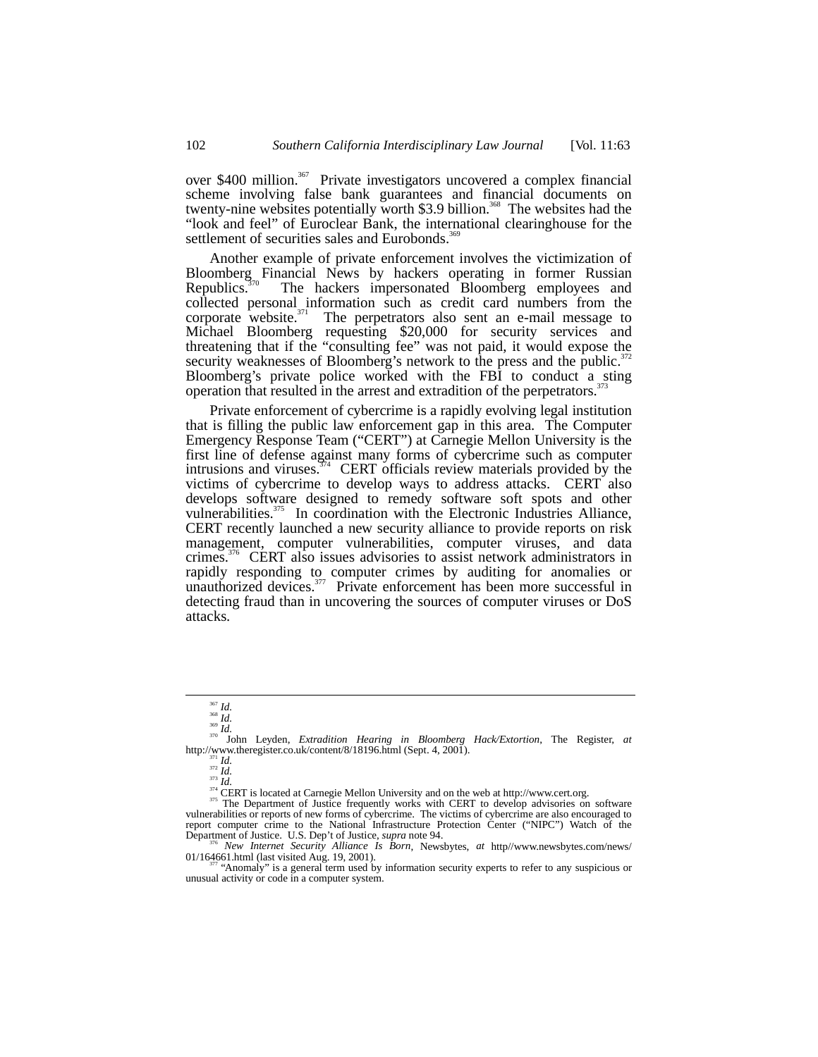over $400 million.[367] Private investigators uncovered a complex financial scheme involving false bank guarantees and financial documents on twenty-nine websites potentially worth $3.9 billion.[368] The websites had the "look and feel" of Euroclear Bank, the international clearinghouse for the settlement of securities sales and Eurobonds.[369]

Another example of private enforcement involves the victimization of Bloomberg Financial News by hackers operating in former Russian Republics.[370] The hackers impersonated Bloomberg employees and collected personal information such as credit card numbers from the corporate website.[371] The perpetrators also sent an e-mail message to Michael Bloomberg requesting $20,000 for security services and threatening that if the "consulting fee" was not paid, it would expose the security weaknesses of Bloomberg's network to the press and the public.[372] Bloomberg's private police worked with the FBI to conduct a sting operation that resulted in the arrest and extradition of the perpetrators.[373]

Private enforcement of cybercrime is a rapidly evolving legal institution that is filling the public law enforcement gap in this area. The Computer Emergency Response Team ("CERT") at Carnegie Mellon University is the first line of defense against many forms of cybercrime such as computer intrusions and viruses.[374] CERT officials review materials provided by the victims of cybercrime to develop ways to address attacks. CERT also develops software designed to remedy software soft spots and other vulnerabilities.[375] In coordination with the Electronic Industries Alliance, CERT recently launched a new security alliance to provide reports on risk management, computer vulnerabilities, computer viruses, and data crimes.[376] CERT also issues advisories to assist network administrators in rapidly responding to computer crimes by auditing for anomalies or unauthorized devices.[377] Private enforcement has been more successful in detecting fraud than in uncovering the sources of computer viruses or DoS attacks.

---

[367] *Id.*

[368] *Id.*

[369] *Id.*

[370] John Leyden, *Extradition Hearing in Bloomberg Hack/Extortion*, The Register, *at* http://www.theregister.co.uk/content/8/18196.html (Sept. 4, 2001).

[371] *Id.*

[372] *Id.*

[373] *Id.*

[374] CERT is located at Carnegie Mellon University and on the web at http://www.cert.org.

[375] The Department of Justice frequently works with CERT to develop advisories on software vulnerabilities or reports of new forms of cybercrime. The victims of cybercrime are also encouraged to report computer crime to the National Infrastructure Protection Center ("NIPC") Watch of the Department of Justice. U.S. Dep't of Justice, *supra* note 94.

[376] *New Internet Security Alliance Is Born*, Newsbytes, *at* http//www.newsbytes.com/news/01/164661.html (last visited Aug. 19, 2001).

[377] "Anomaly" is a general term used by information security experts to refer to any suspicious or unusual activity or code in a computer system.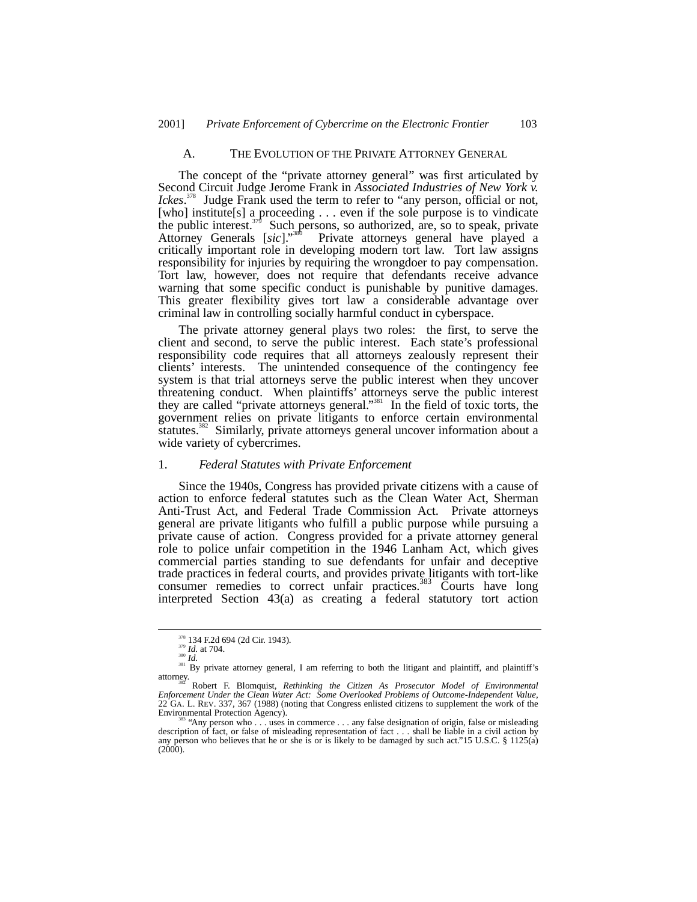### A. THE EVOLUTION OF THE PRIVATE ATTORNEY GENERAL

The concept of the "private attorney general" was first articulated by Second Circuit Judge Jerome Frank in *Associated Industries of New York v. Ickes*.[378] Judge Frank used the term to refer to "any person, official or not, [who] institute[s] a proceeding . . . even if the sole purpose is to vindicate the public interest.[379] Such persons, so authorized, are, so to speak, private Attorney Generals [*sic*]."[380] Private attorneys general have played a critically important role in developing modern tort law. Tort law assigns responsibility for injuries by requiring the wrongdoer to pay compensation. Tort law, however, does not require that defendants receive advance warning that some specific conduct is punishable by punitive damages. This greater flexibility gives tort law a considerable advantage over criminal law in controlling socially harmful conduct in cyberspace.

The private attorney general plays two roles: the first, to serve the client and second, to serve the public interest. Each state's professional responsibility code requires that all attorneys zealously represent their clients' interests. The unintended consequence of the contingency fee system is that trial attorneys serve the public interest when they uncover threatening conduct. When plaintiffs' attorneys serve the public interest they are called "private attorneys general."[381] In the field of toxic torts, the government relies on private litigants to enforce certain environmental statutes.[382] Similarly, private attorneys general uncover information about a wide variety of cybercrimes.

#### 1. *Federal Statutes with Private Enforcement*

Since the 1940s, Congress has provided private citizens with a cause of action to enforce federal statutes such as the Clean Water Act, Sherman Anti-Trust Act, and Federal Trade Commission Act. Private attorneys general are private litigants who fulfill a public purpose while pursuing a private cause of action. Congress provided for a private attorney general role to police unfair competition in the 1946 Lanham Act, which gives commercial parties standing to sue defendants for unfair and deceptive trade practices in federal courts, and provides private litigants with tort-like consumer remedies to correct unfair practices.[383] Courts have long interpreted Section 43(a) as creating a federal statutory tort action

---

[378] 134 F.2d 694 (2d Cir. 1943).

[379] *Id.* at 704.

[380] *Id.*

[381] By private attorney general, I am referring to both the litigant and plaintiff, and plaintiff's attorney.

[382] Robert F. Blomquist, *Rethinking the Citizen As Prosecutor Model of Environmental Enforcement Under the Clean Water Act: Some Overlooked Problems of Outcome-Independent Value*, 22 GA. L. REV. 337, 367 (1988) (noting that Congress enlisted citizens to supplement the work of the Environmental Protection Agency).

[383] "Any person who . . . uses in commerce . . . any false designation of origin, false or misleading description of fact, or false of misleading representation of fact . . . shall be liable in a civil action by any person who believes that he or she is or is likely to be damaged by such act."15 U.S.C. § 1125(a) (2000).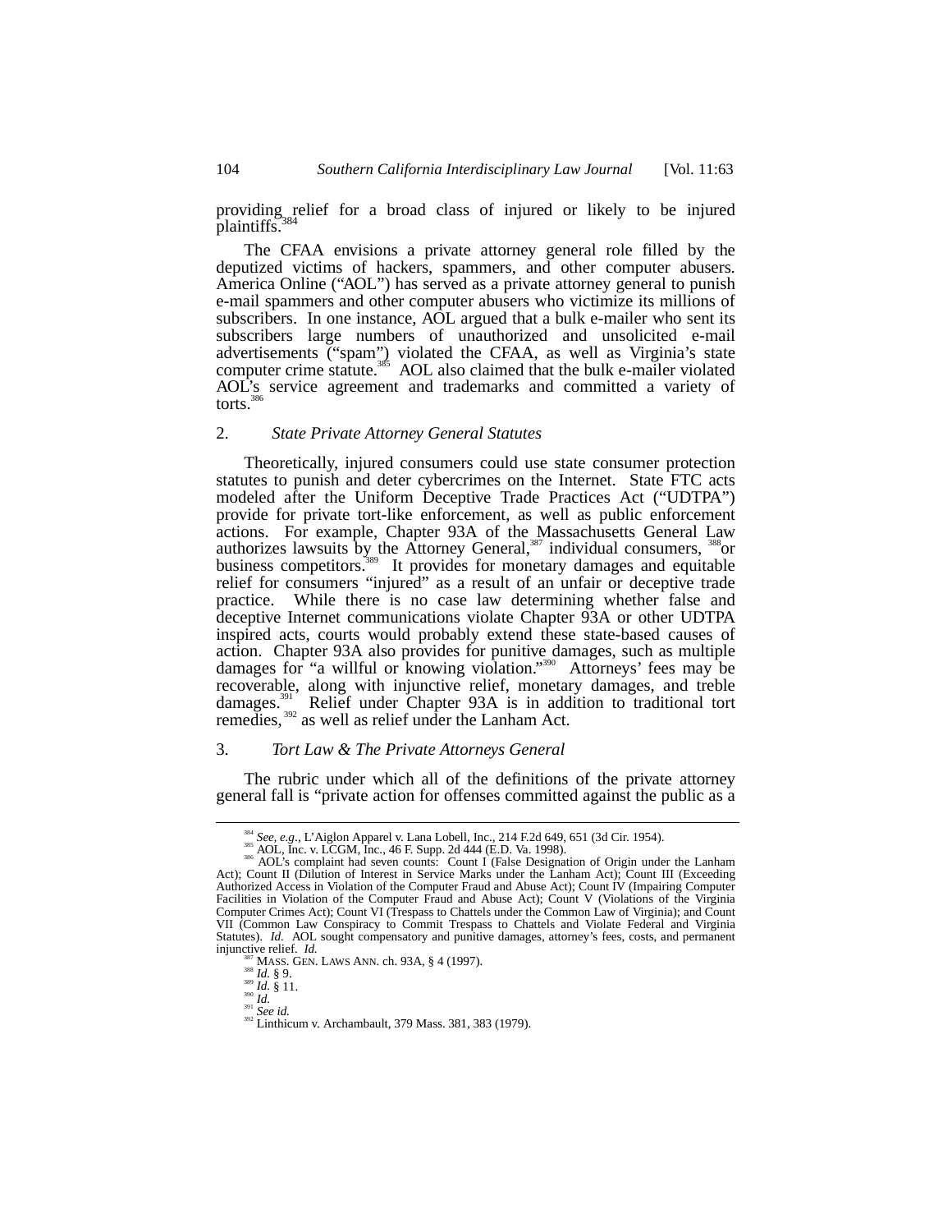providing relief for a broad class of injured or likely to be injured plaintiffs.[384]

The CFAA envisions a private attorney general role filled by the deputized victims of hackers, spammers, and other computer abusers. America Online ("AOL") has served as a private attorney general to punish e-mail spammers and other computer abusers who victimize its millions of subscribers. In one instance, AOL argued that a bulk e-mailer who sent its subscribers large numbers of unauthorized and unsolicited e-mail advertisements ("spam") violated the CFAA, as well as Virginia's state computer crime statute.[385] AOL also claimed that the bulk e-mailer violated AOL's service agreement and trademarks and committed a variety of torts.[386]

### 2. *State Private Attorney General Statutes*

Theoretically, injured consumers could use state consumer protection statutes to punish and deter cybercrimes on the Internet. State FTC acts modeled after the Uniform Deceptive Trade Practices Act ("UDTPA") provide for private tort-like enforcement, as well as public enforcement actions. For example, Chapter 93A of the Massachusetts General Law authorizes lawsuits by the Attorney General,[387] individual consumers, [388]or business competitors.[389] It provides for monetary damages and equitable relief for consumers "injured" as a result of an unfair or deceptive trade practice. While there is no case law determining whether false and deceptive Internet communications violate Chapter 93A or other UDTPA inspired acts, courts would probably extend these state-based causes of action. Chapter 93A also provides for punitive damages, such as multiple damages for "a willful or knowing violation."[390] Attorneys' fees may be recoverable, along with injunctive relief, monetary damages, and treble damages.[391] Relief under Chapter 93A is in addition to traditional tort remedies,[392] as well as relief under the Lanham Act.

### 3. *Tort Law & The Private Attorneys General*

The rubric under which all of the definitions of the private attorney general fall is "private action for offenses committed against the public as a

---

[384] *See, e.g.*, L'Aiglon Apparel v. Lana Lobell, Inc., 214 F.2d 649, 651 (3d Cir. 1954).

[385] AOL, Inc. v. LCGM, Inc., 46 F. Supp. 2d 444 (E.D. Va. 1998).

[386] AOL's complaint had seven counts: Count I (False Designation of Origin under the Lanham Act); Count II (Dilution of Interest in Service Marks under the Lanham Act); Count III (Exceeding Authorized Access in Violation of the Computer Fraud and Abuse Act); Count IV (Impairing Computer Facilities in Violation of the Computer Fraud and Abuse Act); Count V (Violations of the Virginia Computer Crimes Act); Count VI (Trespass to Chattels under the Common Law of Virginia); and Count VII (Common Law Conspiracy to Commit Trespass to Chattels and Violate Federal and Virginia Statutes). *Id.* AOL sought compensatory and punitive damages, attorney's fees, costs, and permanent injunctive relief. *Id.*

[387] MASS. GEN. LAWS ANN. ch. 93A, § 4 (1997).

[388] *Id.* § 9.

[389] *Id.* § 11.

[390] *Id.*

[391] *See id.*

[392] Linthicum v. Archambault, 379 Mass. 381, 383 (1979).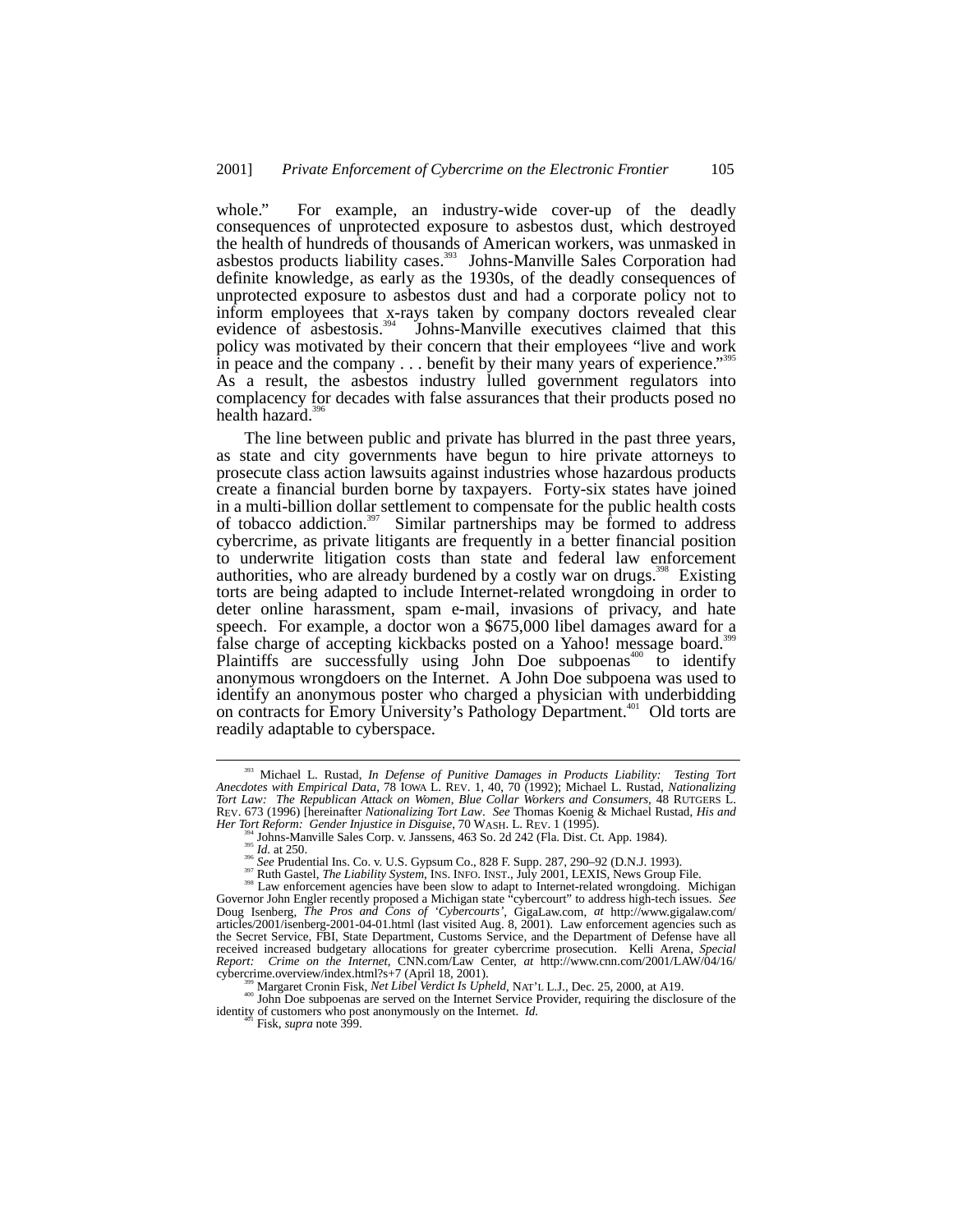whole." For example, an industry-wide cover-up of the deadly consequences of unprotected exposure to asbestos dust, which destroyed the health of hundreds of thousands of American workers, was unmasked in asbestos products liability cases.[393] Johns-Manville Sales Corporation had definite knowledge, as early as the 1930s, of the deadly consequences of unprotected exposure to asbestos dust and had a corporate policy not to inform employees that x-rays taken by company doctors revealed clear evidence of asbestosis.[394] Johns-Manville executives claimed that this policy was motivated by their concern that their employees "live and work in peace and the company . . . benefit by their many years of experience."[395] As a result, the asbestos industry lulled government regulators into complacency for decades with false assurances that their products posed no health hazard.[396]

The line between public and private has blurred in the past three years, as state and city governments have begun to hire private attorneys to prosecute class action lawsuits against industries whose hazardous products create a financial burden borne by taxpayers. Forty-six states have joined in a multi-billion dollar settlement to compensate for the public health costs of tobacco addiction.[397] Similar partnerships may be formed to address cybercrime, as private litigants are frequently in a better financial position to underwrite litigation costs than state and federal law enforcement authorities, who are already burdened by a costly war on drugs.[398] Existing torts are being adapted to include Internet-related wrongdoing in order to deter online harassment, spam e-mail, invasions of privacy, and hate speech. For example, a doctor won a $675,000 libel damages award for a false charge of accepting kickbacks posted on a Yahoo! message board.[399] Plaintiffs are successfully using John Doe subpoenas[400] to identify anonymous wrongdoers on the Internet. A John Doe subpoena was used to identify an anonymous poster who charged a physician with underbidding on contracts for Emory University's Pathology Department.[401] Old torts are readily adaptable to cyberspace.

---

[393] Michael L. Rustad, *In Defense of Punitive Damages in Products Liability: Testing Tort Anecdotes with Empirical Data*, 78 IOWA L. REV. 1, 40, 70 (1992); Michael L. Rustad, *Nationalizing Tort Law: The Republican Attack on Women, Blue Collar Workers and Consumers*, 48 RUTGERS L. REV. 673 (1996) [hereinafter *Nationalizing Tort Law*. *See* Thomas Koenig & Michael Rustad, *His and Her Tort Reform: Gender Injustice in Disguise*, 70 WASH. L. REV. 1 (1995).

[394] Johns-Manville Sales Corp. v. Janssens, 463 So. 2d 242 (Fla. Dist. Ct. App. 1984).

[395] *Id.* at 250.

[396] *See* Prudential Ins. Co. v. U.S. Gypsum Co., 828 F. Supp. 287, 290–92 (D.N.J. 1993).

[397] Ruth Gastel, *The Liability System*, INS. INFO. INST., July 2001, LEXIS, News Group File.

[398] Law enforcement agencies have been slow to adapt to Internet-related wrongdoing. Michigan Governor John Engler recently proposed a Michigan state "cybercourt" to address high-tech issues. *See* Doug Isenberg, *The Pros and Cons of 'Cybercourts'*, GigaLaw.com, *at* http://www.gigalaw.com/articles/2001/isenberg-2001-04-01.html (last visited Aug. 8, 2001). Law enforcement agencies such as the Secret Service, FBI, State Department, Customs Service, and the Department of Defense have all received increased budgetary allocations for greater cybercrime prosecution. Kelli Arena, *Special Report: Crime on the Internet*, CNN.com/Law Center, *at* http://www.cnn.com/2001/LAW/04/16/cybercrime.overview/index.html?s+7 (April 18, 2001).

[399] Margaret Cronin Fisk, *Net Libel Verdict Is Upheld*, NAT'L L.J., Dec. 25, 2000, at A19.

[400] John Doe subpoenas are served on the Internet Service Provider, requiring the disclosure of the identity of customers who post anonymously on the Internet. *Id.*

[401] Fisk, *supra* note 399.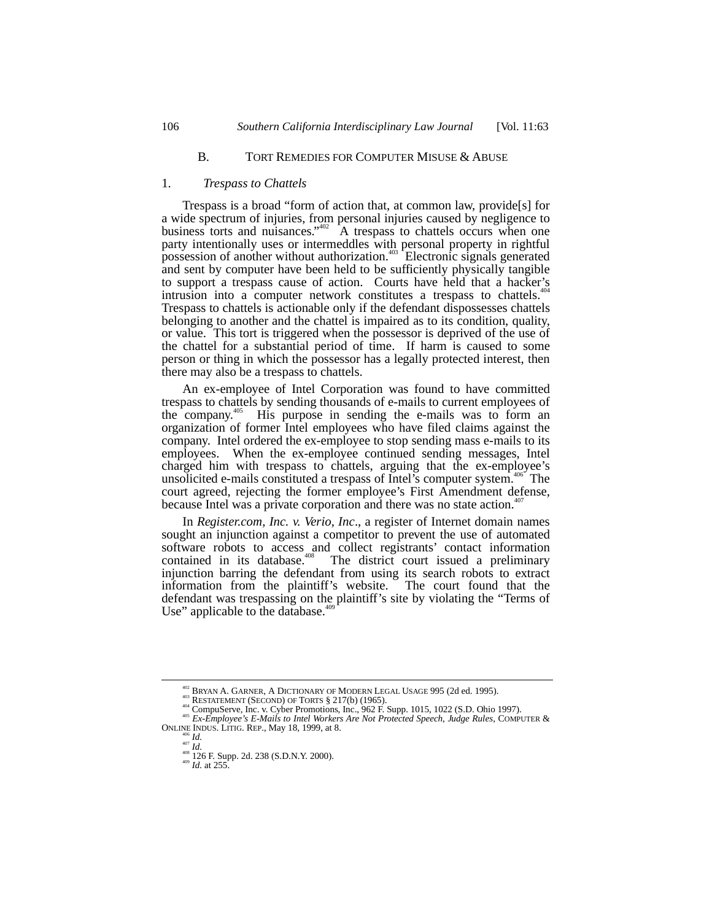## B. TORT REMEDIES FOR COMPUTER MISUSE & ABUSE

### 1. *Trespass to Chattels*

Trespass is a broad "form of action that, at common law, provide[s] for a wide spectrum of injuries, from personal injuries caused by negligence to business torts and nuisances."[402] A trespass to chattels occurs when one party intentionally uses or intermeddles with personal property in rightful possession of another without authorization.[403] Electronic signals generated and sent by computer have been held to be sufficiently physically tangible to support a trespass cause of action. Courts have held that a hacker's intrusion into a computer network constitutes a trespass to chattels.[404] Trespass to chattels is actionable only if the defendant dispossesses chattels belonging to another and the chattel is impaired as to its condition, quality, or value. This tort is triggered when the possessor is deprived of the use of the chattel for a substantial period of time. If harm is caused to some person or thing in which the possessor has a legally protected interest, then there may also be a trespass to chattels.

An ex-employee of Intel Corporation was found to have committed trespass to chattels by sending thousands of e-mails to current employees of the company.[405] His purpose in sending the e-mails was to form an organization of former Intel employees who have filed claims against the company. Intel ordered the ex-employee to stop sending mass e-mails to its employees. When the ex-employee continued sending messages, Intel charged him with trespass to chattels, arguing that the ex-employee's unsolicited e-mails constituted a trespass of Intel's computer system.[406] The court agreed, rejecting the former employee's First Amendment defense, because Intel was a private corporation and there was no state action.[407]

In *Register.com, Inc. v. Verio, Inc*., a register of Internet domain names sought an injunction against a competitor to prevent the use of automated software robots to access and collect registrants' contact information contained in its database.[408] The district court issued a preliminary injunction barring the defendant from using its search robots to extract information from the plaintiff's website. The court found that the defendant was trespassing on the plaintiff's site by violating the "Terms of Use" applicable to the database.[409]

---

[402] BRYAN A. GARNER, A DICTIONARY OF MODERN LEGAL USAGE 995 (2d ed. 1995).

[403] RESTATEMENT (SECOND) OF TORTS § 217(b) (1965).

[404] CompuServe, Inc. v. Cyber Promotions, Inc., 962 F. Supp. 1015, 1022 (S.D. Ohio 1997).

[405] *Ex-Employee's E-Mails to Intel Workers Are Not Protected Speech, Judge Rules*, COMPUTER & ONLINE INDUS. LITIG. REP., May 18, 1999, at 8.

[406] *Id.*

[407] *Id.*

[408] 126 F. Supp. 2d. 238 (S.D.N.Y. 2000).

[409] *Id.* at 255.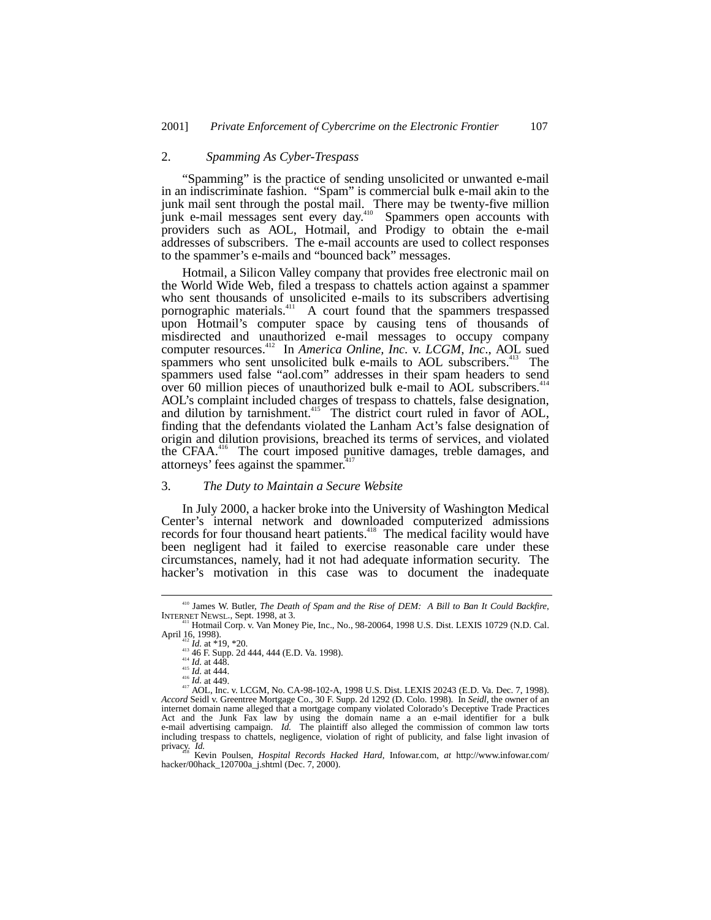### 2. *Spamming As Cyber-Trespass*

"Spamming" is the practice of sending unsolicited or unwanted e-mail in an indiscriminate fashion. "Spam" is commercial bulk e-mail akin to the junk mail sent through the postal mail. There may be twenty-five million junk e-mail messages sent every day.[410] Spammers open accounts with providers such as AOL, Hotmail, and Prodigy to obtain the e-mail addresses of subscribers. The e-mail accounts are used to collect responses to the spammer's e-mails and "bounced back" messages.

Hotmail, a Silicon Valley company that provides free electronic mail on the World Wide Web, filed a trespass to chattels action against a spammer who sent thousands of unsolicited e-mails to its subscribers advertising pornographic materials.[411] A court found that the spammers trespassed upon Hotmail's computer space by causing tens of thousands of misdirected and unauthorized e-mail messages to occupy company computer resources.[412] In *America Online, Inc.* v. *LCGM, Inc*., AOL sued spammers who sent unsolicited bulk e-mails to AOL subscribers.[413] The spammers used false "aol.com" addresses in their spam headers to send over 60 million pieces of unauthorized bulk e-mail to AOL subscribers.[414] AOL's complaint included charges of trespass to chattels, false designation, and dilution by tarnishment.[415] The district court ruled in favor of AOL, finding that the defendants violated the Lanham Act's false designation of origin and dilution provisions, breached its terms of services, and violated the CFAA.[416] The court imposed punitive damages, treble damages, and attorneys' fees against the spammer.[417]

### 3. *The Duty to Maintain a Secure Website*

In July 2000, a hacker broke into the University of Washington Medical Center's internal network and downloaded computerized admissions records for four thousand heart patients.[418] The medical facility would have been negligent had it failed to exercise reasonable care under these circumstances, namely, had it not had adequate information security. The hacker's motivation in this case was to document the inadequate

---

[410] James W. Butler, *The Death of Spam and the Rise of DEM: A Bill to Ban It Could Backfire*, INTERNET NEWSL., Sept. 1998, at 3.

[411] Hotmail Corp. v. Van Money Pie, Inc., No., 98-20064, 1998 U.S. Dist. LEXIS 10729 (N.D. Cal. April 16, 1998).

[412] *Id.* at *19, *20.

[413] 46 F. Supp. 2d 444, 444 (E.D. Va. 1998).

[414] *Id.* at 448.

[415] *Id.* at 444.

[416] *Id.* at 449.

[417] AOL, Inc. v. LCGM, No. CA-98-102-A, 1998 U.S. Dist. LEXIS 20243 (E.D. Va. Dec. 7, 1998). *Accord* Seidl v. Greentree Mortgage Co., 30 F. Supp. 2d 1292 (D. Colo. 1998). In *Seidl*, the owner of an internet domain name alleged that a mortgage company violated Colorado's Deceptive Trade Practices Act and the Junk Fax law by using the domain name a an e-mail identifier for a bulk e-mail advertising campaign. *Id.* The plaintiff also alleged the commission of common law torts including trespass to chattels, negligence, violation of right of publicity, and false light invasion of privacy. *Id.*

[418] Kevin Poulsen, *Hospital Records Hacked Hard*, Infowar.com, *at* http://www.infowar.com/hacker/00hack_120700a_j.shtml (Dec. 7, 2000).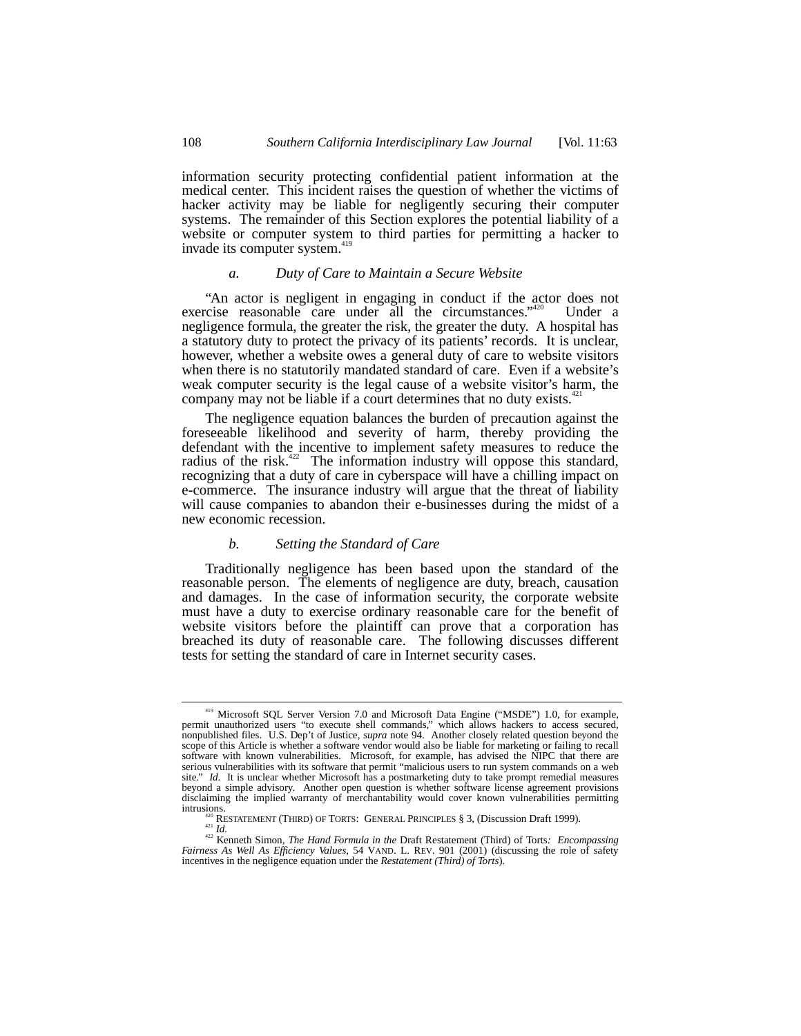information security protecting confidential patient information at the medical center. This incident raises the question of whether the victims of hacker activity may be liable for negligently securing their computer systems. The remainder of this Section explores the potential liability of a website or computer system to third parties for permitting a hacker to invade its computer system.[419]

### *a. Duty of Care to Maintain a Secure Website*

"An actor is negligent in engaging in conduct if the actor does not exercise reasonable care under all the circumstances."[420] Under a negligence formula, the greater the risk, the greater the duty. A hospital has a statutory duty to protect the privacy of its patients' records. It is unclear, however, whether a website owes a general duty of care to website visitors when there is no statutorily mandated standard of care. Even if a website's weak computer security is the legal cause of a website visitor's harm, the company may not be liable if a court determines that no duty exists.[421]

The negligence equation balances the burden of precaution against the foreseeable likelihood and severity of harm, thereby providing the defendant with the incentive to implement safety measures to reduce the radius of the risk.[422] The information industry will oppose this standard, recognizing that a duty of care in cyberspace will have a chilling impact on e-commerce. The insurance industry will argue that the threat of liability will cause companies to abandon their e-businesses during the midst of a new economic recession.

### *b. Setting the Standard of Care*

Traditionally negligence has been based upon the standard of the reasonable person. The elements of negligence are duty, breach, causation and damages. In the case of information security, the corporate website must have a duty to exercise ordinary reasonable care for the benefit of website visitors before the plaintiff can prove that a corporation has breached its duty of reasonable care. The following discusses different tests for setting the standard of care in Internet security cases.

---

[419] Microsoft SQL Server Version 7.0 and Microsoft Data Engine ("MSDE") 1.0, for example, permit unauthorized users "to execute shell commands," which allows hackers to access secured, nonpublished files. U.S. Dep't of Justice, *supra* note 94. Another closely related question beyond the scope of this Article is whether a software vendor would also be liable for marketing or failing to recall software with known vulnerabilities. Microsoft, for example, has advised the NIPC that there are serious vulnerabilities with its software that permit "malicious users to run system commands on a web site." *Id.* It is unclear whether Microsoft has a postmarketing duty to take prompt remedial measures beyond a simple advisory. Another open question is whether software license agreement provisions disclaiming the implied warranty of merchantability would cover known vulnerabilities permitting intrusions.

[420] RESTATEMENT (THIRD) OF TORTS: GENERAL PRINCIPLES § 3, (Discussion Draft 1999).

[421] *Id.*

[422] Kenneth Simon, *The Hand Formula in the* Draft Restatement (Third) of Torts*: Encompassing Fairness As Well As Efficiency Values*, 54 VAND. L. REV. 901 (2001) (discussing the role of safety incentives in the negligence equation under the *Restatement (Third) of Torts*).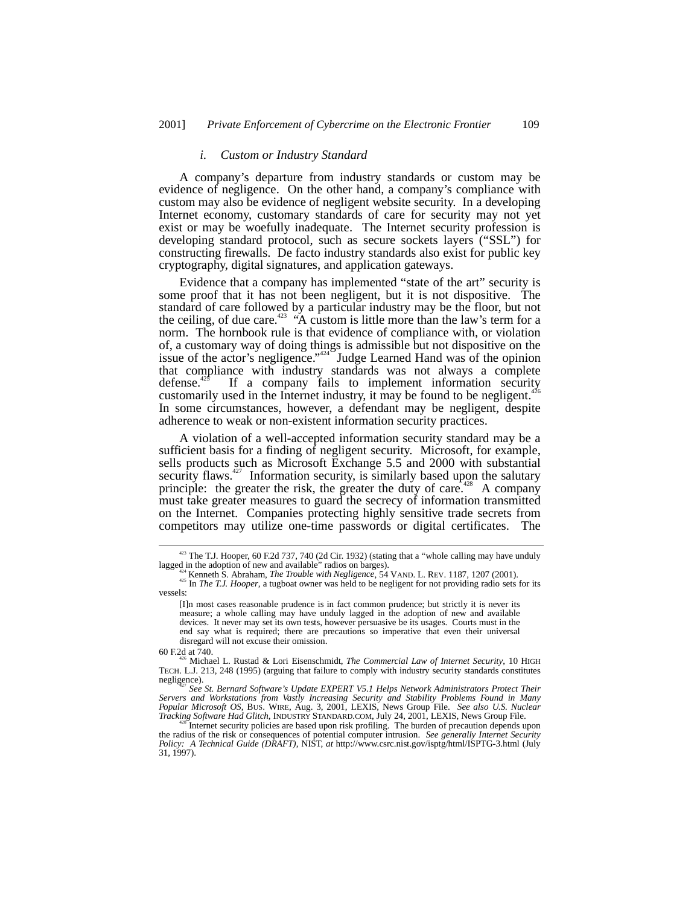#### *i. Custom or Industry Standard*

A company's departure from industry standards or custom may be evidence of negligence. On the other hand, a company's compliance with custom may also be evidence of negligent website security. In a developing Internet economy, customary standards of care for security may not yet exist or may be woefully inadequate. The Internet security profession is developing standard protocol, such as secure sockets layers ("SSL") for constructing firewalls. De facto industry standards also exist for public key cryptography, digital signatures, and application gateways.

Evidence that a company has implemented "state of the art" security is some proof that it has not been negligent, but it is not dispositive. The standard of care followed by a particular industry may be the floor, but not the ceiling, of due care.[423] "A custom is little more than the law's term for a norm. The hornbook rule is that evidence of compliance with, or violation of, a customary way of doing things is admissible but not dispositive on the issue of the actor's negligence."[424] Judge Learned Hand was of the opinion that compliance with industry standards was not always a complete defense.[425] If a company fails to implement information security customarily used in the Internet industry, it may be found to be negligent.[426] In some circumstances, however, a defendant may be negligent, despite adherence to weak or non-existent information security practices.

A violation of a well-accepted information security standard may be a sufficient basis for a finding of negligent security. Microsoft, for example, sells products such as Microsoft Exchange 5.5 and 2000 with substantial security flaws.[427] Information security, is similarly based upon the salutary principle: the greater the risk, the greater the duty of care.[428] A company must take greater measures to guard the secrecy of information transmitted on the Internet. Companies protecting highly sensitive trade secrets from competitors may utilize one-time passwords or digital certificates. The

---

[423] The T.J. Hooper, 60 F.2d 737, 740 (2d Cir. 1932) (stating that a "whole calling may have unduly lagged in the adoption of new and available" radios on barges).

[424] Kenneth S. Abraham, *The Trouble with Negligence*, 54 VAND. L. REV. 1187, 1207 (2001).

[425] In *The T.J. Hooper*, a tugboat owner was held to be negligent for not providing radio sets for its vessels:

> [I]n most cases reasonable prudence is in fact common prudence; but strictly it is never its measure; a whole calling may have unduly lagged in the adoption of new and available devices. It never may set its own tests, however persuasive be its usages. Courts must in the end say what is required; there are precautions so imperative that even their universal disregard will not excuse their omission.

60 F.2d at 740.

[426] Michael L. Rustad & Lori Eisenschmidt, *The Commercial Law of Internet Security*, 10 HIGH TECH. L.J. 213, 248 (1995) (arguing that failure to comply with industry security standards constitutes negligence).

[427] *See St. Bernard Software's Update EXPERT V5.1 Helps Network Administrators Protect Their Servers and Workstations from Vastly Increasing Security and Stability Problems Found in Many Popular Microsoft OS*, BUS. WIRE, Aug. 3, 2001, LEXIS, News Group File. *See also U.S. Nuclear Tracking Software Had Glitch*, INDUSTRY STANDARD.COM, July 24, 2001, LEXIS, News Group File.

[428] Internet security policies are based upon risk profiling. The burden of precaution depends upon the radius of the risk or consequences of potential computer intrusion. *See generally Internet Security Policy: A Technical Guide (DRAFT)*, NIST, *at* http://www.csrc.nist.gov/isptg/html/ISPTG-3.html (July 31, 1997).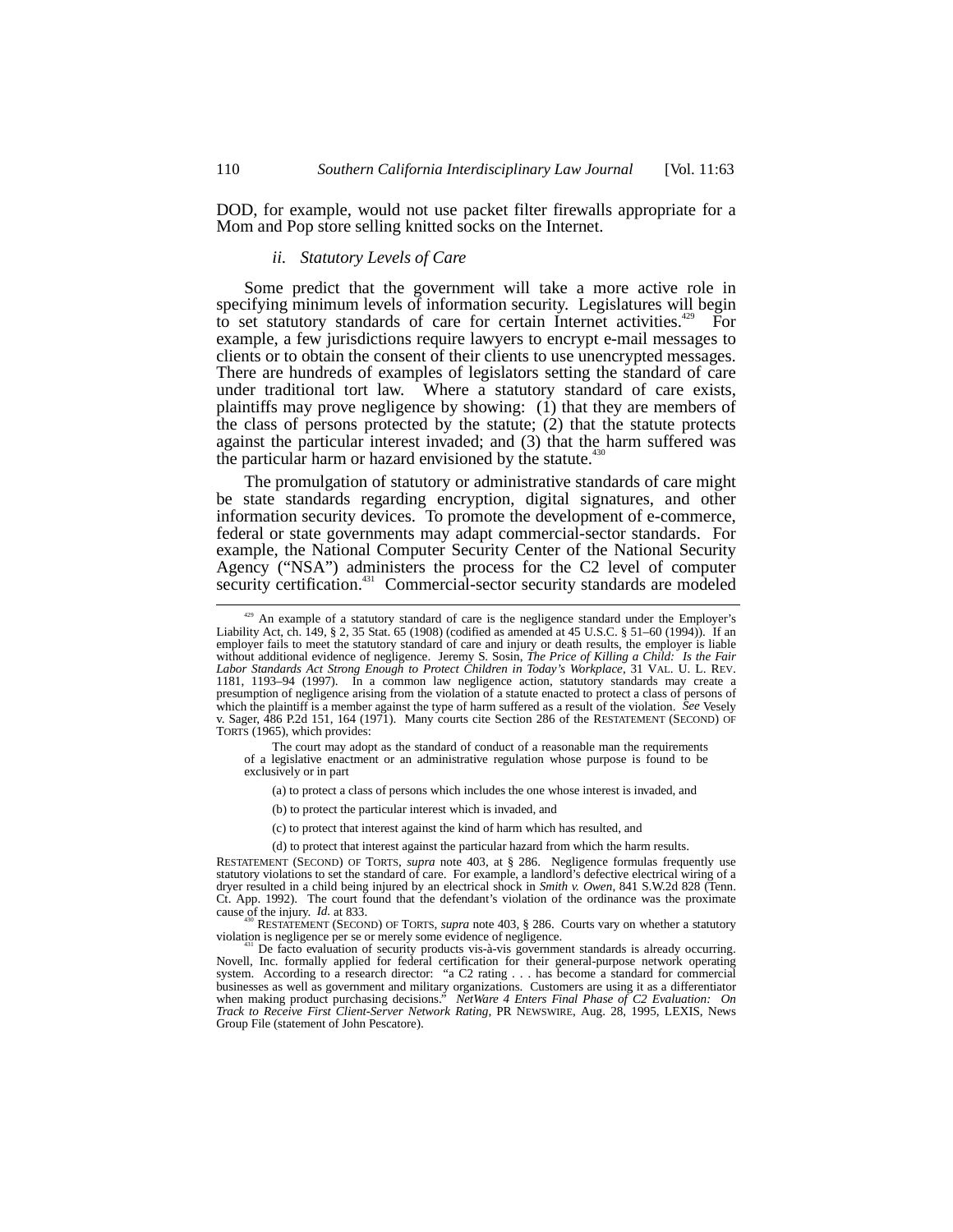DOD, for example, would not use packet filter firewalls appropriate for a Mom and Pop store selling knitted socks on the Internet.

### *ii. Statutory Levels of Care*

Some predict that the government will take a more active role in specifying minimum levels of information security. Legislatures will begin to set statutory standards of care for certain Internet activities.[429] For example, a few jurisdictions require lawyers to encrypt e-mail messages to clients or to obtain the consent of their clients to use unencrypted messages. There are hundreds of examples of legislators setting the standard of care under traditional tort law. Where a statutory standard of care exists, plaintiffs may prove negligence by showing: (1) that they are members of the class of persons protected by the statute; (2) that the statute protects against the particular interest invaded; and (3) that the harm suffered was the particular harm or hazard envisioned by the statute.[430]

The promulgation of statutory or administrative standards of care might be state standards regarding encryption, digital signatures, and other information security devices. To promote the development of e-commerce, federal or state governments may adapt commercial-sector standards. For example, the National Computer Security Center of the National Security Agency ("NSA") administers the process for the C2 level of computer security certification.[431] Commercial-sector security standards are modeled

---

[429] An example of a statutory standard of care is the negligence standard under the Employer's Liability Act, ch. 149, § 2, 35 Stat. 65 (1908) (codified as amended at 45 U.S.C. § 51–60 (1994)). If an employer fails to meet the statutory standard of care and injury or death results, the employer is liable without additional evidence of negligence. Jeremy S. Sosin, *The Price of Killing a Child: Is the Fair Labor Standards Act Strong Enough to Protect Children in Today's Workplace*, 31 VAL. U. L. REV. 1181, 1193–94 (1997). In a common law negligence action, statutory standards may create a presumption of negligence arising from the violation of a statute enacted to protect a class of persons of which the plaintiff is a member against the type of harm suffered as a result of the violation. *See* Vesely v. Sager, 486 P.2d 151, 164 (1971). Many courts cite Section 286 of the RESTATEMENT (SECOND) OF TORTS (1965), which provides:

> The court may adopt as the standard of conduct of a reasonable man the requirements of a legislative enactment or an administrative regulation whose purpose is found to be exclusively or in part
>
> (a) to protect a class of persons which includes the one whose interest is invaded, and
>
> (b) to protect the particular interest which is invaded, and
>
> (c) to protect that interest against the kind of harm which has resulted, and
>
> (d) to protect that interest against the particular hazard from which the harm results.

RESTATEMENT (SECOND) OF TORTS, *supra* note 403, at § 286. Negligence formulas frequently use statutory violations to set the standard of care. For example, a landlord's defective electrical wiring of a dryer resulted in a child being injured by an electrical shock in *Smith v. Owen*, 841 S.W.2d 828 (Tenn. Ct. App. 1992). The court found that the defendant's violation of the ordinance was the proximate cause of the injury. *Id.* at 833.

[430] RESTATEMENT (SECOND) OF TORTS, *supra* note 403, § 286. Courts vary on whether a statutory violation is negligence per se or merely some evidence of negligence.

[431] De facto evaluation of security products vis-à-vis government standards is already occurring. Novell, Inc. formally applied for federal certification for their general-purpose network operating system. According to a research director: "a C2 rating . . . has become a standard for commercial businesses as well as government and military organizations. Customers are using it as a differentiator when making product purchasing decisions." *NetWare 4 Enters Final Phase of C2 Evaluation: On Track to Receive First Client-Server Network Rating*, PR NEWSWIRE, Aug. 28, 1995, LEXIS, News Group File (statement of John Pescatore).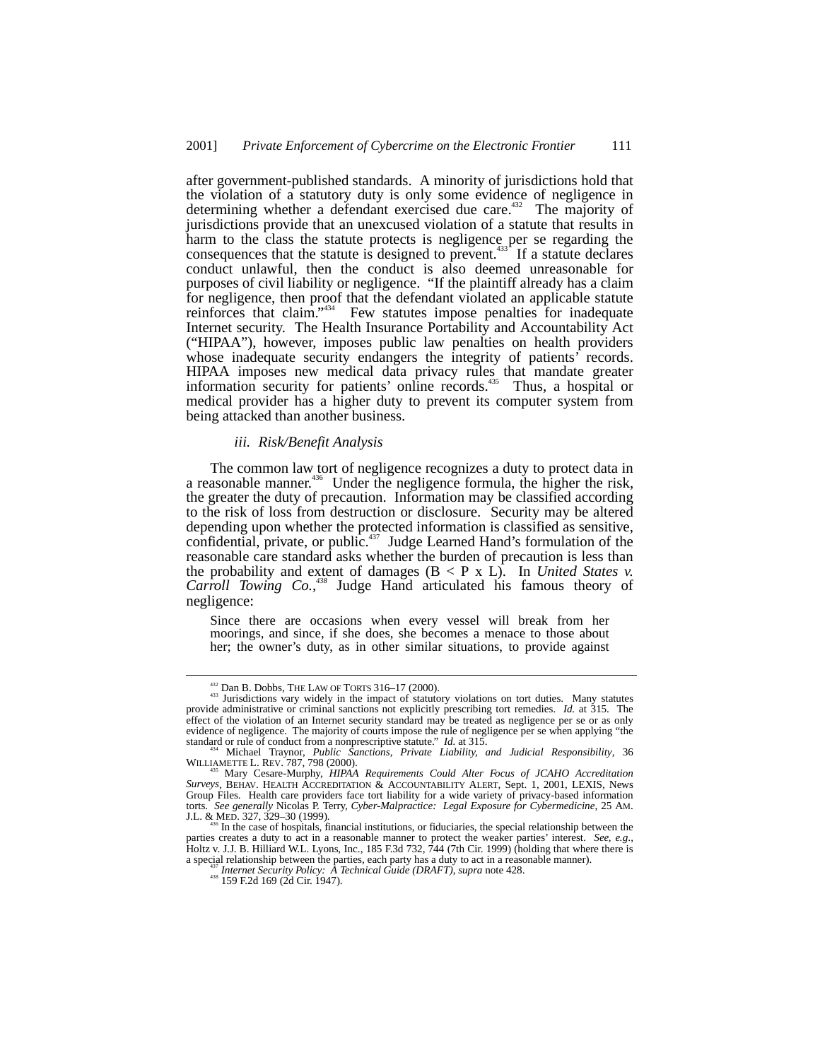after government-published standards. A minority of jurisdictions hold that the violation of a statutory duty is only some evidence of negligence in determining whether a defendant exercised due care.[432] The majority of jurisdictions provide that an unexcused violation of a statute that results in harm to the class the statute protects is negligence per se regarding the consequences that the statute is designed to prevent.[433] If a statute declares conduct unlawful, then the conduct is also deemed unreasonable for purposes of civil liability or negligence. "If the plaintiff already has a claim for negligence, then proof that the defendant violated an applicable statute reinforces that claim."[434] Few statutes impose penalties for inadequate Internet security. The Health Insurance Portability and Accountability Act ("HIPAA"), however, imposes public law penalties on health providers whose inadequate security endangers the integrity of patients' records. HIPAA imposes new medical data privacy rules that mandate greater information security for patients' online records.[435] Thus, a hospital or medical provider has a higher duty to prevent its computer system from being attacked than another business.

*iii. Risk/Benefit Analysis*

The common law tort of negligence recognizes a duty to protect data in a reasonable manner.[436] Under the negligence formula, the higher the risk, the greater the duty of precaution. Information may be classified according to the risk of loss from destruction or disclosure. Security may be altered depending upon whether the protected information is classified as sensitive, confidential, private, or public.[437] Judge Learned Hand's formulation of the reasonable care standard asks whether the burden of precaution is less than the probability and extent of damages ($B < P \times L$). In *United States v. Carroll Towing Co.*,[438] Judge Hand articulated his famous theory of negligence:

> Since there are occasions when every vessel will break from her moorings, and since, if she does, she becomes a menace to those about her; the owner's duty, as in other similar situations, to provide against

---

[432] Dan B. Dobbs, THE LAW OF TORTS 316–17 (2000).

[433] Jurisdictions vary widely in the impact of statutory violations on tort duties. Many statutes provide administrative or criminal sanctions not explicitly prescribing tort remedies. *Id.* at 315. The effect of the violation of an Internet security standard may be treated as negligence per se or as only evidence of negligence. The majority of courts impose the rule of negligence per se when applying "the standard or rule of conduct from a nonprescriptive statute." *Id.* at 315.

[434] Michael Traynor, *Public Sanctions, Private Liability, and Judicial Responsibility*, 36 WILLIAMETTE L. REV. 787, 798 (2000).

[435] Mary Cesare-Murphy, *HIPAA Requirements Could Alter Focus of JCAHO Accreditation Surveys*, BEHAV. HEALTH ACCREDITATION & ACCOUNTABILITY ALERT, Sept. 1, 2001, LEXIS, News Group Files. Health care providers face tort liability for a wide variety of privacy-based information torts. *See generally* Nicolas P. Terry, *Cyber-Malpractice: Legal Exposure for Cybermedicine*, 25 AM. J.L. & MED. 327, 329–30 (1999).

[436] In the case of hospitals, financial institutions, or fiduciaries, the special relationship between the parties creates a duty to act in a reasonable manner to protect the weaker parties' interest. *See, e.g.*, Holtz v. J.J. B. Hilliard W.L. Lyons, Inc., 185 F.3d 732, 744 (7th Cir. 1999) (holding that where there is a special relationship between the parties, each party has a duty to act in a reasonable manner).

[437] *Internet Security Policy: A Technical Guide (DRAFT)*, *supra* note 428.

[438] 159 F.2d 169 (2d Cir. 1947).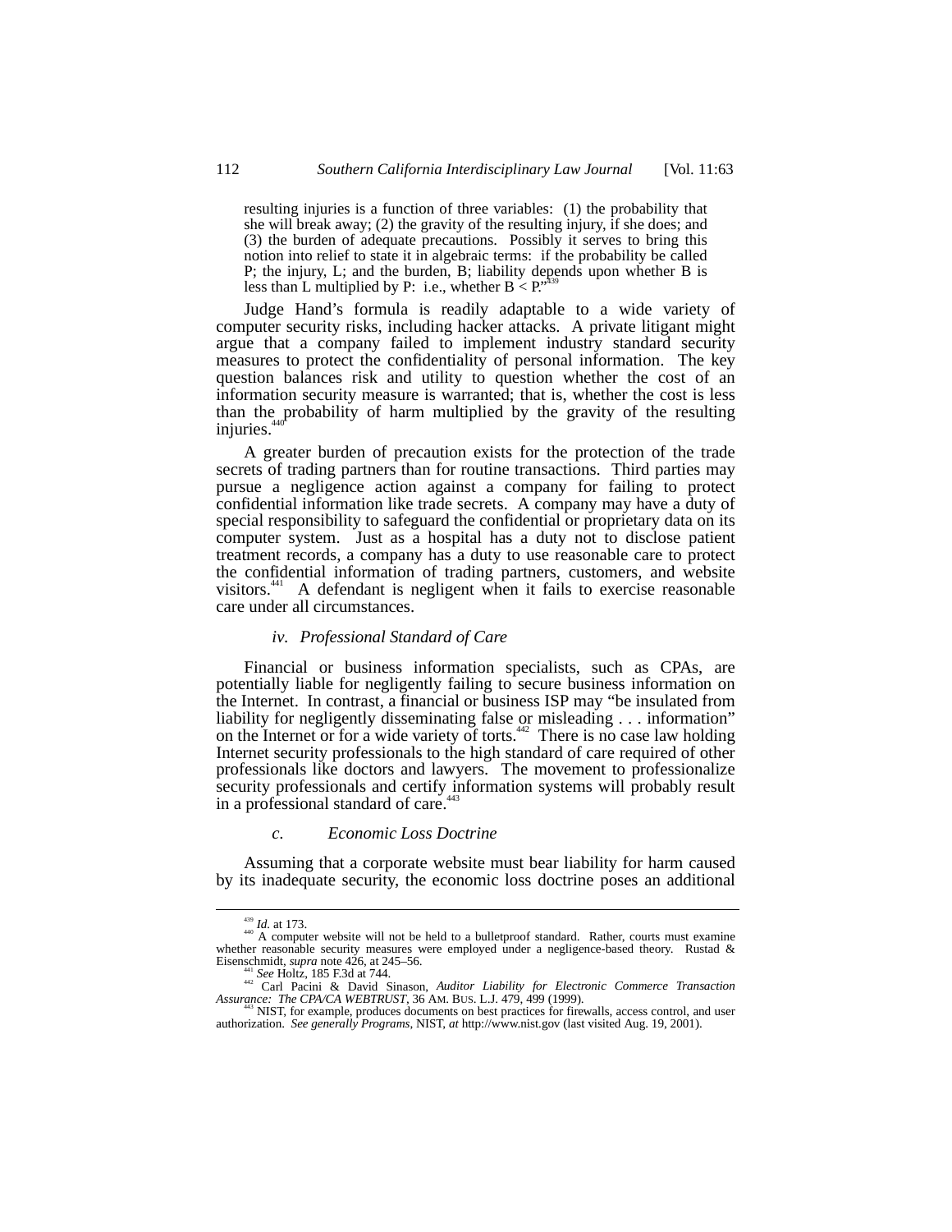resulting injuries is a function of three variables: (1) the probability that she will break away; (2) the gravity of the resulting injury, if she does; and (3) the burden of adequate precautions. Possibly it serves to bring this notion into relief to state it in algebraic terms: if the probability be called P; the injury, L; and the burden, B; liability depends upon whether B is less than L multiplied by P: i.e., whether B < PL."[439]

Judge Hand's formula is readily adaptable to a wide variety of computer security risks, including hacker attacks. A private litigant might argue that a company failed to implement industry standard security measures to protect the confidentiality of personal information. The key question balances risk and utility to question whether the cost of an information security measure is warranted; that is, whether the cost is less than the probability of harm multiplied by the gravity of the resulting injuries.[440]

A greater burden of precaution exists for the protection of the trade secrets of trading partners than for routine transactions. Third parties may pursue a negligence action against a company for failing to protect confidential information like trade secrets. A company may have a duty of special responsibility to safeguard the confidential or proprietary data on its computer system. Just as a hospital has a duty not to disclose patient treatment records, a company has a duty to use reasonable care to protect the confidential information of trading partners, customers, and website visitors.[441] A defendant is negligent when it fails to exercise reasonable care under all circumstances.

#### *iv. Professional Standard of Care*

Financial or business information specialists, such as CPAs, are potentially liable for negligently failing to secure business information on the Internet. In contrast, a financial or business ISP may "be insulated from liability for negligently disseminating false or misleading . . . information" on the Internet or for a wide variety of torts.[442] There is no case law holding Internet security professionals to the high standard of care required of other professionals like doctors and lawyers. The movement to professionalize security professionals and certify information systems will probably result in a professional standard of care.[443]

### *c. Economic Loss Doctrine*

Assuming that a corporate website must bear liability for harm caused by its inadequate security, the economic loss doctrine poses an additional

---

[439] *Id.* at 173.

[440] A computer website will not be held to a bulletproof standard. Rather, courts must examine whether reasonable security measures were employed under a negligence-based theory. Rustad & Eisenschmidt, *supra* note 426, at 245–56.

[441] *See* Holtz, 185 F.3d at 744.

[442] Carl Pacini & David Sinason, *Auditor Liability for Electronic Commerce Transaction Assurance: The CPA/CA WEBTRUST*, 36 AM. BUS. L.J. 479, 499 (1999).

[443] NIST, for example, produces documents on best practices for firewalls, access control, and user authorization. *See generally Programs*, NIST, *at* http://www.nist.gov (last visited Aug. 19, 2001).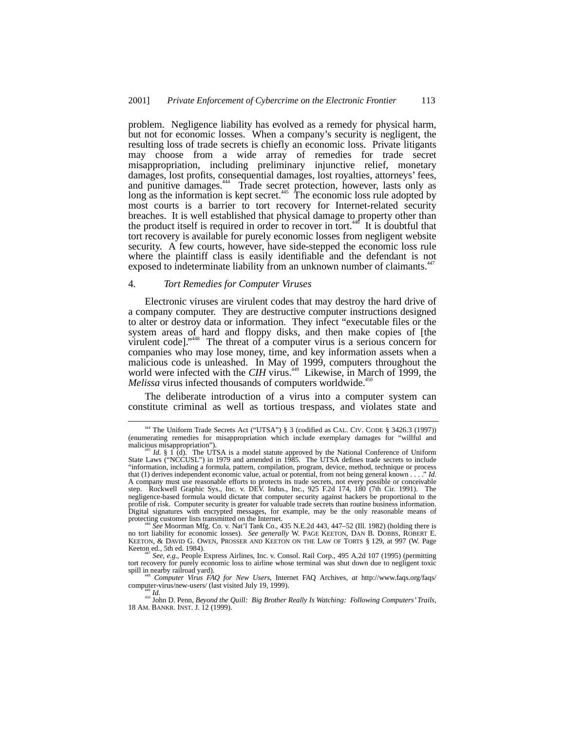problem. Negligence liability has evolved as a remedy for physical harm, but not for economic losses. When a company's security is negligent, the resulting loss of trade secrets is chiefly an economic loss. Private litigants may choose from a wide array of remedies for trade secret misappropriation, including preliminary injunctive relief, monetary damages, lost profits, consequential damages, lost royalties, attorneys' fees, and punitive damages.[444] Trade secret protection, however, lasts only as long as the information is kept secret.[445] The economic loss rule adopted by most courts is a barrier to tort recovery for Internet-related security breaches. It is well established that physical damage to property other than the product itself is required in order to recover in tort.[446] It is doubtful that tort recovery is available for purely economic losses from negligent website security. A few courts, however, have side-stepped the economic loss rule where the plaintiff class is easily identifiable and the defendant is not exposed to indeterminate liability from an unknown number of claimants.[447]

### 4. *Tort Remedies for Computer Viruses*

Electronic viruses are virulent codes that may destroy the hard drive of a company computer. They are destructive computer instructions designed to alter or destroy data or information. They infect "executable files or the system areas of hard and floppy disks, and then make copies of [the virulent code]."[448] The threat of a computer virus is a serious concern for companies who may lose money, time, and key information assets when a malicious code is unleashed. In May of 1999, computers throughout the world were infected with the *CIH* virus.[449] Likewise, in March of 1999, the *Melissa* virus infected thousands of computers worldwide.[450]

The deliberate introduction of a virus into a computer system can constitute criminal as well as tortious trespass, and violates state and

---

[444] The Uniform Trade Secrets Act ("UTSA") § 3 (codified as CAL. CIV. CODE § 3426.3 (1997)) (enumerating remedies for misappropriation which include exemplary damages for "willful and malicious misappropriation").

[445] *Id.* § 1 (d). The UTSA is a model statute approved by the National Conference of Uniform State Laws ("NCCUSL") in 1979 and amended in 1985. The UTSA defines trade secrets to include "information, including a formula, pattern, compilation, program, device, method, technique or process that (1) derives independent economic value, actual or potential, from not being general known . . . ." *Id.* A company must use reasonable efforts to protects its trade secrets, not every possible or conceivable step. Rockwell Graphic Sys., Inc. v. DEV. Indus., Inc., 925 F.2d 174, 180 (7th Cir. 1991). The negligence-based formula would dictate that computer security against hackers be proportional to the profile of risk. Computer security is greater for valuable trade secrets than routine business information. Digital signatures with encrypted messages, for example, may be the only reasonable means of protecting customer lists transmitted on the Internet.

[446] *See* Moorman Mfg. Co. v. Nat'l Tank Co., 435 N.E.2d 443, 447–52 (Ill. 1982) (holding there is no tort liability for economic losses). *See generally* W. PAGE KEETON, DAN B. DOBBS, ROBERT E. KEETON, & DAVID G. OWEN, PROSSER AND KEETON ON THE LAW OF TORTS § 129, at 997 (W. Page Keeton ed., 5th ed. 1984).

[447] *See, e.g.*, People Express Airlines, Inc. v. Consol. Rail Corp., 495 A.2d 107 (1995) (permitting tort recovery for purely economic loss to airline whose terminal was shut down due to negligent toxic spill in nearby railroad yard).

[448] *Computer Virus FAQ for New Users*, Internet FAQ Archives, *at* http://www.faqs.org/faqs/computer-virus/new-users/ (last visited July 19, 1999).

[449] *Id.*

[450] John D. Penn, *Beyond the Quill: Big Brother Really Is Watching: Following Computers' Trails*, 18 AM. BANKR. INST. J. 12 (1999).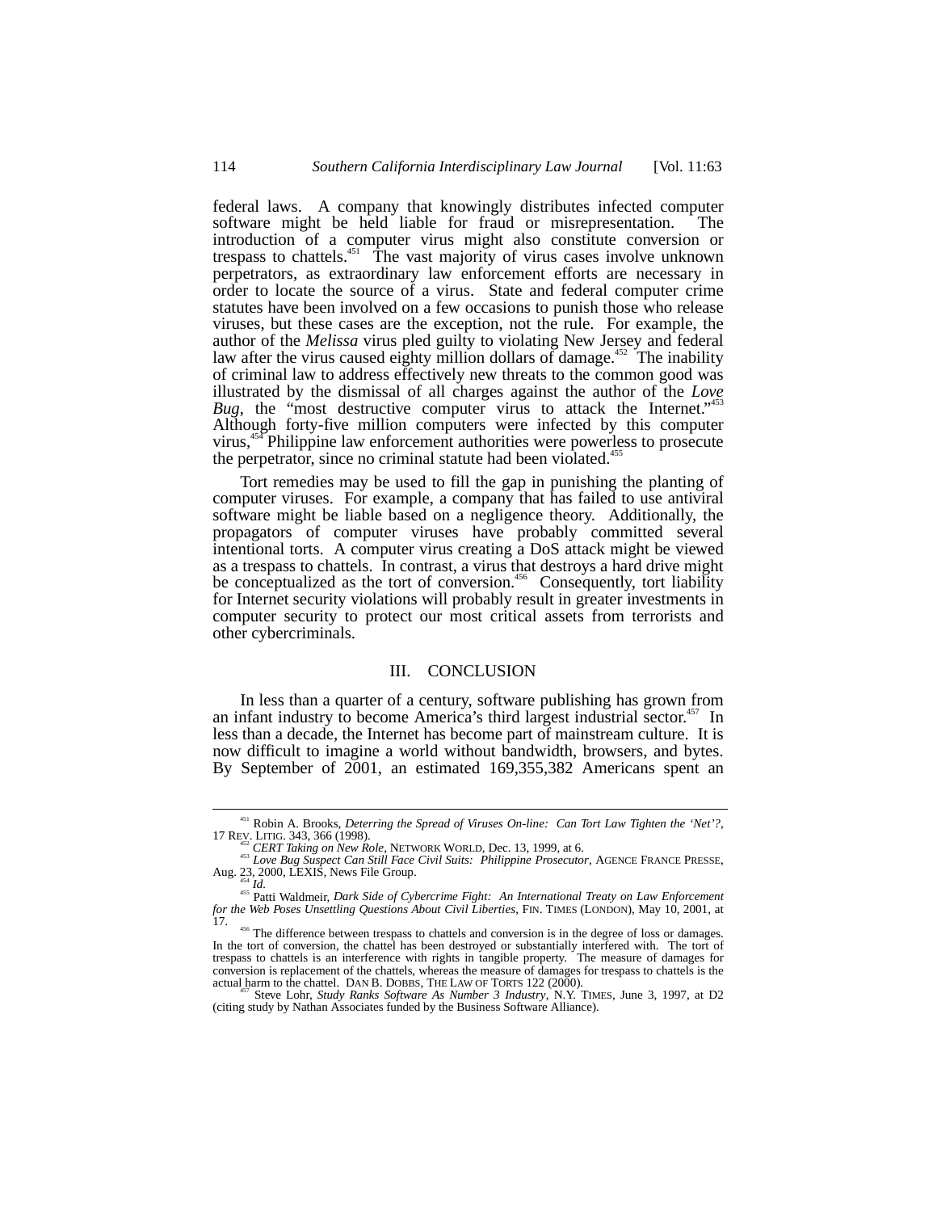federal laws. A company that knowingly distributes infected computer software might be held liable for fraud or misrepresentation. The introduction of a computer virus might also constitute conversion or trespass to chattels.[451] The vast majority of virus cases involve unknown perpetrators, as extraordinary law enforcement efforts are necessary in order to locate the source of a virus. State and federal computer crime statutes have been involved on a few occasions to punish those who release viruses, but these cases are the exception, not the rule. For example, the author of the *Melissa* virus pled guilty to violating New Jersey and federal law after the virus caused eighty million dollars of damage.[452] The inability of criminal law to address effectively new threats to the common good was illustrated by the dismissal of all charges against the author of the *Love Bug*, the "most destructive computer virus to attack the Internet."[453] Although forty-five million computers were infected by this computer virus,[454] Philippine law enforcement authorities were powerless to prosecute the perpetrator, since no criminal statute had been violated.[455]

Tort remedies may be used to fill the gap in punishing the planting of computer viruses. For example, a company that has failed to use antiviral software might be liable based on a negligence theory. Additionally, the propagators of computer viruses have probably committed several intentional torts. A computer virus creating a DoS attack might be viewed as a trespass to chattels. In contrast, a virus that destroys a hard drive might be conceptualized as the tort of conversion.[456] Consequently, tort liability for Internet security violations will probably result in greater investments in computer security to protect our most critical assets from terrorists and other cybercriminals.

## III. CONCLUSION

In less than a quarter of a century, software publishing has grown from an infant industry to become America's third largest industrial sector.[457] In less than a decade, the Internet has become part of mainstream culture. It is now difficult to imagine a world without bandwidth, browsers, and bytes. By September of 2001, an estimated 169,355,382 Americans spent an

---

[451] Robin A. Brooks, *Deterring the Spread of Viruses On-line: Can Tort Law Tighten the 'Net'?*, 17 REV. LITIG. 343, 366 (1998).

[452] *CERT Taking on New Role*, NETWORK WORLD, Dec. 13, 1999, at 6.

[453] *Love Bug Suspect Can Still Face Civil Suits: Philippine Prosecutor*, AGENCE FRANCE PRESSE, Aug. 23, 2000, LEXIS, News File Group.

[454] *Id.*

[455] Patti Waldmeir, *Dark Side of Cybercrime Fight: An International Treaty on Law Enforcement for the Web Poses Unsettling Questions About Civil Liberties*, FIN. TIMES (LONDON), May 10, 2001, at 17.

[456] The difference between trespass to chattels and conversion is in the degree of loss or damages. In the tort of conversion, the chattel has been destroyed or substantially interfered with. The tort of trespass to chattels is an interference with rights in tangible property. The measure of damages for conversion is replacement of the chattels, whereas the measure of damages for trespass to chattels is the actual harm to the chattel. DAN B. DOBBS, THE LAW OF TORTS 122 (2000).

[457] Steve Lohr, *Study Ranks Software As Number 3 Industry*, N.Y. TIMES, June 3, 1997, at D2 (citing study by Nathan Associates funded by the Business Software Alliance).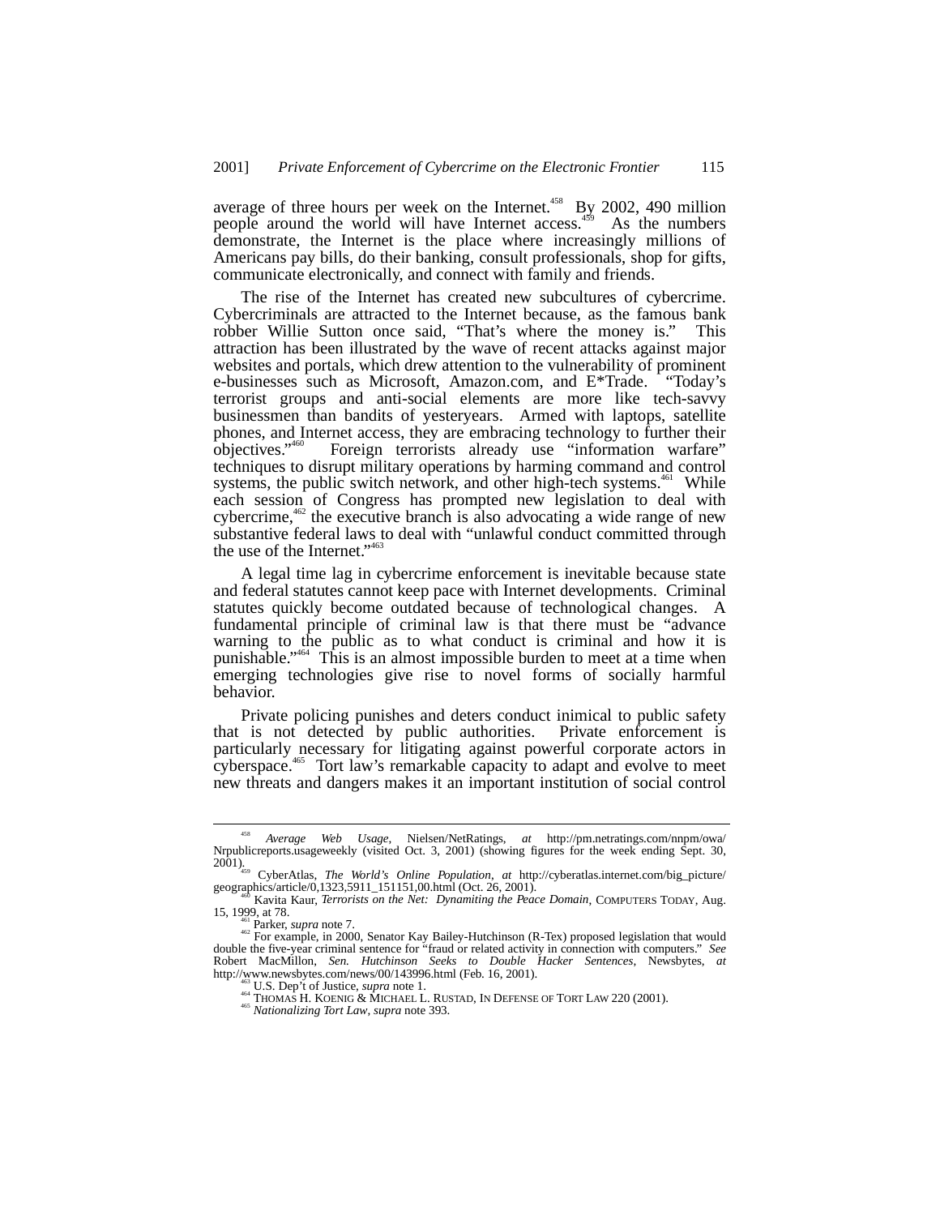average of three hours per week on the Internet.[458] By 2002, 490 million people around the world will have Internet access.[459] As the numbers demonstrate, the Internet is the place where increasingly millions of Americans pay bills, do their banking, consult professionals, shop for gifts, communicate electronically, and connect with family and friends.

The rise of the Internet has created new subcultures of cybercrime. Cybercriminals are attracted to the Internet because, as the famous bank robber Willie Sutton once said, "That's where the money is." This attraction has been illustrated by the wave of recent attacks against major websites and portals, which drew attention to the vulnerability of prominent e-businesses such as Microsoft, Amazon.com, and E*Trade. "Today's terrorist groups and anti-social elements are more like tech-savvy businessmen than bandits of yesteryears. Armed with laptops, satellite phones, and Internet access, they are embracing technology to further their objectives."[460] Foreign terrorists already use "information warfare" techniques to disrupt military operations by harming command and control systems, the public switch network, and other high-tech systems.[461] While each session of Congress has prompted new legislation to deal with cybercrime,[462] the executive branch is also advocating a wide range of new substantive federal laws to deal with "unlawful conduct committed through the use of the Internet."[463]

A legal time lag in cybercrime enforcement is inevitable because state and federal statutes cannot keep pace with Internet developments. Criminal statutes quickly become outdated because of technological changes. A fundamental principle of criminal law is that there must be "advance warning to the public as to what conduct is criminal and how it is punishable."[464] This is an almost impossible burden to meet at a time when emerging technologies give rise to novel forms of socially harmful behavior.

Private policing punishes and deters conduct inimical to public safety that is not detected by public authorities. Private enforcement is particularly necessary for litigating against powerful corporate actors in cyberspace.[465] Tort law's remarkable capacity to adapt and evolve to meet new threats and dangers makes it an important institution of social control

---

[458] *Average Web Usage*, Nielsen/NetRatings, *at* http://pm.netratings.com/nnpm/owa/Nrpublicreports.usageweekly (visited Oct. 3, 2001) (showing figures for the week ending Sept. 30, 2001).

[459] CyberAtlas, *The World's Online Population*, *at* http://cyberatlas.internet.com/big_picture/geographics/article/0,1323,5911_151151,00.html (Oct. 26, 2001).

[460] Kavita Kaur, *Terrorists on the Net: Dynamiting the Peace Domain*, COMPUTERS TODAY, Aug. 15, 1999, at 78.

[461] Parker, *supra* note 7.

[462] For example, in 2000, Senator Kay Bailey-Hutchinson (R-Tex) proposed legislation that would double the five-year criminal sentence for "fraud or related activity in connection with computers." *See* Robert MacMillon, *Sen. Hutchinson Seeks to Double Hacker Sentences*, Newsbytes, *at* http://www.newsbytes.com/news/00/143996.html (Feb. 16, 2001).

[463] U.S. Dep't of Justice, *supra* note 1.

[464] THOMAS H. KOENIG & MICHAEL L. RUSTAD, IN DEFENSE OF TORT LAW 220 (2001).

[465] *Nationalizing Tort Law*, *supra* note 393.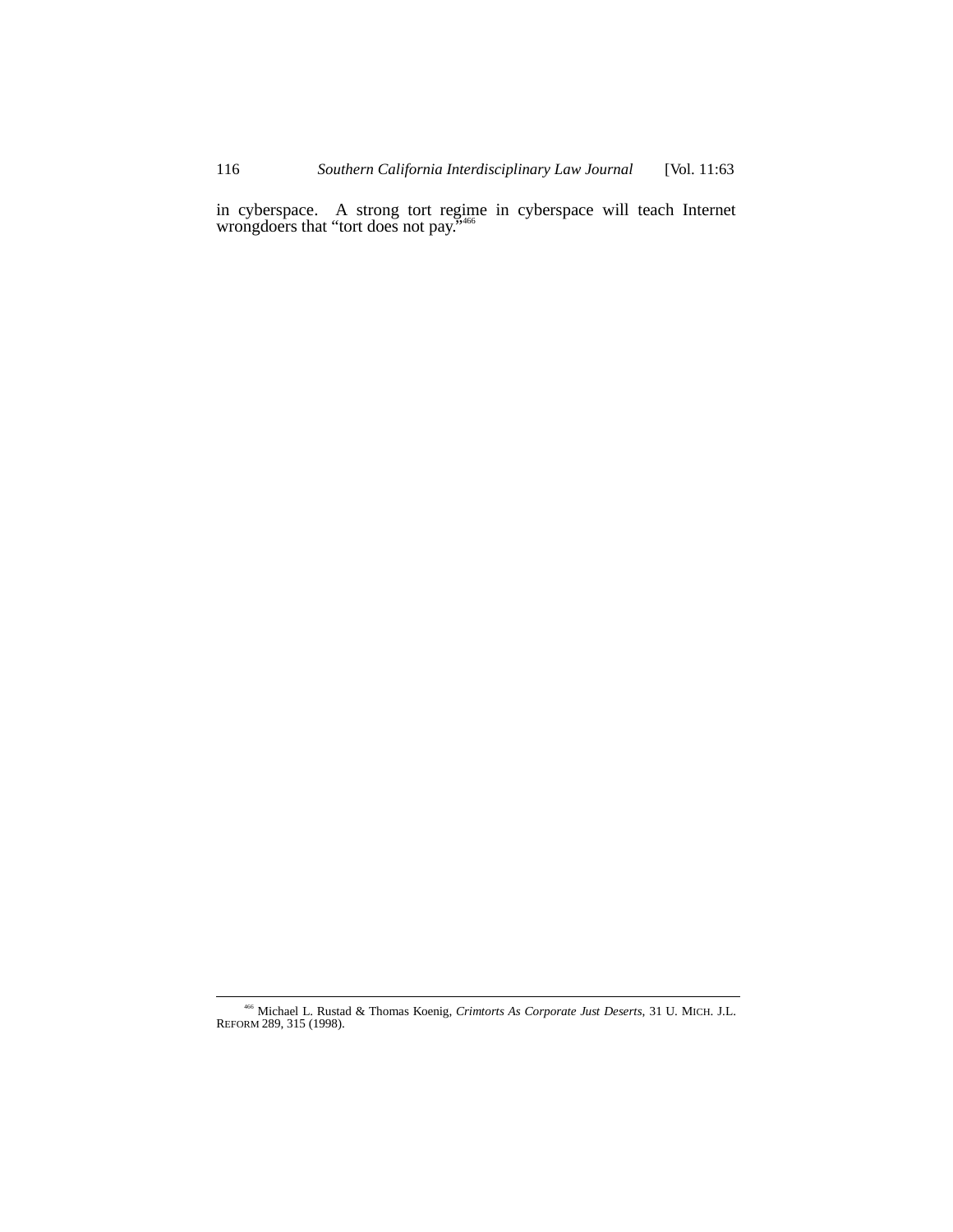in cyberspace. A strong tort regime in cyberspace will teach Internet wrongdoers that "tort does not pay."[466]

[466] Michael L. Rustad & Thomas Koenig, *Crimtorts As Corporate Just Deserts*, 31 U. MICH. J.L. REFORM 289, 315 (1998).